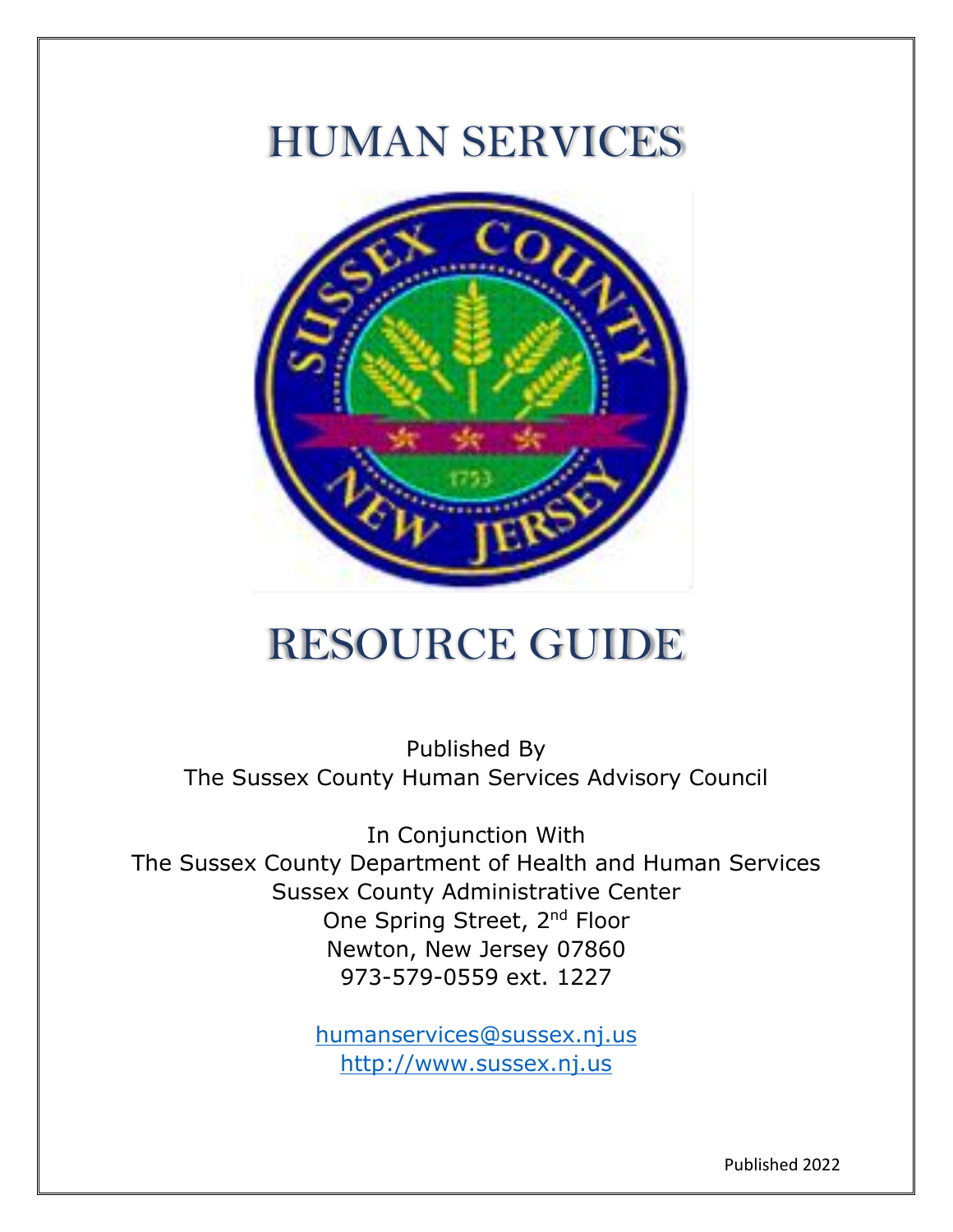# HUMAN SERVICES

# RESOURCE GUIDE

Published By
The Sussex County Human Services Advisory Council

In Conjunction With
The Sussex County Department of Health and Human Services
Sussex County Administrative Center
One Spring Street, 2nd Floor
Newton, New Jersey 07860
973-579-0559 ext. 1227

humanservices@sussex.nj.us
http://www.sussex.nj.us

Published 2022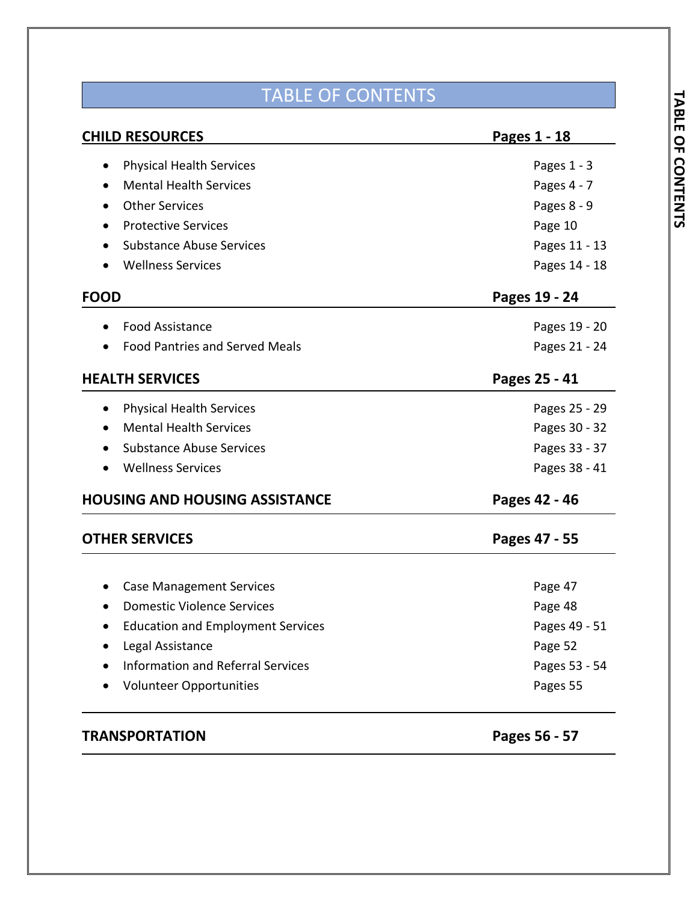# TABLE OF CONTENTS

## CHILD RESOURCES — Pages 1 - 18

- Physical Health Services — Pages 1 - 3
- Mental Health Services — Pages 4 - 7
- Other Services — Pages 8 - 9
- Protective Services — Page 10
- Substance Abuse Services — Pages 11 - 13
- Wellness Services — Pages 14 - 18

## FOOD — Pages 19 - 24

- Food Assistance — Pages 19 - 20
- Food Pantries and Served Meals — Pages 21 - 24

## HEALTH SERVICES — Pages 25 - 41

- Physical Health Services — Pages 25 - 29
- Mental Health Services — Pages 30 - 32
- Substance Abuse Services — Pages 33 - 37
- Wellness Services — Pages 38 - 41

## HOUSING AND HOUSING ASSISTANCE — Pages 42 - 46

## OTHER SERVICES — Pages 47 - 55

- Case Management Services — Page 47
- Domestic Violence Services — Page 48
- Education and Employment Services — Pages 49 - 51
- Legal Assistance — Page 52
- Information and Referral Services — Pages 53 - 54
- Volunteer Opportunities — Pages 55

## TRANSPORTATION — Pages 56 - 57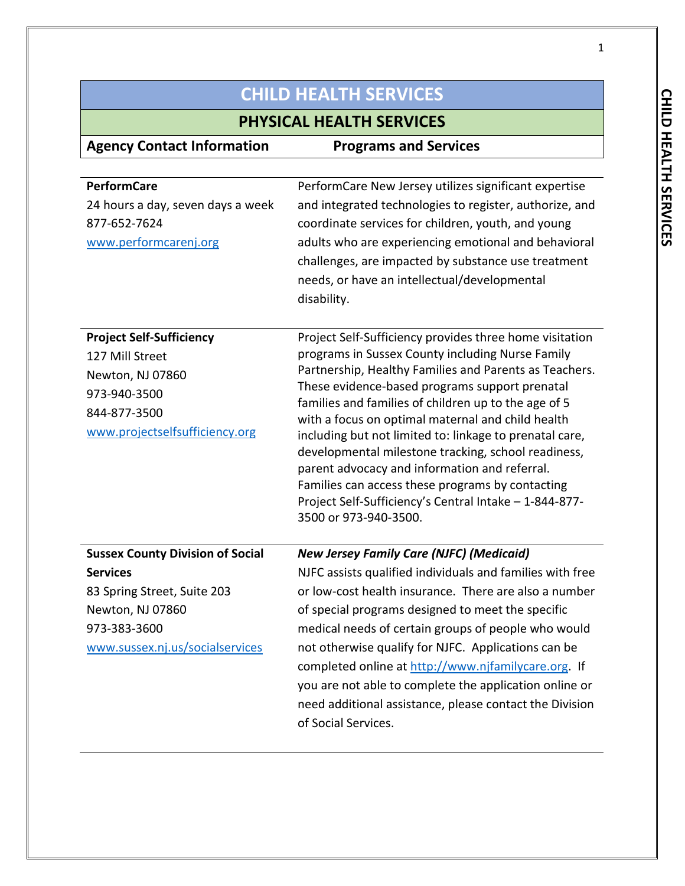# CHILD HEALTH SERVICES

## PHYSICAL HEALTH SERVICES

| Agency Contact Information | Programs and Services |
|---|---|
| **PerformCare**<br>24 hours a day, seven days a week<br>877-652-7624<br>www.performcarenj.org | PerformCare New Jersey utilizes significant expertise and integrated technologies to register, authorize, and coordinate services for children, youth, and young adults who are experiencing emotional and behavioral challenges, are impacted by substance use treatment needs, or have an intellectual/developmental disability. |
| **Project Self-Sufficiency**<br>127 Mill Street<br>Newton, NJ 07860<br>973-940-3500<br>844-877-3500<br>www.projectselfsufficiency.org | Project Self-Sufficiency provides three home visitation programs in Sussex County including Nurse Family Partnership, Healthy Families and Parents as Teachers. These evidence-based programs support prenatal families and families of children up to the age of 5 with a focus on optimal maternal and child health including but not limited to: linkage to prenatal care, developmental milestone tracking, school readiness, parent advocacy and information and referral. Families can access these programs by contacting Project Self-Sufficiency's Central Intake – 1-844-877-3500 or 973-940-3500. |
| **Sussex County Division of Social Services**<br>83 Spring Street, Suite 203<br>Newton, NJ 07860<br>973-383-3600<br>www.sussex.nj.us/socialservices | ***New Jersey Family Care (NJFC) (Medicaid)***<br>NJFC assists qualified individuals and families with free or low-cost health insurance. There are also a number of special programs designed to meet the specific medical needs of certain groups of people who would not otherwise qualify for NJFC. Applications can be completed online at http://www.njfamilycare.org. If you are not able to complete the application online or need additional assistance, please contact the Division of Social Services. |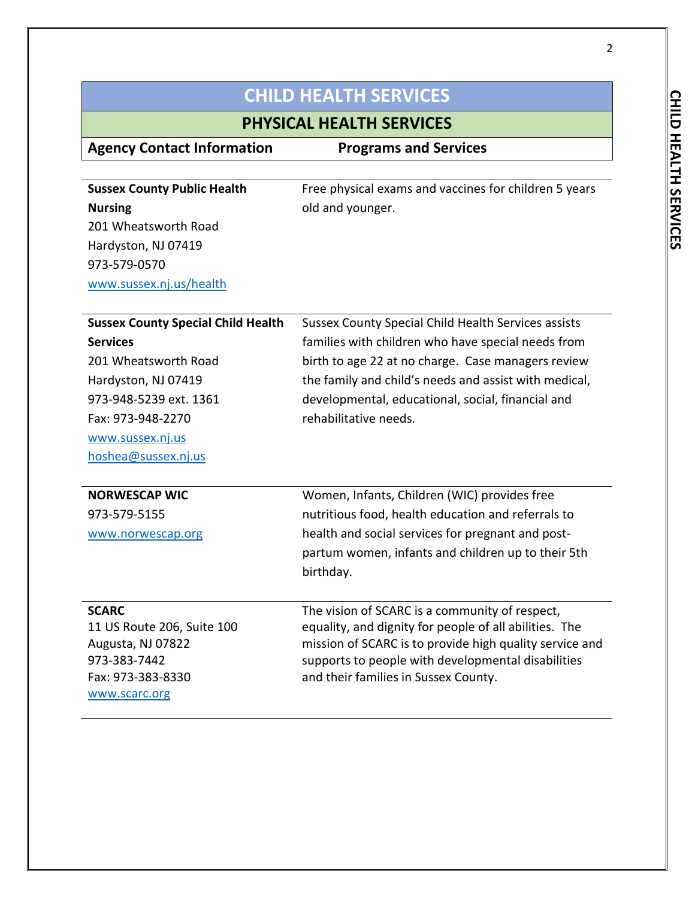# CHILD HEALTH SERVICES

## PHYSICAL HEALTH SERVICES

| Agency Contact Information | Programs and Services |
|---|---|
| **Sussex County Public Health Nursing**<br>201 Wheatsworth Road<br>Hardyston, NJ 07419<br>973-579-0570<br>www.sussex.nj.us/health | Free physical exams and vaccines for children 5 years old and younger. |
| **Sussex County Special Child Health Services**<br>201 Wheatsworth Road<br>Hardyston, NJ 07419<br>973-948-5239 ext. 1361<br>Fax: 973-948-2270<br>www.sussex.nj.us<br>hoshea@sussex.nj.us | Sussex County Special Child Health Services assists families with children who have special needs from birth to age 22 at no charge. Case managers review the family and child's needs and assist with medical, developmental, educational, social, financial and rehabilitative needs. |
| **NORWESCAP WIC**<br>973-579-5155<br>www.norwescap.org | Women, Infants, Children (WIC) provides free nutritious food, health education and referrals to health and social services for pregnant and post-partum women, infants and children up to their 5th birthday. |
| **SCARC**<br>11 US Route 206, Suite 100<br>Augusta, NJ 07822<br>973-383-7442<br>Fax: 973-383-8330<br>www.scarc.org | The vision of SCARC is a community of respect, equality, and dignity for people of all abilities. The mission of SCARC is to provide high quality service and supports to people with developmental disabilities and their families in Sussex County. |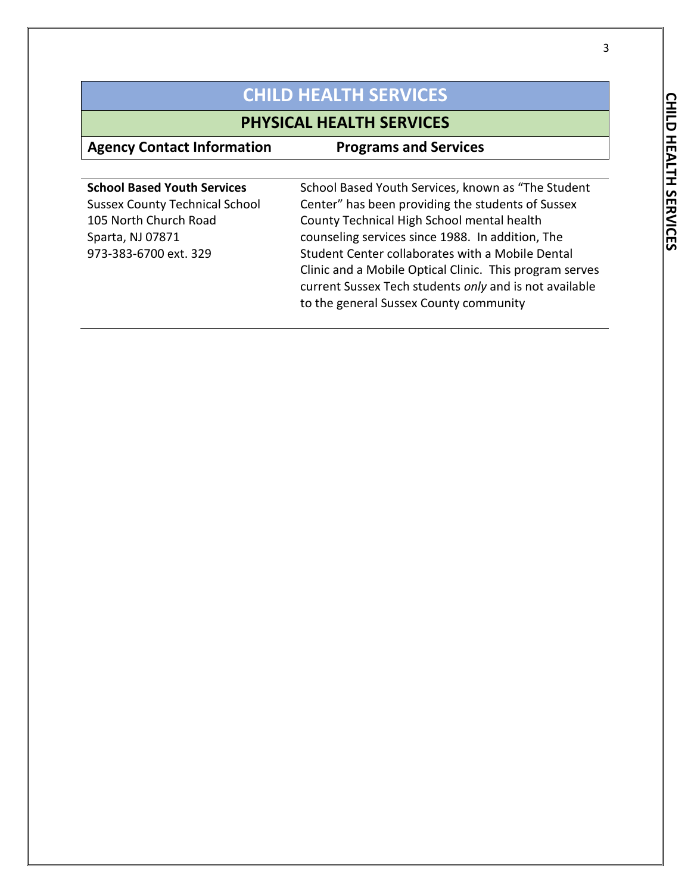# CHILD HEALTH SERVICES

## PHYSICAL HEALTH SERVICES

| Agency Contact Information | Programs and Services |
| --- | --- |
| **School Based Youth Services**<br>Sussex County Technical School<br>105 North Church Road<br>Sparta, NJ 07871<br>973-383-6700 ext. 329 | School Based Youth Services, known as "The Student Center" has been providing the students of Sussex County Technical High School mental health counseling services since 1988. In addition, The Student Center collaborates with a Mobile Dental Clinic and a Mobile Optical Clinic. This program serves current Sussex Tech students *only* and is not available to the general Sussex County community |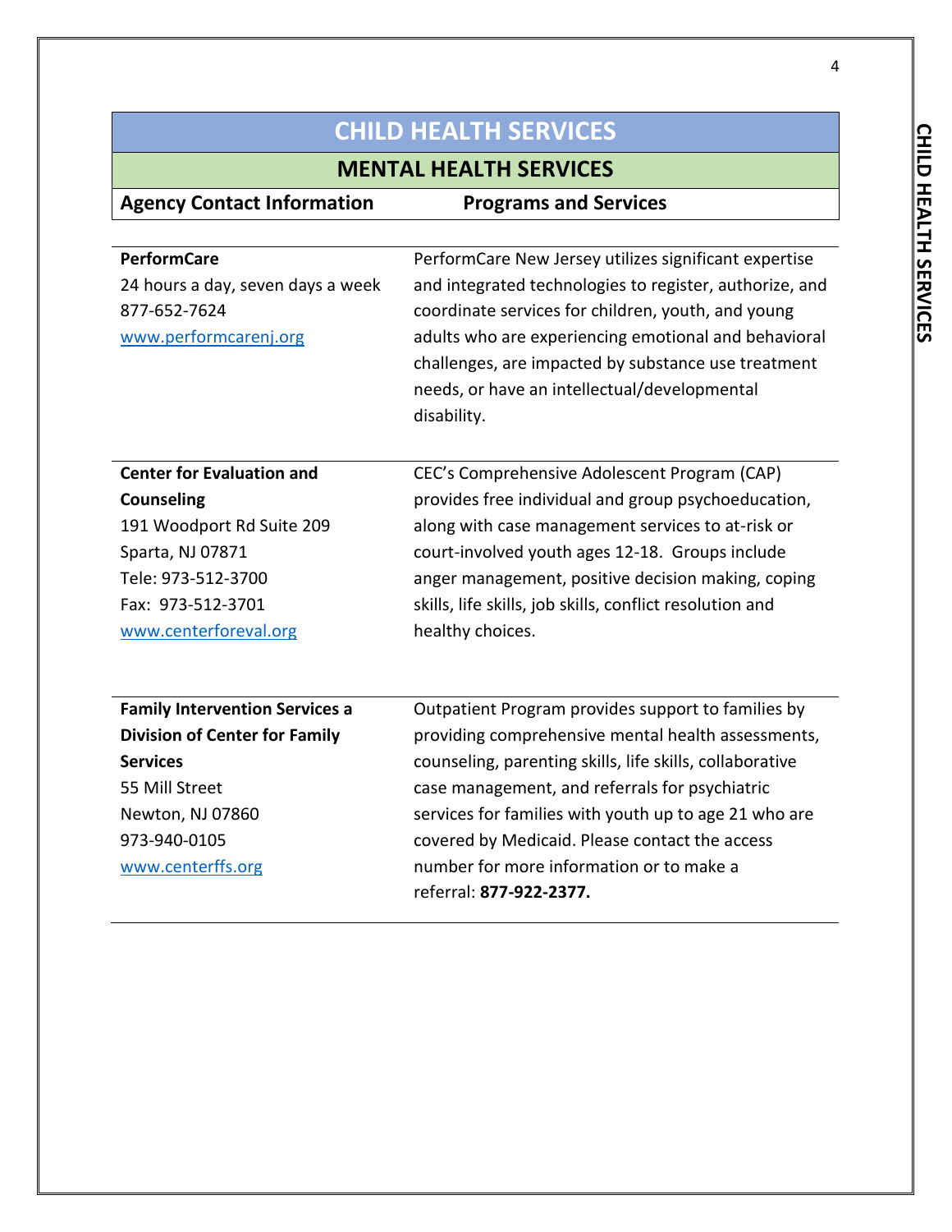# CHILD HEALTH SERVICES

## MENTAL HEALTH SERVICES

| Agency Contact Information | Programs and Services |
|---|---|
| **PerformCare**<br>24 hours a day, seven days a week<br>877-652-7624<br>www.performcarenj.org | PerformCare New Jersey utilizes significant expertise and integrated technologies to register, authorize, and coordinate services for children, youth, and young adults who are experiencing emotional and behavioral challenges, are impacted by substance use treatment needs, or have an intellectual/developmental disability. |
| **Center for Evaluation and Counseling**<br>191 Woodport Rd Suite 209<br>Sparta, NJ 07871<br>Tele: 973-512-3700<br>Fax: 973-512-3701<br>www.centerforeval.org | CEC's Comprehensive Adolescent Program (CAP) provides free individual and group psychoeducation, along with case management services to at-risk or court-involved youth ages 12-18. Groups include anger management, positive decision making, coping skills, life skills, job skills, conflict resolution and healthy choices. |
| **Family Intervention Services a Division of Center for Family Services**<br>55 Mill Street<br>Newton, NJ 07860<br>973-940-0105<br>www.centerffs.org | Outpatient Program provides support to families by providing comprehensive mental health assessments, counseling, parenting skills, life skills, collaborative case management, and referrals for psychiatric services for families with youth up to age 21 who are covered by Medicaid. Please contact the access number for more information or to make a referral: **877-922-2377.** |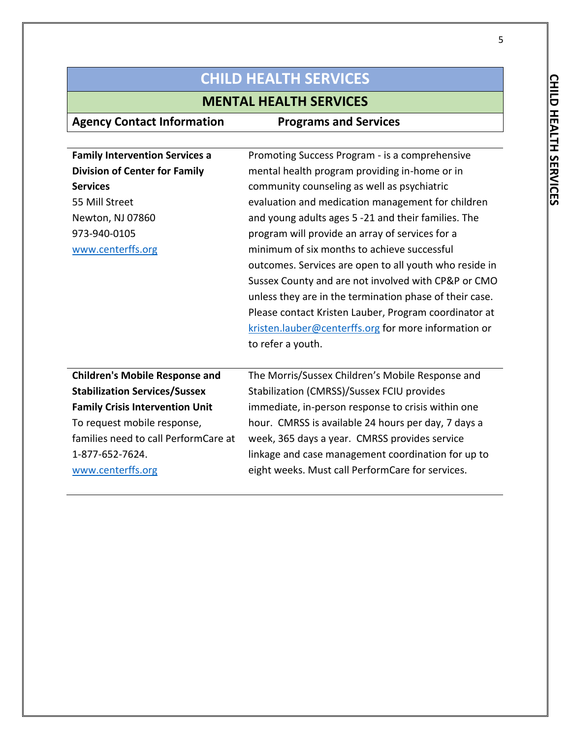# CHILD HEALTH SERVICES

## MENTAL HEALTH SERVICES

| Agency Contact Information | Programs and Services |
| --- | --- |
| **Family Intervention Services a Division of Center for Family Services**<br>55 Mill Street<br>Newton, NJ 07860<br>973-940-0105<br>www.centerffs.org | Promoting Success Program - is a comprehensive mental health program providing in-home or in community counseling as well as psychiatric evaluation and medication management for children and young adults ages 5 -21 and their families. The program will provide an array of services for a minimum of six months to achieve successful outcomes. Services are open to all youth who reside in Sussex County and are not involved with CP&P or CMO unless they are in the termination phase of their case. Please contact Kristen Lauber, Program coordinator at kristen.lauber@centerffs.org for more information or to refer a youth. |
| **Children's Mobile Response and Stabilization Services/Sussex Family Crisis Intervention Unit**<br>To request mobile response, families need to call PerformCare at 1-877-652-7624.<br>www.centerffs.org | The Morris/Sussex Children's Mobile Response and Stabilization (CMRSS)/Sussex FCIU provides immediate, in-person response to crisis within one hour. CMRSS is available 24 hours per day, 7 days a week, 365 days a year. CMRSS provides service linkage and case management coordination for up to eight weeks. Must call PerformCare for services. |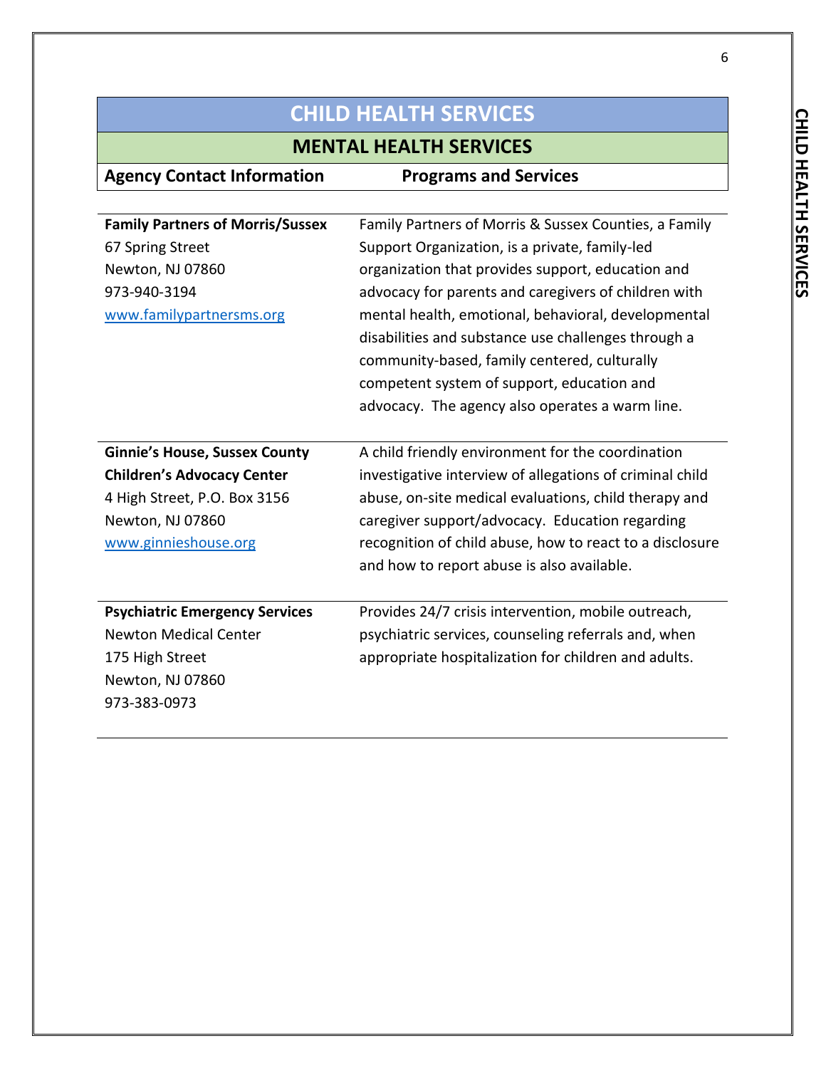# CHILD HEALTH SERVICES

## MENTAL HEALTH SERVICES

| Agency Contact Information | Programs and Services |
|---|---|
| **Family Partners of Morris/Sussex**<br>67 Spring Street<br>Newton, NJ 07860<br>973-940-3194<br>www.familypartnersms.org | Family Partners of Morris & Sussex Counties, a Family Support Organization, is a private, family-led organization that provides support, education and advocacy for parents and caregivers of children with mental health, emotional, behavioral, developmental disabilities and substance use challenges through a community-based, family centered, culturally competent system of support, education and advocacy. The agency also operates a warm line. |
| **Ginnie's House, Sussex County Children's Advocacy Center**<br>4 High Street, P.O. Box 3156<br>Newton, NJ 07860<br>www.ginnieshouse.org | A child friendly environment for the coordination investigative interview of allegations of criminal child abuse, on-site medical evaluations, child therapy and caregiver support/advocacy. Education regarding recognition of child abuse, how to react to a disclosure and how to report abuse is also available. |
| **Psychiatric Emergency Services**<br>Newton Medical Center<br>175 High Street<br>Newton, NJ 07860<br>973-383-0973 | Provides 24/7 crisis intervention, mobile outreach, psychiatric services, counseling referrals and, when appropriate hospitalization for children and adults. |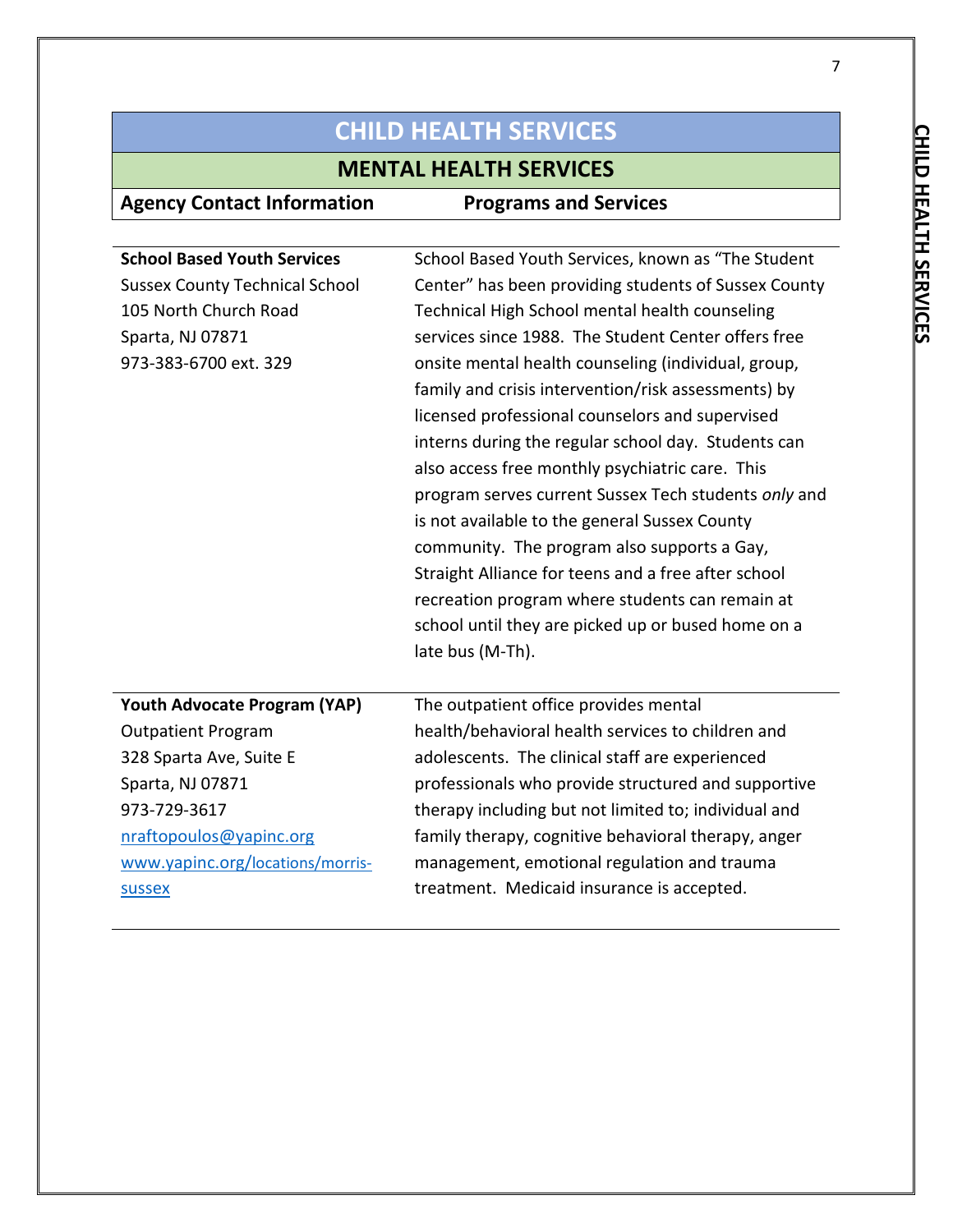# CHILD HEALTH SERVICES

## MENTAL HEALTH SERVICES

| Agency Contact Information | Programs and Services |
|---|---|
| **School Based Youth Services**<br>Sussex County Technical School<br>105 North Church Road<br>Sparta, NJ 07871<br>973-383-6700 ext. 329 | School Based Youth Services, known as "The Student Center" has been providing students of Sussex County Technical High School mental health counseling services since 1988. The Student Center offers free onsite mental health counseling (individual, group, family and crisis intervention/risk assessments) by licensed professional counselors and supervised interns during the regular school day. Students can also access free monthly psychiatric care. This program serves current Sussex Tech students *only* and is not available to the general Sussex County community. The program also supports a Gay, Straight Alliance for teens and a free after school recreation program where students can remain at school until they are picked up or bused home on a late bus (M-Th). |
| **Youth Advocate Program (YAP)**<br>Outpatient Program<br>328 Sparta Ave, Suite E<br>Sparta, NJ 07871<br>973-729-3617<br>nraftopoulos@yapinc.org<br>www.yapinc.org/locations/morris-sussex | The outpatient office provides mental health/behavioral health services to children and adolescents. The clinical staff are experienced professionals who provide structured and supportive therapy including but not limited to; individual and family therapy, cognitive behavioral therapy, anger management, emotional regulation and trauma treatment. Medicaid insurance is accepted. |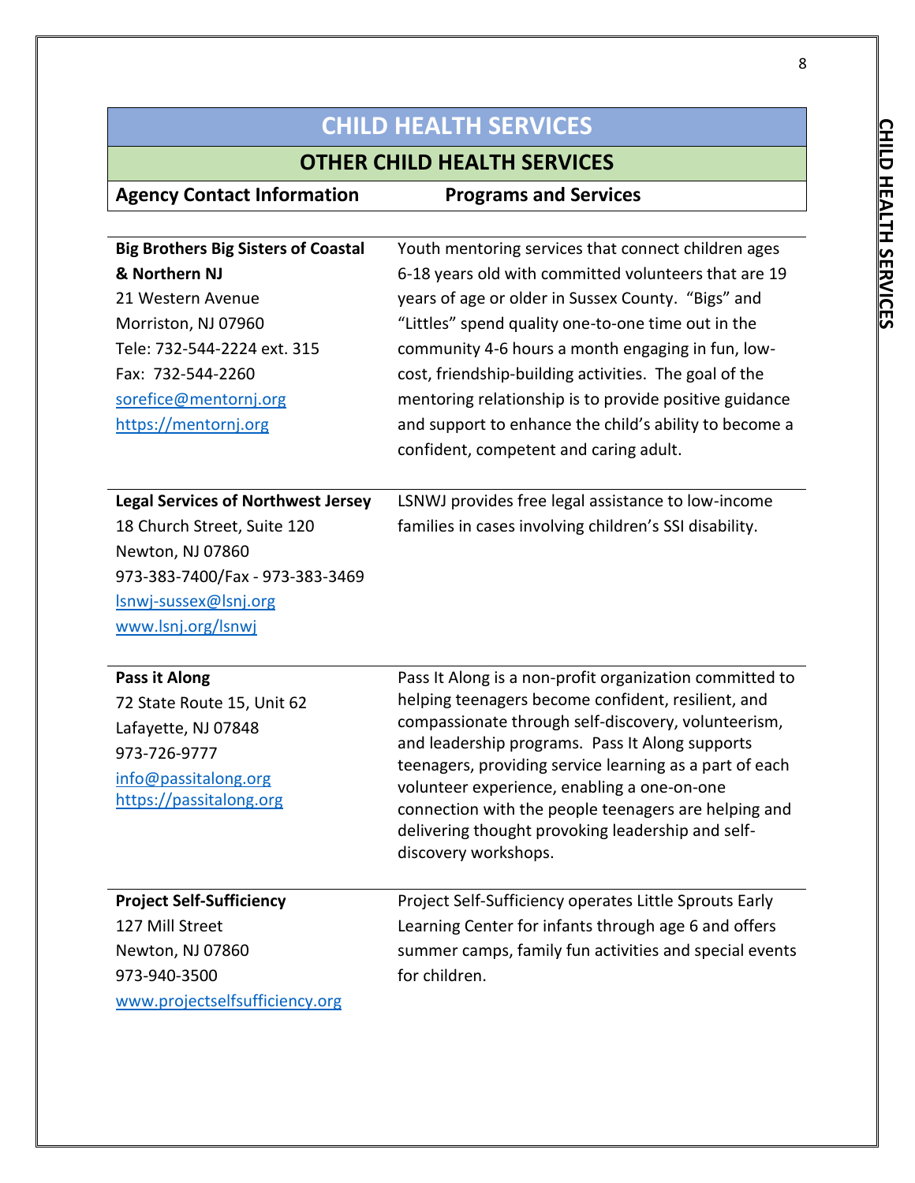# CHILD HEALTH SERVICES

## OTHER CHILD HEALTH SERVICES

| Agency Contact Information | Programs and Services |
| --- | --- |
| **Big Brothers Big Sisters of Coastal & Northern NJ**<br>21 Western Avenue<br>Morriston, NJ 07960<br>Tele: 732-544-2224 ext. 315<br>Fax: 732-544-2260<br>sorefice@mentornj.org<br>https://mentornj.org | Youth mentoring services that connect children ages 6-18 years old with committed volunteers that are 19 years of age or older in Sussex County. "Bigs" and "Littles" spend quality one-to-one time out in the community 4-6 hours a month engaging in fun, low-cost, friendship-building activities. The goal of the mentoring relationship is to provide positive guidance and support to enhance the child's ability to become a confident, competent and caring adult. |
| **Legal Services of Northwest Jersey**<br>18 Church Street, Suite 120<br>Newton, NJ 07860<br>973-383-7400/Fax - 973-383-3469<br>lsnwj-sussex@lsnj.org<br>www.lsnj.org/lsnwj | LSNWJ provides free legal assistance to low-income families in cases involving children's SSI disability. |
| **Pass it Along**<br>72 State Route 15, Unit 62<br>Lafayette, NJ 07848<br>973-726-9777<br>info@passitalong.org<br>https://passitalong.org | Pass It Along is a non-profit organization committed to helping teenagers become confident, resilient, and compassionate through self-discovery, volunteerism, and leadership programs. Pass It Along supports teenagers, providing service learning as a part of each volunteer experience, enabling a one-on-one connection with the people teenagers are helping and delivering thought provoking leadership and self-discovery workshops. |
| **Project Self-Sufficiency**<br>127 Mill Street<br>Newton, NJ 07860<br>973-940-3500<br>www.projectselfsufficiency.org | Project Self-Sufficiency operates Little Sprouts Early Learning Center for infants through age 6 and offers summer camps, family fun activities and special events for children. |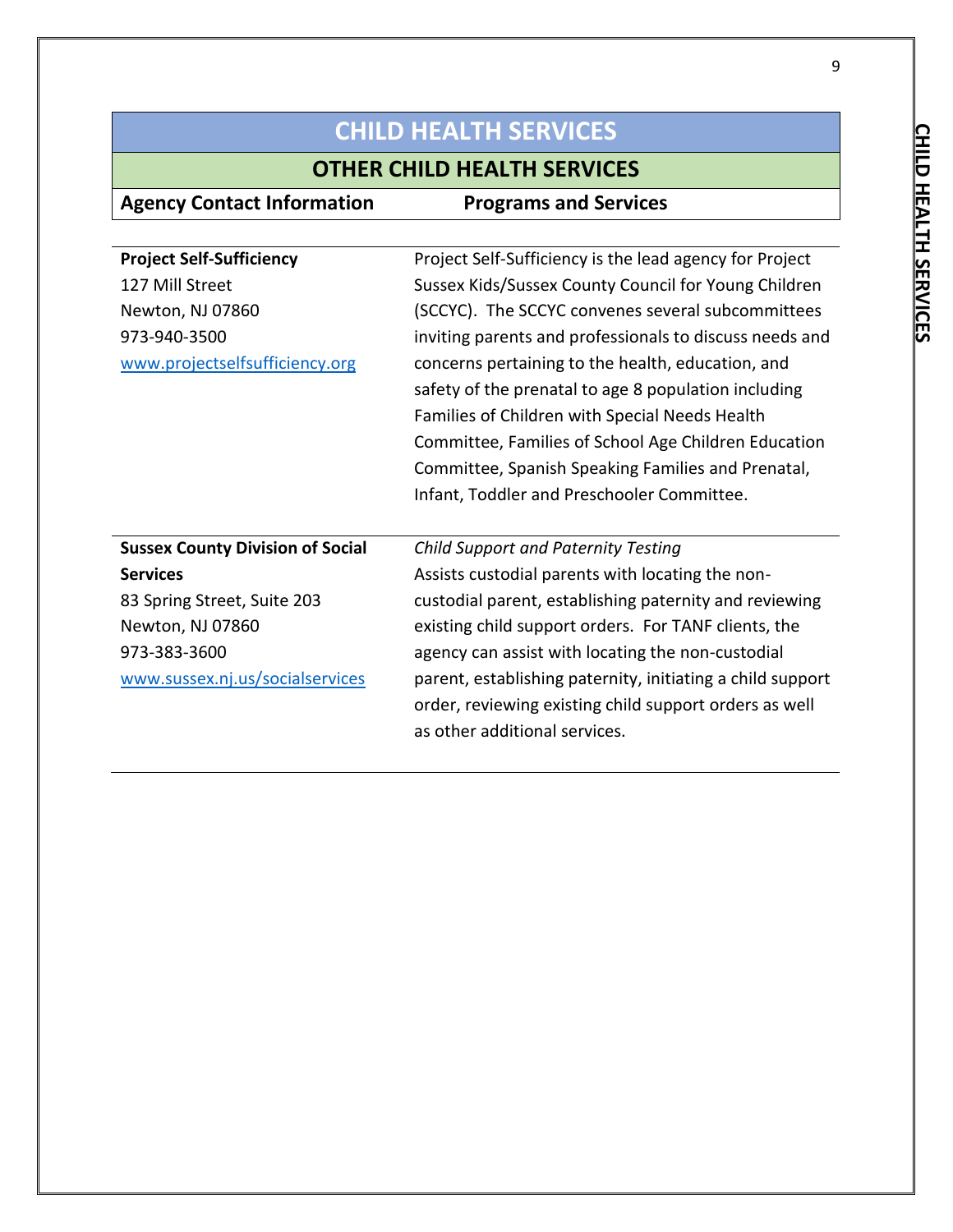# CHILD HEALTH SERVICES

## OTHER CHILD HEALTH SERVICES

| Agency Contact Information | Programs and Services |
|---|---|
| **Project Self-Sufficiency**<br>127 Mill Street<br>Newton, NJ 07860<br>973-940-3500<br>www.projectselfsufficiency.org | Project Self-Sufficiency is the lead agency for Project Sussex Kids/Sussex County Council for Young Children (SCCYC). The SCCYC convenes several subcommittees inviting parents and professionals to discuss needs and concerns pertaining to the health, education, and safety of the prenatal to age 8 population including Families of Children with Special Needs Health Committee, Families of School Age Children Education Committee, Spanish Speaking Families and Prenatal, Infant, Toddler and Preschooler Committee. |
| **Sussex County Division of Social Services**<br>83 Spring Street, Suite 203<br>Newton, NJ 07860<br>973-383-3600<br>www.sussex.nj.us/socialservices | *Child Support and Paternity Testing*<br>Assists custodial parents with locating the non-custodial parent, establishing paternity and reviewing existing child support orders. For TANF clients, the agency can assist with locating the non-custodial parent, establishing paternity, initiating a child support order, reviewing existing child support orders as well as other additional services. |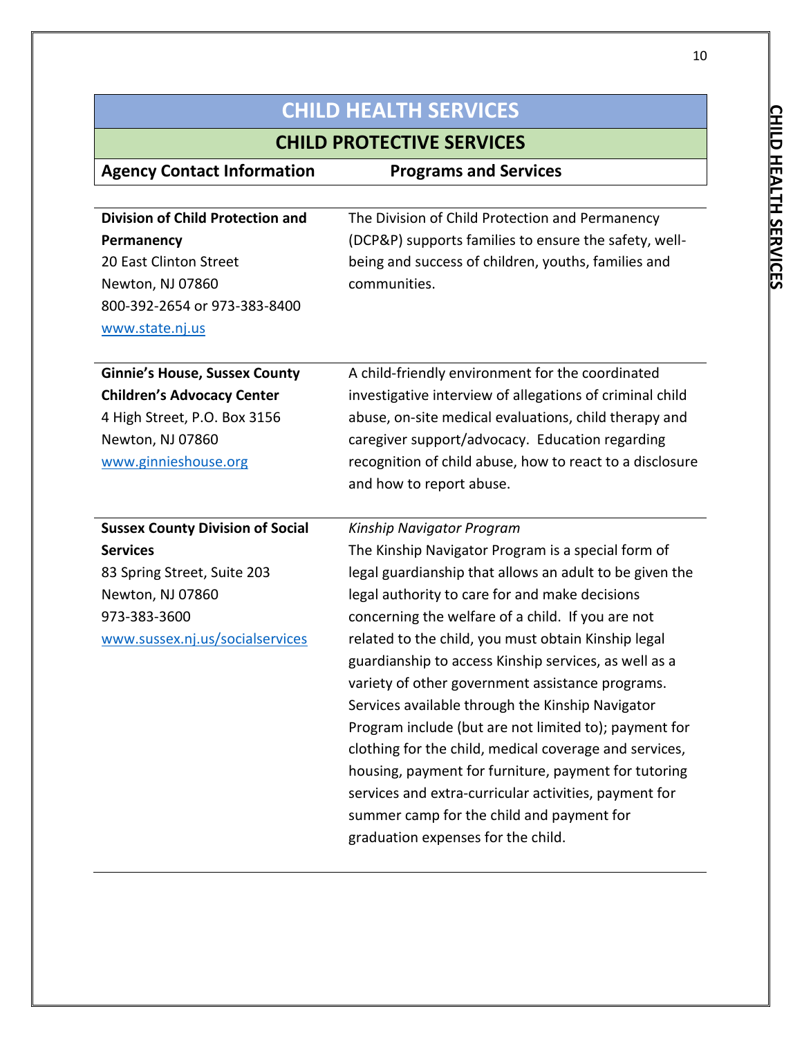# CHILD HEALTH SERVICES

## CHILD PROTECTIVE SERVICES

| Agency Contact Information | Programs and Services |
|---|---|
| **Division of Child Protection and Permanency**<br>20 East Clinton Street<br>Newton, NJ 07860<br>800-392-2654 or 973-383-8400<br>www.state.nj.us | The Division of Child Protection and Permanency (DCP&P) supports families to ensure the safety, well-being and success of children, youths, families and communities. |
| **Ginnie's House, Sussex County Children's Advocacy Center**<br>4 High Street, P.O. Box 3156<br>Newton, NJ 07860<br>www.ginnieshouse.org | A child-friendly environment for the coordinated investigative interview of allegations of criminal child abuse, on-site medical evaluations, child therapy and caregiver support/advocacy. Education regarding recognition of child abuse, how to react to a disclosure and how to report abuse. |
| **Sussex County Division of Social Services**<br>83 Spring Street, Suite 203<br>Newton, NJ 07860<br>973-383-3600<br>www.sussex.nj.us/socialservices | *Kinship Navigator Program*<br>The Kinship Navigator Program is a special form of legal guardianship that allows an adult to be given the legal authority to care for and make decisions concerning the welfare of a child. If you are not related to the child, you must obtain Kinship legal guardianship to access Kinship services, as well as a variety of other government assistance programs. Services available through the Kinship Navigator Program include (but are not limited to); payment for clothing for the child, medical coverage and services, housing, payment for furniture, payment for tutoring services and extra-curricular activities, payment for summer camp for the child and payment for graduation expenses for the child. |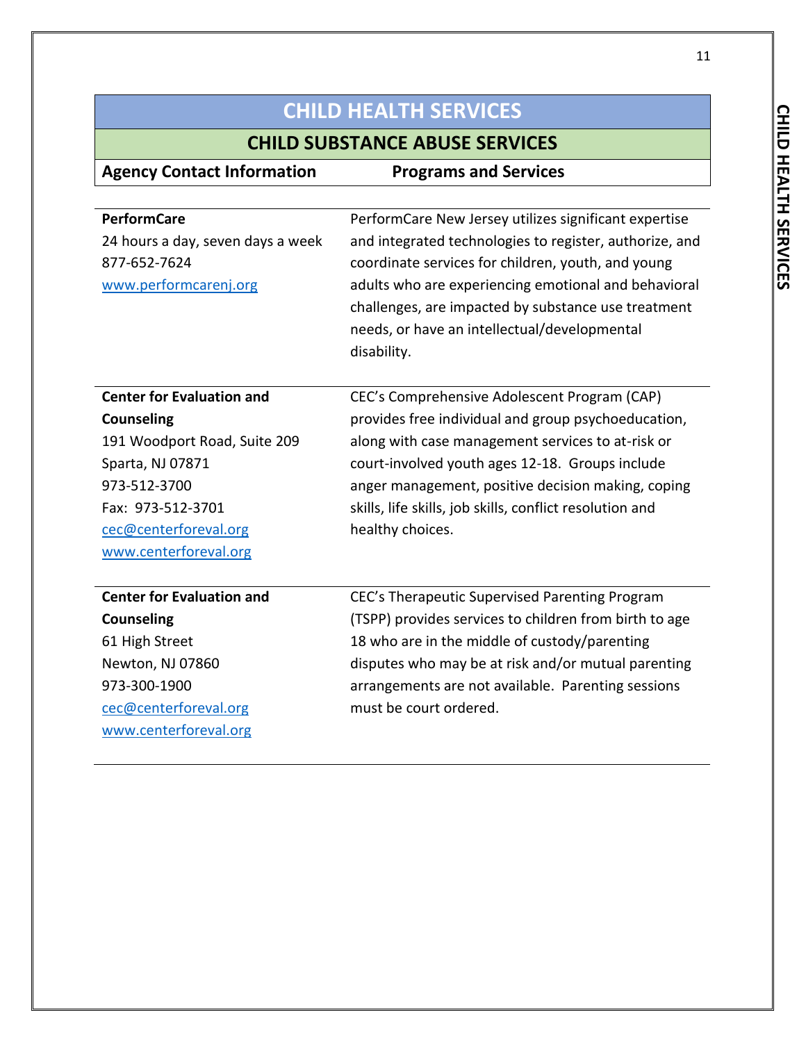# CHILD HEALTH SERVICES

## CHILD SUBSTANCE ABUSE SERVICES

| Agency Contact Information | Programs and Services |
|---|---|
| **PerformCare**<br>24 hours a day, seven days a week<br>877-652-7624<br>www.performcarenj.org | PerformCare New Jersey utilizes significant expertise and integrated technologies to register, authorize, and coordinate services for children, youth, and young adults who are experiencing emotional and behavioral challenges, are impacted by substance use treatment needs, or have an intellectual/developmental disability. |
| **Center for Evaluation and Counseling**<br>191 Woodport Road, Suite 209<br>Sparta, NJ 07871<br>973-512-3700<br>Fax: 973-512-3701<br>cec@centerforeval.org<br>www.centerforeval.org | CEC's Comprehensive Adolescent Program (CAP) provides free individual and group psychoeducation, along with case management services to at-risk or court-involved youth ages 12-18. Groups include anger management, positive decision making, coping skills, life skills, job skills, conflict resolution and healthy choices. |
| **Center for Evaluation and Counseling**<br>61 High Street<br>Newton, NJ 07860<br>973-300-1900<br>cec@centerforeval.org<br>www.centerforeval.org | CEC's Therapeutic Supervised Parenting Program (TSPP) provides services to children from birth to age 18 who are in the middle of custody/parenting disputes who may be at risk and/or mutual parenting arrangements are not available. Parenting sessions must be court ordered. |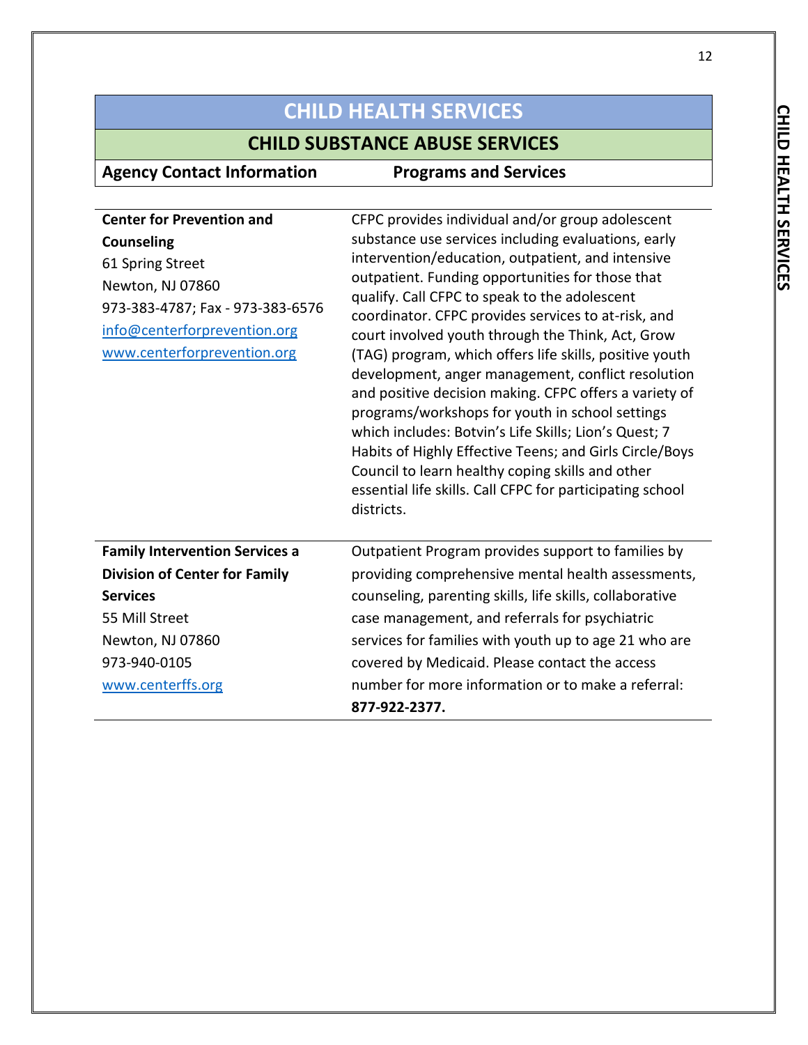# CHILD HEALTH SERVICES

## CHILD SUBSTANCE ABUSE SERVICES

| Agency Contact Information | Programs and Services |
|---|---|
| **Center for Prevention and Counseling**<br>61 Spring Street<br>Newton, NJ 07860<br>973-383-4787; Fax - 973-383-6576<br>info@centerforprevention.org<br>www.centerforprevention.org | CFPC provides individual and/or group adolescent substance use services including evaluations, early intervention/education, outpatient, and intensive outpatient. Funding opportunities for those that qualify. Call CFPC to speak to the adolescent coordinator. CFPC provides services to at-risk, and court involved youth through the Think, Act, Grow (TAG) program, which offers life skills, positive youth development, anger management, conflict resolution and positive decision making. CFPC offers a variety of programs/workshops for youth in school settings which includes: Botvin's Life Skills; Lion's Quest; 7 Habits of Highly Effective Teens; and Girls Circle/Boys Council to learn healthy coping skills and other essential life skills. Call CFPC for participating school districts. |
| **Family Intervention Services a Division of Center for Family Services**<br>55 Mill Street<br>Newton, NJ 07860<br>973-940-0105<br>www.centerffs.org | Outpatient Program provides support to families by providing comprehensive mental health assessments, counseling, parenting skills, life skills, collaborative case management, and referrals for psychiatric services for families with youth up to age 21 who are covered by Medicaid. Please contact the access number for more information or to make a referral: **877-922-2377.** |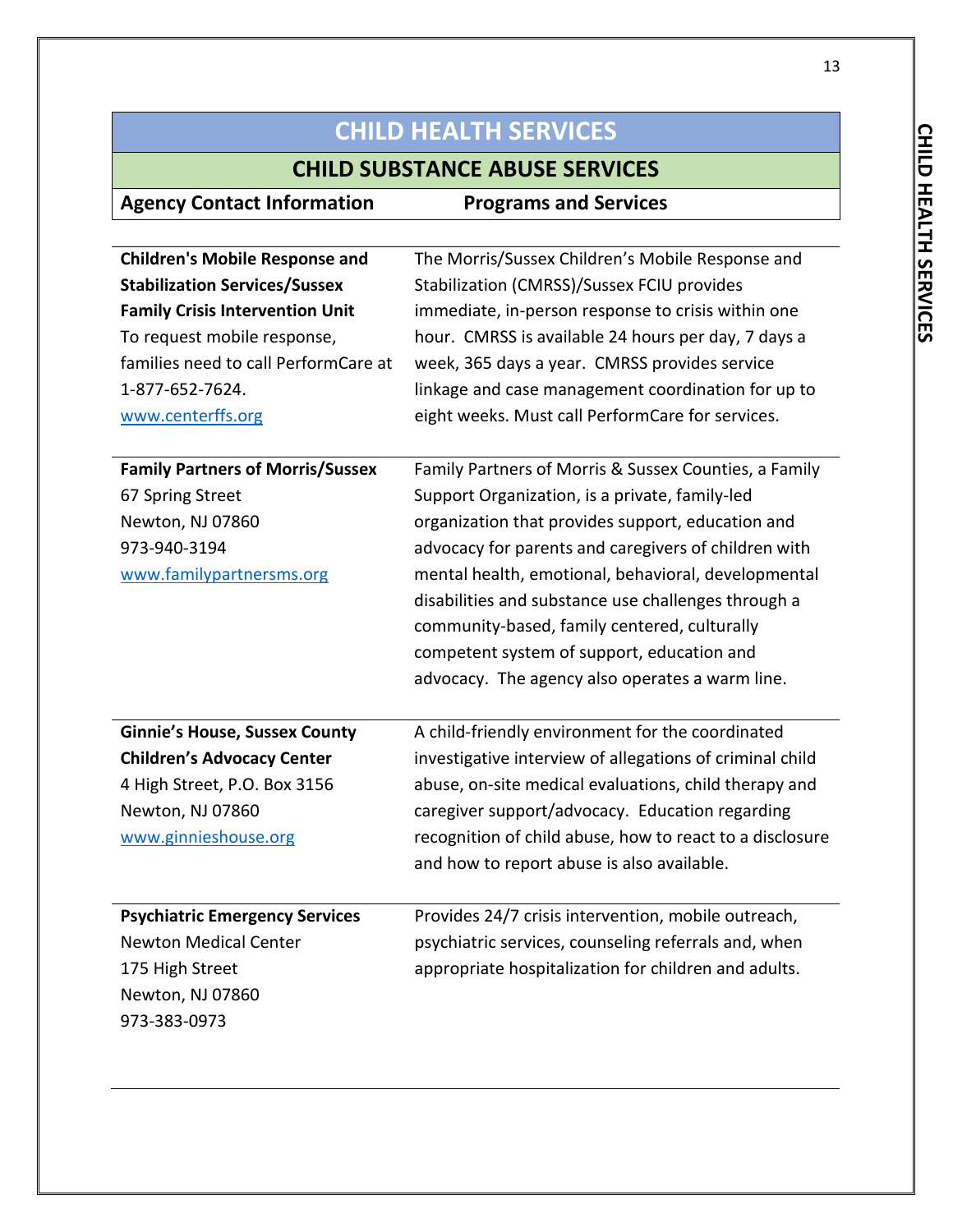# CHILD HEALTH SERVICES

## CHILD SUBSTANCE ABUSE SERVICES

| Agency Contact Information | Programs and Services |
|---|---|
| **Children's Mobile Response and Stabilization Services/Sussex Family Crisis Intervention Unit**<br>To request mobile response, families need to call PerformCare at 1-877-652-7624.<br>www.centerffs.org | The Morris/Sussex Children's Mobile Response and Stabilization (CMRSS)/Sussex FCIU provides immediate, in-person response to crisis within one hour. CMRSS is available 24 hours per day, 7 days a week, 365 days a year. CMRSS provides service linkage and case management coordination for up to eight weeks. Must call PerformCare for services. |
| **Family Partners of Morris/Sussex**<br>67 Spring Street<br>Newton, NJ 07860<br>973-940-3194<br>www.familypartnersms.org | Family Partners of Morris & Sussex Counties, a Family Support Organization, is a private, family-led organization that provides support, education and advocacy for parents and caregivers of children with mental health, emotional, behavioral, developmental disabilities and substance use challenges through a community-based, family centered, culturally competent system of support, education and advocacy. The agency also operates a warm line. |
| **Ginnie's House, Sussex County Children's Advocacy Center**<br>4 High Street, P.O. Box 3156<br>Newton, NJ 07860<br>www.ginnieshouse.org | A child-friendly environment for the coordinated investigative interview of allegations of criminal child abuse, on-site medical evaluations, child therapy and caregiver support/advocacy. Education regarding recognition of child abuse, how to react to a disclosure and how to report abuse is also available. |
| **Psychiatric Emergency Services**<br>Newton Medical Center<br>175 High Street<br>Newton, NJ 07860<br>973-383-0973 | Provides 24/7 crisis intervention, mobile outreach, psychiatric services, counseling referrals and, when appropriate hospitalization for children and adults. |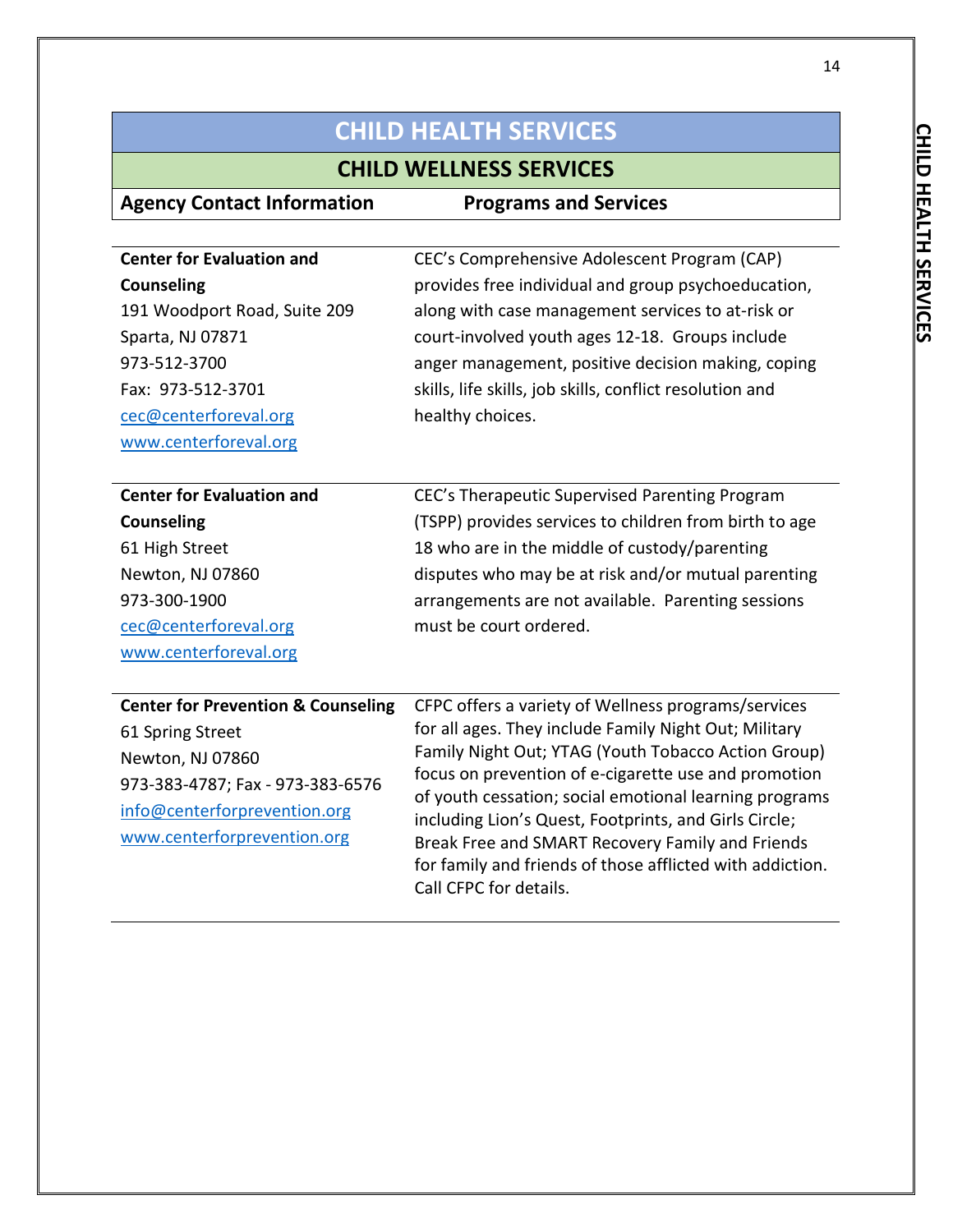# CHILD HEALTH SERVICES

## CHILD WELLNESS SERVICES

| Agency Contact Information | Programs and Services |
|---|---|
| **Center for Evaluation and Counseling**<br>191 Woodport Road, Suite 209<br>Sparta, NJ 07871<br>973-512-3700<br>Fax: 973-512-3701<br>cec@centerforeval.org<br>www.centerforeval.org | CEC's Comprehensive Adolescent Program (CAP) provides free individual and group psychoeducation, along with case management services to at-risk or court-involved youth ages 12-18. Groups include anger management, positive decision making, coping skills, life skills, job skills, conflict resolution and healthy choices. |
| **Center for Evaluation and Counseling**<br>61 High Street<br>Newton, NJ 07860<br>973-300-1900<br>cec@centerforeval.org<br>www.centerforeval.org | CEC's Therapeutic Supervised Parenting Program (TSPP) provides services to children from birth to age 18 who are in the middle of custody/parenting disputes who may be at risk and/or mutual parenting arrangements are not available. Parenting sessions must be court ordered. |
| **Center for Prevention & Counseling**<br>61 Spring Street<br>Newton, NJ 07860<br>973-383-4787; Fax - 973-383-6576<br>info@centerforprevention.org<br>www.centerforprevention.org | CFPC offers a variety of Wellness programs/services for all ages. They include Family Night Out; Military Family Night Out; YTAG (Youth Tobacco Action Group) focus on prevention of e-cigarette use and promotion of youth cessation; social emotional learning programs including Lion's Quest, Footprints, and Girls Circle; Break Free and SMART Recovery Family and Friends for family and friends of those afflicted with addiction. Call CFPC for details. |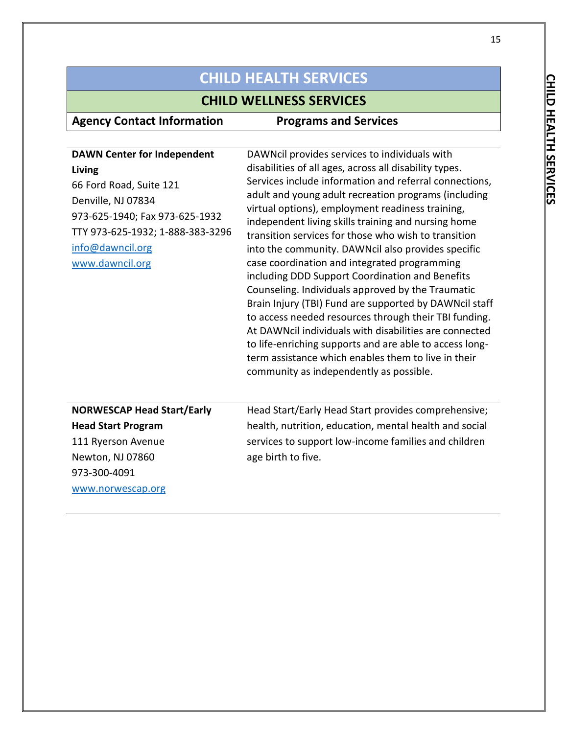# CHILD HEALTH SERVICES

## CHILD WELLNESS SERVICES

| Agency Contact Information | Programs and Services |
|---|---|
| **DAWN Center for Independent Living**<br>66 Ford Road, Suite 121<br>Denville, NJ 07834<br>973-625-1940; Fax 973-625-1932<br>TTY 973-625-1932; 1-888-383-3296<br>info@dawncil.org<br>www.dawncil.org | DAWNcil provides services to individuals with disabilities of all ages, across all disability types. Services include information and referral connections, adult and young adult recreation programs (including virtual options), employment readiness training, independent living skills training and nursing home transition services for those who wish to transition into the community. DAWNcil also provides specific case coordination and integrated programming including DDD Support Coordination and Benefits Counseling. Individuals approved by the Traumatic Brain Injury (TBI) Fund are supported by DAWNcil staff to access needed resources through their TBI funding. At DAWNcil individuals with disabilities are connected to life-enriching supports and are able to access long-term assistance which enables them to live in their community as independently as possible. |
| **NORWESCAP Head Start/Early Head Start Program**<br>111 Ryerson Avenue<br>Newton, NJ 07860<br>973-300-4091<br>www.norwescap.org | Head Start/Early Head Start provides comprehensive; health, nutrition, education, mental health and social services to support low-income families and children age birth to five. |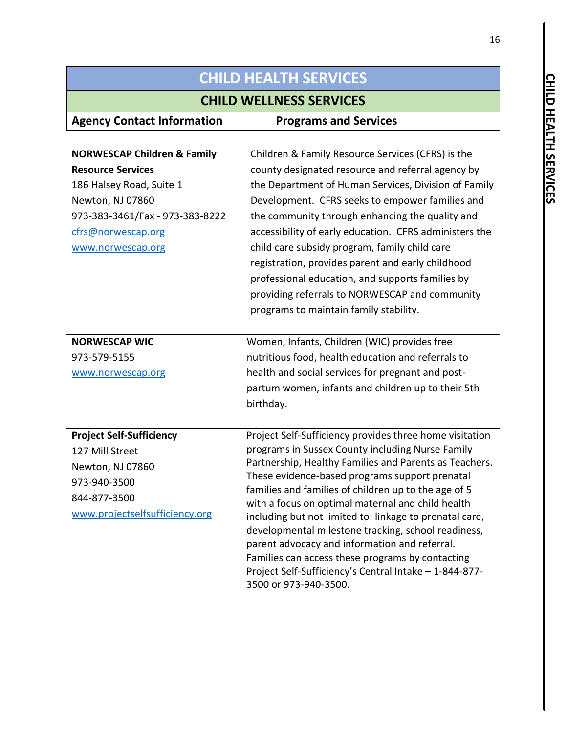# CHILD HEALTH SERVICES

## CHILD WELLNESS SERVICES

| Agency Contact Information | Programs and Services |
|---|---|
| **NORWESCAP Children & Family Resource Services**<br>186 Halsey Road, Suite 1<br>Newton, NJ 07860<br>973-383-3461/Fax - 973-383-8222<br>cfrs@norwescap.org<br>www.norwescap.org | Children & Family Resource Services (CFRS) is the county designated resource and referral agency by the Department of Human Services, Division of Family Development. CFRS seeks to empower families and the community through enhancing the quality and accessibility of early education. CFRS administers the child care subsidy program, family child care registration, provides parent and early childhood professional education, and supports families by providing referrals to NORWESCAP and community programs to maintain family stability. |
| **NORWESCAP WIC**<br>973-579-5155<br>www.norwescap.org | Women, Infants, Children (WIC) provides free nutritious food, health education and referrals to health and social services for pregnant and post-partum women, infants and children up to their 5th birthday. |
| **Project Self-Sufficiency**<br>127 Mill Street<br>Newton, NJ 07860<br>973-940-3500<br>844-877-3500<br>www.projectselfsufficiency.org | Project Self-Sufficiency provides three home visitation programs in Sussex County including Nurse Family Partnership, Healthy Families and Parents as Teachers. These evidence-based programs support prenatal families and families of children up to the age of 5 with a focus on optimal maternal and child health including but not limited to: linkage to prenatal care, developmental milestone tracking, school readiness, parent advocacy and information and referral. Families can access these programs by contacting Project Self-Sufficiency's Central Intake – 1-844-877-3500 or 973-940-3500. |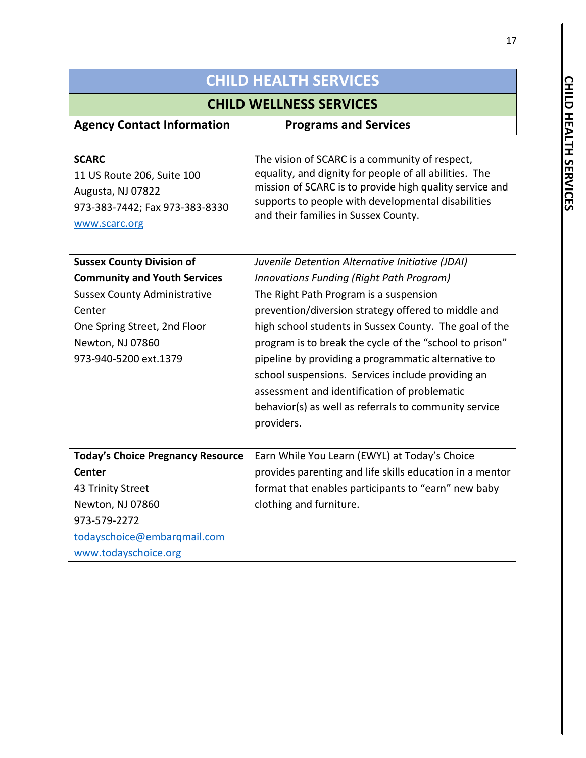# CHILD HEALTH SERVICES

## CHILD WELLNESS SERVICES

| Agency Contact Information | Programs and Services |
|---|---|
| **SCARC**<br>11 US Route 206, Suite 100<br>Augusta, NJ 07822<br>973-383-7442; Fax 973-383-8330<br>www.scarc.org | The vision of SCARC is a community of respect, equality, and dignity for people of all abilities. The mission of SCARC is to provide high quality service and supports to people with developmental disabilities and their families in Sussex County. |
| **Sussex County Division of Community and Youth Services**<br>Sussex County Administrative Center<br>One Spring Street, 2nd Floor<br>Newton, NJ 07860<br>973-940-5200 ext.1379 | *Juvenile Detention Alternative Initiative (JDAI) Innovations Funding (Right Path Program)*<br>The Right Path Program is a suspension prevention/diversion strategy offered to middle and high school students in Sussex County. The goal of the program is to break the cycle of the "school to prison" pipeline by providing a programmatic alternative to school suspensions. Services include providing an assessment and identification of problematic behavior(s) as well as referrals to community service providers. |
| **Today's Choice Pregnancy Resource Center**<br>43 Trinity Street<br>Newton, NJ 07860<br>973-579-2272<br>todayschoice@embarqmail.com<br>www.todayschoice.org | Earn While You Learn (EWYL) at Today's Choice provides parenting and life skills education in a mentor format that enables participants to "earn" new baby clothing and furniture. |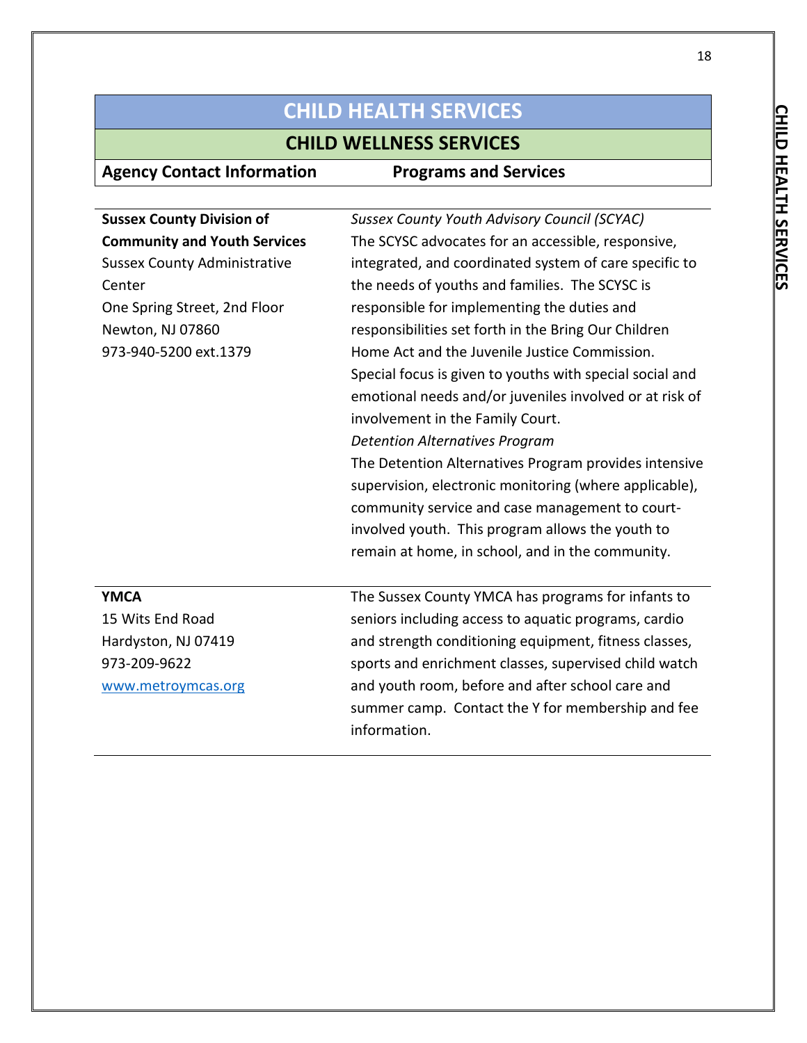# CHILD HEALTH SERVICES

## CHILD WELLNESS SERVICES

| Agency Contact Information | Programs and Services |
|---|---|
| **Sussex County Division of Community and Youth Services**<br>Sussex County Administrative Center<br>One Spring Street, 2nd Floor<br>Newton, NJ 07860<br>973-940-5200 ext.1379 | *Sussex County Youth Advisory Council (SCYAC)*<br>The SCYSC advocates for an accessible, responsive, integrated, and coordinated system of care specific to the needs of youths and families. The SCYSC is responsible for implementing the duties and responsibilities set forth in the Bring Our Children Home Act and the Juvenile Justice Commission. Special focus is given to youths with special social and emotional needs and/or juveniles involved or at risk of involvement in the Family Court.<br>*Detention Alternatives Program*<br>The Detention Alternatives Program provides intensive supervision, electronic monitoring (where applicable), community service and case management to court-involved youth. This program allows the youth to remain at home, in school, and in the community. |
| **YMCA**<br>15 Wits End Road<br>Hardyston, NJ 07419<br>973-209-9622<br>[www.metroymcas.org](http://www.metroymcas.org) | The Sussex County YMCA has programs for infants to seniors including access to aquatic programs, cardio and strength conditioning equipment, fitness classes, sports and enrichment classes, supervised child watch and youth room, before and after school care and summer camp. Contact the Y for membership and fee information. |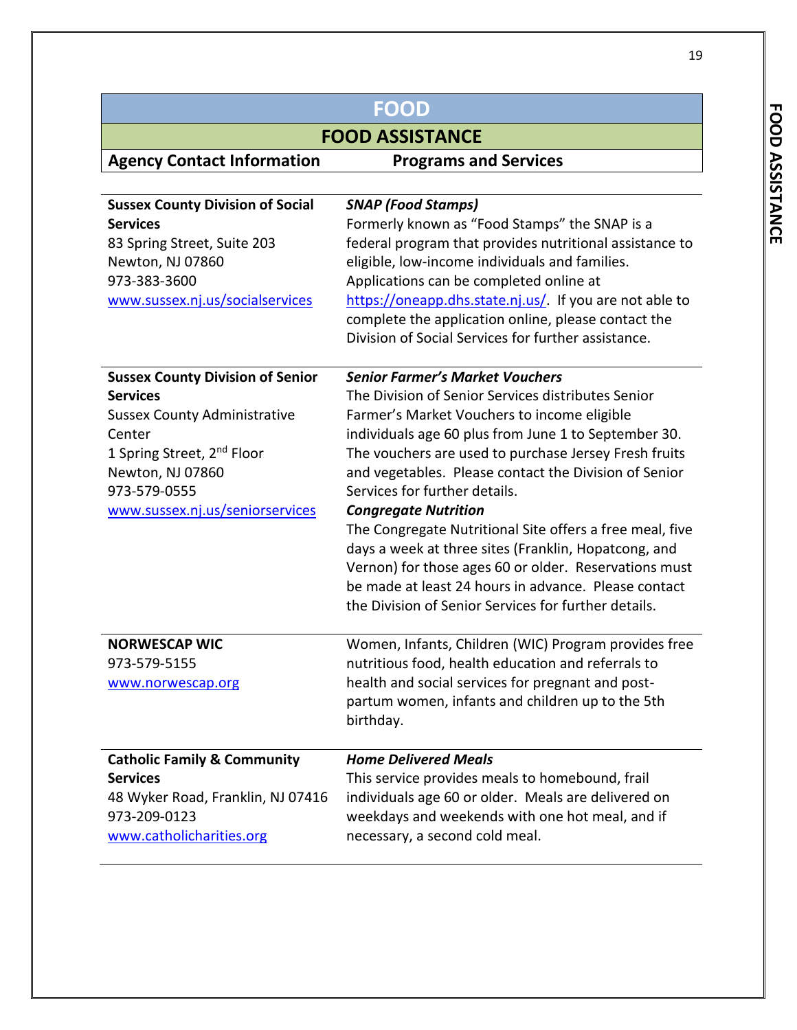# FOOD

## FOOD ASSISTANCE

| Agency Contact Information | Programs and Services |
|---|---|
| **Sussex County Division of Social Services**<br>83 Spring Street, Suite 203<br>Newton, NJ 07860<br>973-383-3600<br>www.sussex.nj.us/socialservices | ***SNAP (Food Stamps)***<br>Formerly known as "Food Stamps" the SNAP is a federal program that provides nutritional assistance to eligible, low-income individuals and families. Applications can be completed online at https://oneapp.dhs.state.nj.us/. If you are not able to complete the application online, please contact the Division of Social Services for further assistance. |
| **Sussex County Division of Senior Services**<br>Sussex County Administrative Center<br>1 Spring Street, 2nd Floor<br>Newton, NJ 07860<br>973-579-0555<br>www.sussex.nj.us/seniorservices | ***Senior Farmer's Market Vouchers***<br>The Division of Senior Services distributes Senior Farmer's Market Vouchers to income eligible individuals age 60 plus from June 1 to September 30. The vouchers are used to purchase Jersey Fresh fruits and vegetables. Please contact the Division of Senior Services for further details.<br>***Congregate Nutrition***<br>The Congregate Nutritional Site offers a free meal, five days a week at three sites (Franklin, Hopatcong, and Vernon) for those ages 60 or older. Reservations must be made at least 24 hours in advance. Please contact the Division of Senior Services for further details. |
| **NORWESCAP WIC**<br>973-579-5155<br>www.norwescap.org | Women, Infants, Children (WIC) Program provides free nutritious food, health education and referrals to health and social services for pregnant and post-partum women, infants and children up to the 5th birthday. |
| **Catholic Family & Community Services**<br>48 Wyker Road, Franklin, NJ 07416<br>973-209-0123<br>www.catholicharities.org | ***Home Delivered Meals***<br>This service provides meals to homebound, frail individuals age 60 or older. Meals are delivered on weekdays and weekends with one hot meal, and if necessary, a second cold meal. |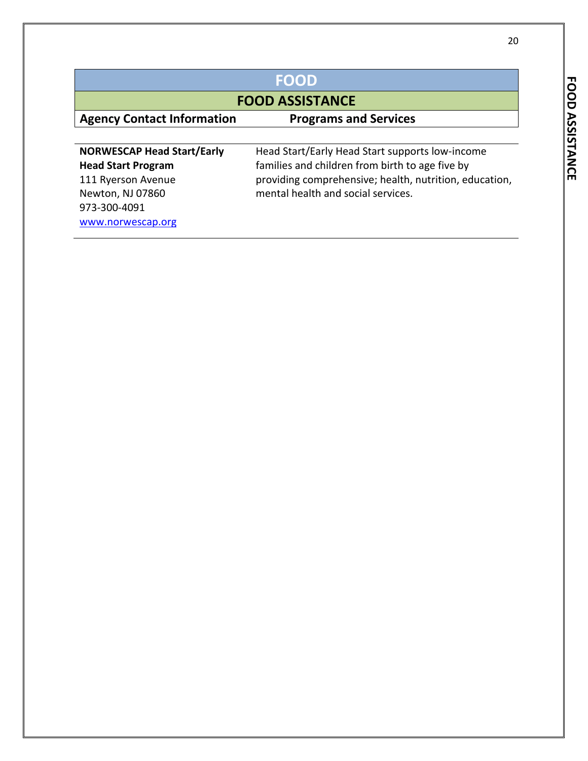# FOOD

## FOOD ASSISTANCE

| Agency Contact Information | Programs and Services |
|---|---|
| **NORWESCAP Head Start/Early Head Start Program**<br>111 Ryerson Avenue<br>Newton, NJ 07860<br>973-300-4091<br>[www.norwescap.org](http://www.norwescap.org) | Head Start/Early Head Start supports low-income families and children from birth to age five by providing comprehensive; health, nutrition, education, mental health and social services. |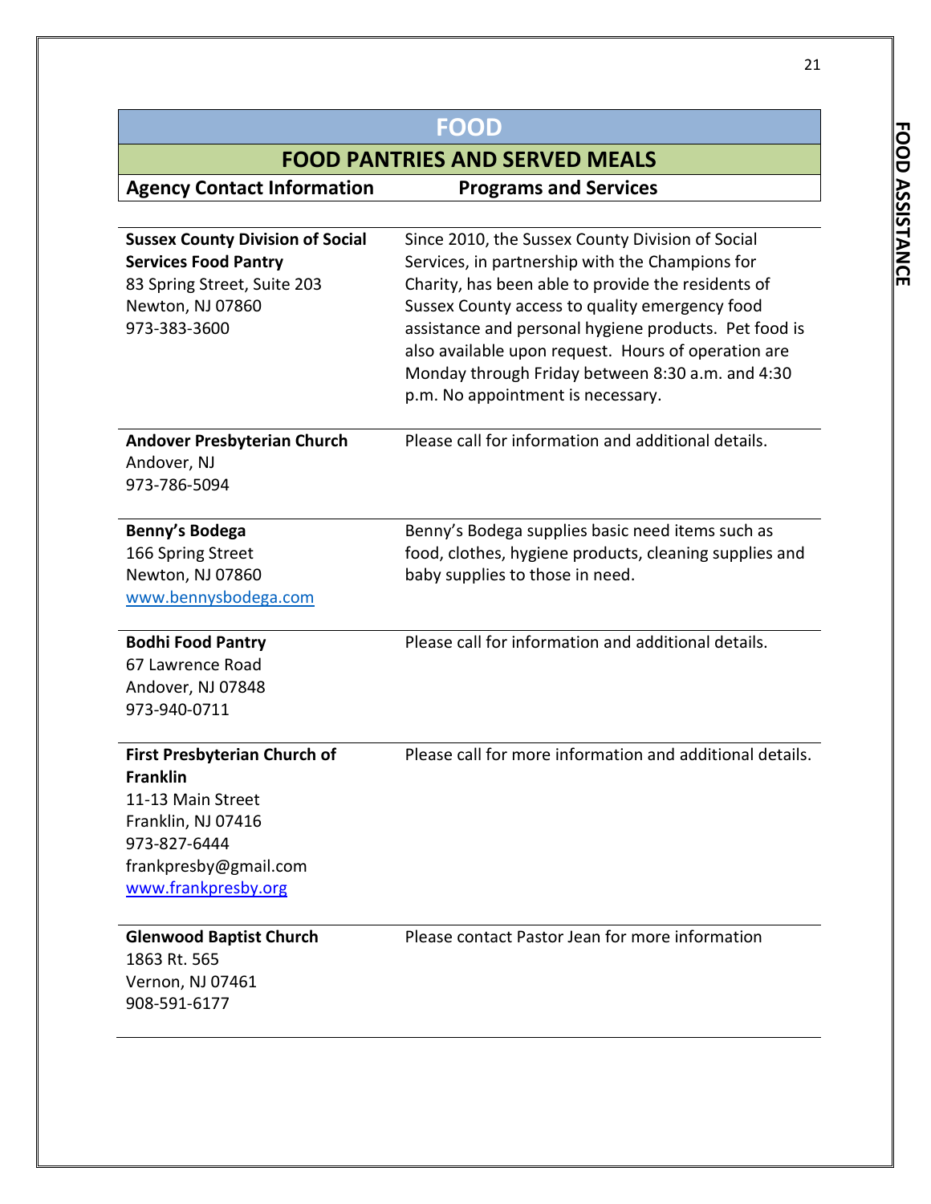# FOOD

## FOOD PANTRIES AND SERVED MEALS

| Agency Contact Information | Programs and Services |
|---|---|
| **Sussex County Division of Social Services Food Pantry**<br>83 Spring Street, Suite 203<br>Newton, NJ 07860<br>973-383-3600 | Since 2010, the Sussex County Division of Social Services, in partnership with the Champions for Charity, has been able to provide the residents of Sussex County access to quality emergency food assistance and personal hygiene products. Pet food is also available upon request. Hours of operation are Monday through Friday between 8:30 a.m. and 4:30 p.m. No appointment is necessary. |
| **Andover Presbyterian Church**<br>Andover, NJ<br>973-786-5094 | Please call for information and additional details. |
| **Benny's Bodega**<br>166 Spring Street<br>Newton, NJ 07860<br>www.bennysbodega.com | Benny's Bodega supplies basic need items such as food, clothes, hygiene products, cleaning supplies and baby supplies to those in need. |
| **Bodhi Food Pantry**<br>67 Lawrence Road<br>Andover, NJ 07848<br>973-940-0711 | Please call for information and additional details. |
| **First Presbyterian Church of Franklin**<br>11-13 Main Street<br>Franklin, NJ 07416<br>973-827-6444<br>frankpresby@gmail.com<br>www.frankpresby.org | Please call for more information and additional details. |
| **Glenwood Baptist Church**<br>1863 Rt. 565<br>Vernon, NJ 07461<br>908-591-6177 | Please contact Pastor Jean for more information |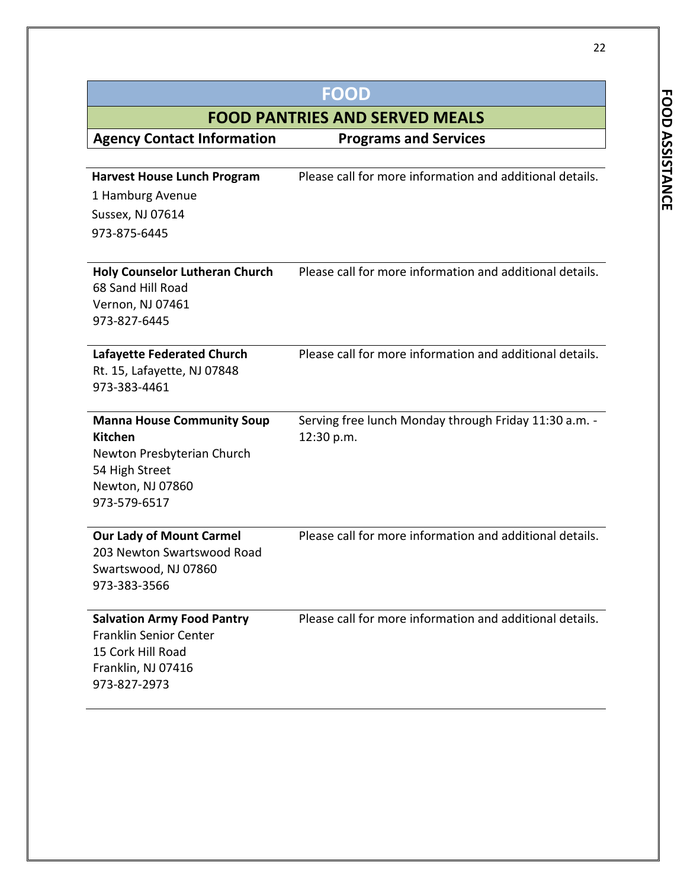# FOOD

## FOOD PANTRIES AND SERVED MEALS

| Agency Contact Information | Programs and Services |
| --- | --- |
| **Harvest House Lunch Program**<br>1 Hamburg Avenue<br>Sussex, NJ 07614<br>973-875-6445 | Please call for more information and additional details. |
| **Holy Counselor Lutheran Church**<br>68 Sand Hill Road<br>Vernon, NJ 07461<br>973-827-6445 | Please call for more information and additional details. |
| **Lafayette Federated Church**<br>Rt. 15, Lafayette, NJ 07848<br>973-383-4461 | Please call for more information and additional details. |
| **Manna House Community Soup Kitchen**<br>Newton Presbyterian Church<br>54 High Street<br>Newton, NJ 07860<br>973-579-6517 | Serving free lunch Monday through Friday 11:30 a.m. - 12:30 p.m. |
| **Our Lady of Mount Carmel**<br>203 Newton Swartswood Road<br>Swartswood, NJ 07860<br>973-383-3566 | Please call for more information and additional details. |
| **Salvation Army Food Pantry**<br>Franklin Senior Center<br>15 Cork Hill Road<br>Franklin, NJ 07416<br>973-827-2973 | Please call for more information and additional details. |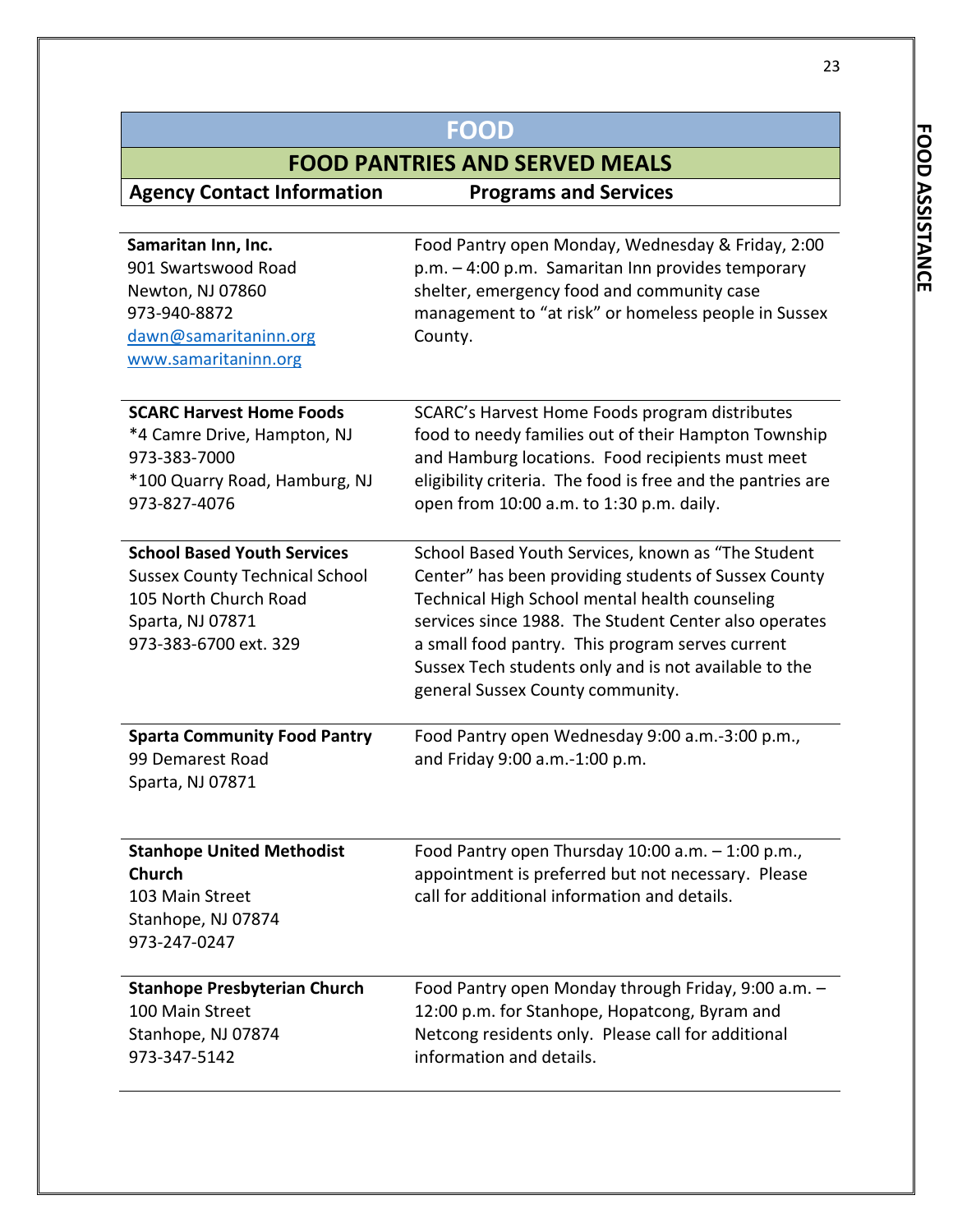# FOOD

## FOOD PANTRIES AND SERVED MEALS

| Agency Contact Information | Programs and Services |
|---|---|
| **Samaritan Inn, Inc.**<br>901 Swartswood Road<br>Newton, NJ 07860<br>973-940-8872<br>dawn@samaritaninn.org<br>www.samaritaninn.org | Food Pantry open Monday, Wednesday & Friday, 2:00 p.m. – 4:00 p.m. Samaritan Inn provides temporary shelter, emergency food and community case management to "at risk" or homeless people in Sussex County. |
| **SCARC Harvest Home Foods**<br>*4 Camre Drive, Hampton, NJ<br>973-383-7000<br>*100 Quarry Road, Hamburg, NJ<br>973-827-4076 | SCARC's Harvest Home Foods program distributes food to needy families out of their Hampton Township and Hamburg locations. Food recipients must meet eligibility criteria. The food is free and the pantries are open from 10:00 a.m. to 1:30 p.m. daily. |
| **School Based Youth Services**<br>Sussex County Technical School<br>105 North Church Road<br>Sparta, NJ 07871<br>973-383-6700 ext. 329 | School Based Youth Services, known as "The Student Center" has been providing students of Sussex County Technical High School mental health counseling services since 1988. The Student Center also operates a small food pantry. This program serves current Sussex Tech students only and is not available to the general Sussex County community. |
| **Sparta Community Food Pantry**<br>99 Demarest Road<br>Sparta, NJ 07871 | Food Pantry open Wednesday 9:00 a.m.-3:00 p.m., and Friday 9:00 a.m.-1:00 p.m. |
| **Stanhope United Methodist Church**<br>103 Main Street<br>Stanhope, NJ 07874<br>973-247-0247 | Food Pantry open Thursday 10:00 a.m. – 1:00 p.m., appointment is preferred but not necessary. Please call for additional information and details. |
| **Stanhope Presbyterian Church**<br>100 Main Street<br>Stanhope, NJ 07874<br>973-347-5142 | Food Pantry open Monday through Friday, 9:00 a.m. – 12:00 p.m. for Stanhope, Hopatcong, Byram and Netcong residents only. Please call for additional information and details. |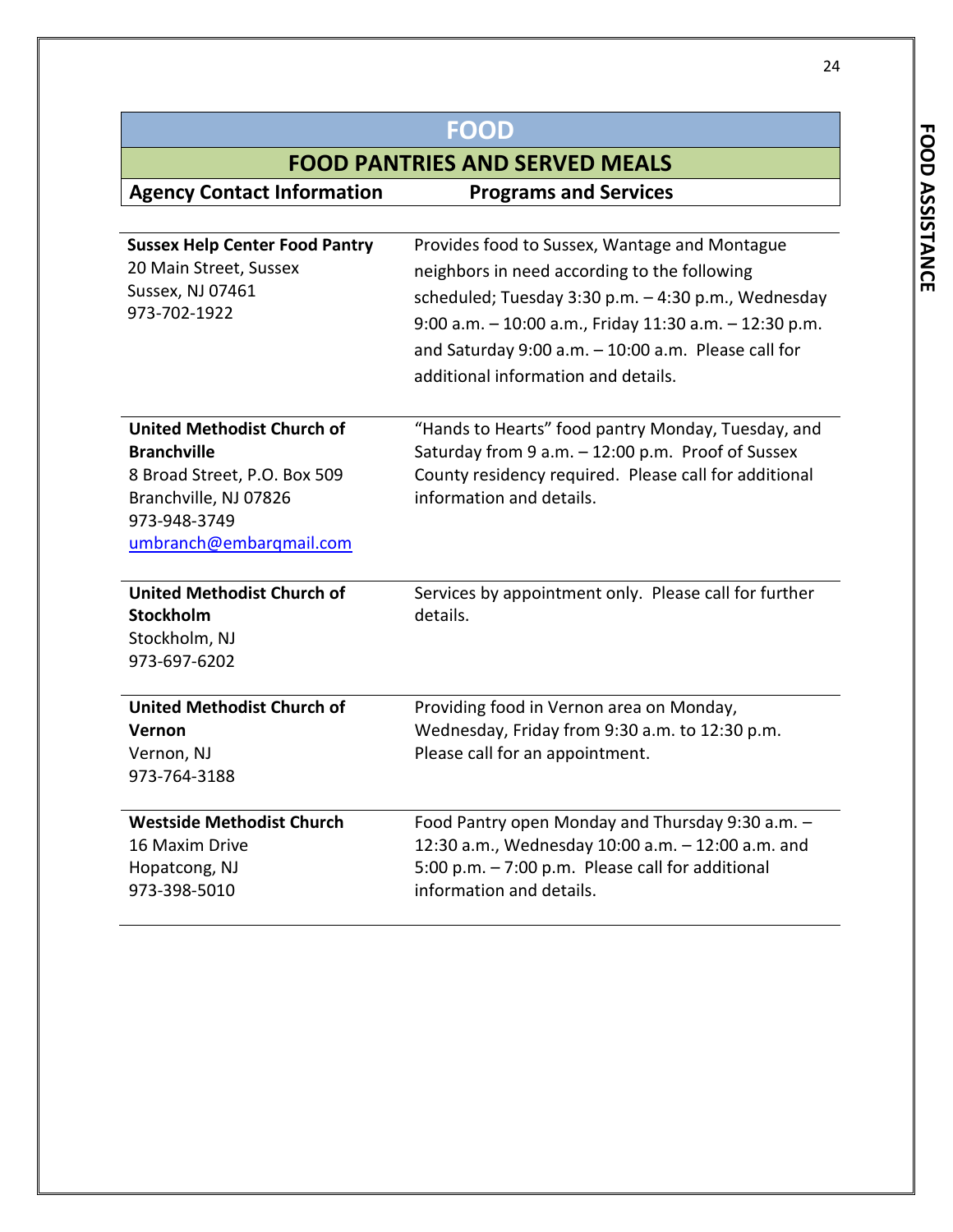# FOOD

## FOOD PANTRIES AND SERVED MEALS

| Agency Contact Information | Programs and Services |
|---|---|
| **Sussex Help Center Food Pantry**<br>20 Main Street, Sussex<br>Sussex, NJ 07461<br>973-702-1922 | Provides food to Sussex, Wantage and Montague neighbors in need according to the following scheduled; Tuesday 3:30 p.m. – 4:30 p.m., Wednesday 9:00 a.m. – 10:00 a.m., Friday 11:30 a.m. – 12:30 p.m. and Saturday 9:00 a.m. – 10:00 a.m. Please call for additional information and details. |
| **United Methodist Church of Branchville**<br>8 Broad Street, P.O. Box 509<br>Branchville, NJ 07826<br>973-948-3749<br>umbranch@embarqmail.com | "Hands to Hearts" food pantry Monday, Tuesday, and Saturday from 9 a.m. – 12:00 p.m. Proof of Sussex County residency required. Please call for additional information and details. |
| **United Methodist Church of Stockholm**<br>Stockholm, NJ<br>973-697-6202 | Services by appointment only. Please call for further details. |
| **United Methodist Church of Vernon**<br>Vernon, NJ<br>973-764-3188 | Providing food in Vernon area on Monday, Wednesday, Friday from 9:30 a.m. to 12:30 p.m. Please call for an appointment. |
| **Westside Methodist Church**<br>16 Maxim Drive<br>Hopatcong, NJ<br>973-398-5010 | Food Pantry open Monday and Thursday 9:30 a.m. – 12:30 a.m., Wednesday 10:00 a.m. – 12:00 a.m. and 5:00 p.m. – 7:00 p.m. Please call for additional information and details. |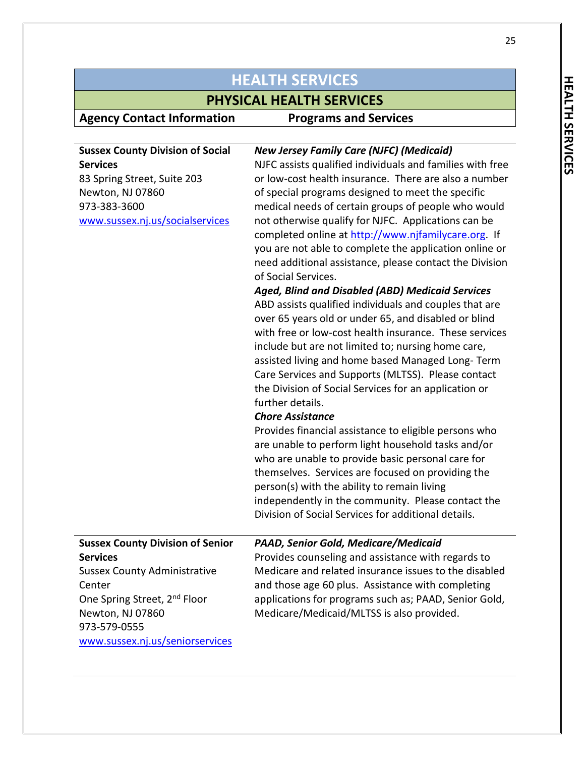# HEALTH SERVICES

## PHYSICAL HEALTH SERVICES

| Agency Contact Information | Programs and Services |
|---|---|
| **Sussex County Division of Social Services**<br>83 Spring Street, Suite 203<br>Newton, NJ 07860<br>973-383-3600<br>www.sussex.nj.us/socialservices | ***New Jersey Family Care (NJFC) (Medicaid)***<br>NJFC assists qualified individuals and families with free or low-cost health insurance. There are also a number of special programs designed to meet the specific medical needs of certain groups of people who would not otherwise qualify for NJFC. Applications can be completed online at http://www.njfamilycare.org. If you are not able to complete the application online or need additional assistance, please contact the Division of Social Services.<br>***Aged, Blind and Disabled (ABD) Medicaid Services***<br>ABD assists qualified individuals and couples that are over 65 years old or under 65, and disabled or blind with free or low-cost health insurance. These services include but are not limited to; nursing home care, assisted living and home based Managed Long- Term Care Services and Supports (MLTSS). Please contact the Division of Social Services for an application or further details.<br>***Chore Assistance***<br>Provides financial assistance to eligible persons who are unable to perform light household tasks and/or who are unable to provide basic personal care for themselves. Services are focused on providing the person(s) with the ability to remain living independently in the community. Please contact the Division of Social Services for additional details. |
| **Sussex County Division of Senior Services**<br>Sussex County Administrative Center<br>One Spring Street, 2nd Floor<br>Newton, NJ 07860<br>973-579-0555<br>www.sussex.nj.us/seniorservices | ***PAAD, Senior Gold, Medicare/Medicaid***<br>Provides counseling and assistance with regards to Medicare and related insurance issues to the disabled and those age 60 plus. Assistance with completing applications for programs such as; PAAD, Senior Gold, Medicare/Medicaid/MLTSS is also provided. |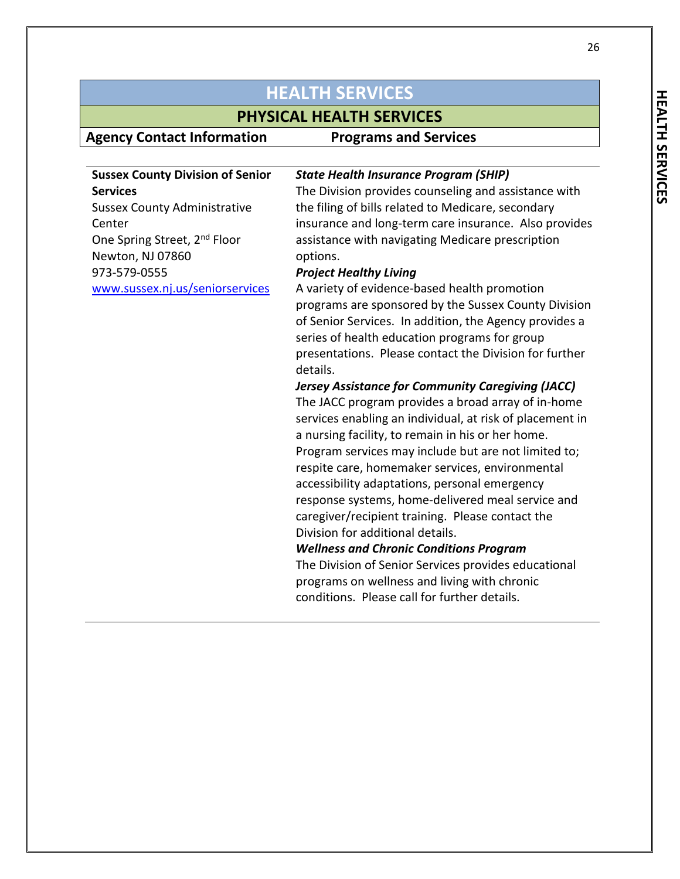# HEALTH SERVICES

## PHYSICAL HEALTH SERVICES

| Agency Contact Information | Programs and Services |
|---|---|
| **Sussex County Division of Senior Services**<br>Sussex County Administrative Center<br>One Spring Street, 2nd Floor<br>Newton, NJ 07860<br>973-579-0555<br>www.sussex.nj.us/seniorservices | ***State Health Insurance Program (SHIP)***<br>The Division provides counseling and assistance with the filing of bills related to Medicare, secondary insurance and long-term care insurance. Also provides assistance with navigating Medicare prescription options.<br>***Project Healthy Living***<br>A variety of evidence-based health promotion programs are sponsored by the Sussex County Division of Senior Services. In addition, the Agency provides a series of health education programs for group presentations. Please contact the Division for further details.<br>***Jersey Assistance for Community Caregiving (JACC)***<br>The JACC program provides a broad array of in-home services enabling an individual, at risk of placement in a nursing facility, to remain in his or her home. Program services may include but are not limited to; respite care, homemaker services, environmental accessibility adaptations, personal emergency response systems, home-delivered meal service and caregiver/recipient training. Please contact the Division for additional details.<br>***Wellness and Chronic Conditions Program***<br>The Division of Senior Services provides educational programs on wellness and living with chronic conditions. Please call for further details. |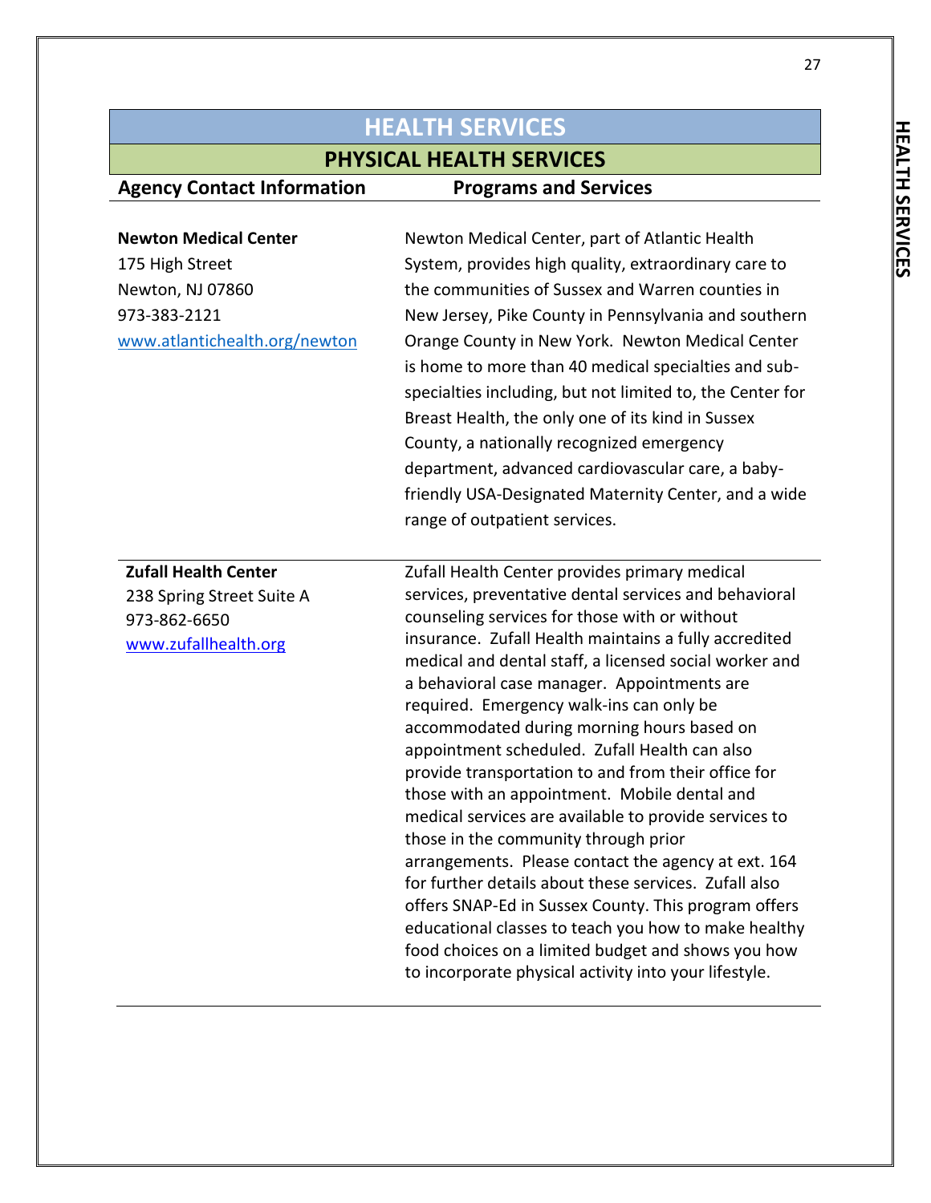# HEALTH SERVICES

## PHYSICAL HEALTH SERVICES

| Agency Contact Information | Programs and Services |
|---|---|
| **Newton Medical Center**<br>175 High Street<br>Newton, NJ 07860<br>973-383-2121<br>www.atlantichealth.org/newton | Newton Medical Center, part of Atlantic Health System, provides high quality, extraordinary care to the communities of Sussex and Warren counties in New Jersey, Pike County in Pennsylvania and southern Orange County in New York. Newton Medical Center is home to more than 40 medical specialties and sub-specialties including, but not limited to, the Center for Breast Health, the only one of its kind in Sussex County, a nationally recognized emergency department, advanced cardiovascular care, a baby-friendly USA-Designated Maternity Center, and a wide range of outpatient services. |
| **Zufall Health Center**<br>238 Spring Street Suite A<br>973-862-6650<br>www.zufallhealth.org | Zufall Health Center provides primary medical services, preventative dental services and behavioral counseling services for those with or without insurance. Zufall Health maintains a fully accredited medical and dental staff, a licensed social worker and a behavioral case manager. Appointments are required. Emergency walk-ins can only be accommodated during morning hours based on appointment scheduled. Zufall Health can also provide transportation to and from their office for those with an appointment. Mobile dental and medical services are available to provide services to those in the community through prior arrangements. Please contact the agency at ext. 164 for further details about these services. Zufall also offers SNAP-Ed in Sussex County. This program offers educational classes to teach you how to make healthy food choices on a limited budget and shows you how to incorporate physical activity into your lifestyle. |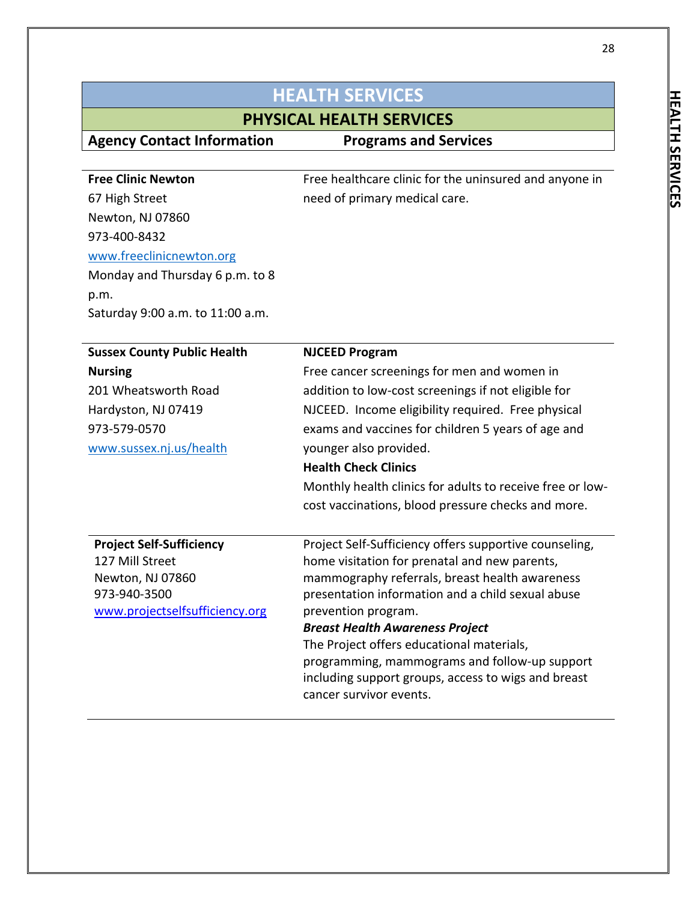# HEALTH SERVICES

## PHYSICAL HEALTH SERVICES

| Agency Contact Information | Programs and Services |
|---|---|
| **Free Clinic Newton**<br>67 High Street<br>Newton, NJ 07860<br>973-400-8432<br>www.freeclinicnewton.org<br>Monday and Thursday 6 p.m. to 8 p.m.<br>Saturday 9:00 a.m. to 11:00 a.m. | Free healthcare clinic for the uninsured and anyone in need of primary medical care. |
| **Sussex County Public Health Nursing**<br>201 Wheatsworth Road<br>Hardyston, NJ 07419<br>973-579-0570<br>www.sussex.nj.us/health | **NJCEED Program**<br>Free cancer screenings for men and women in addition to low-cost screenings if not eligible for NJCEED. Income eligibility required. Free physical exams and vaccines for children 5 years of age and younger also provided.<br>**Health Check Clinics**<br>Monthly health clinics for adults to receive free or low-cost vaccinations, blood pressure checks and more. |
| **Project Self-Sufficiency**<br>127 Mill Street<br>Newton, NJ 07860<br>973-940-3500<br>www.projectselfsufficiency.org | Project Self-Sufficiency offers supportive counseling, home visitation for prenatal and new parents, mammography referrals, breast health awareness presentation information and a child sexual abuse prevention program.<br>***Breast Health Awareness Project***<br>The Project offers educational materials, programming, mammograms and follow-up support including support groups, access to wigs and breast cancer survivor events. |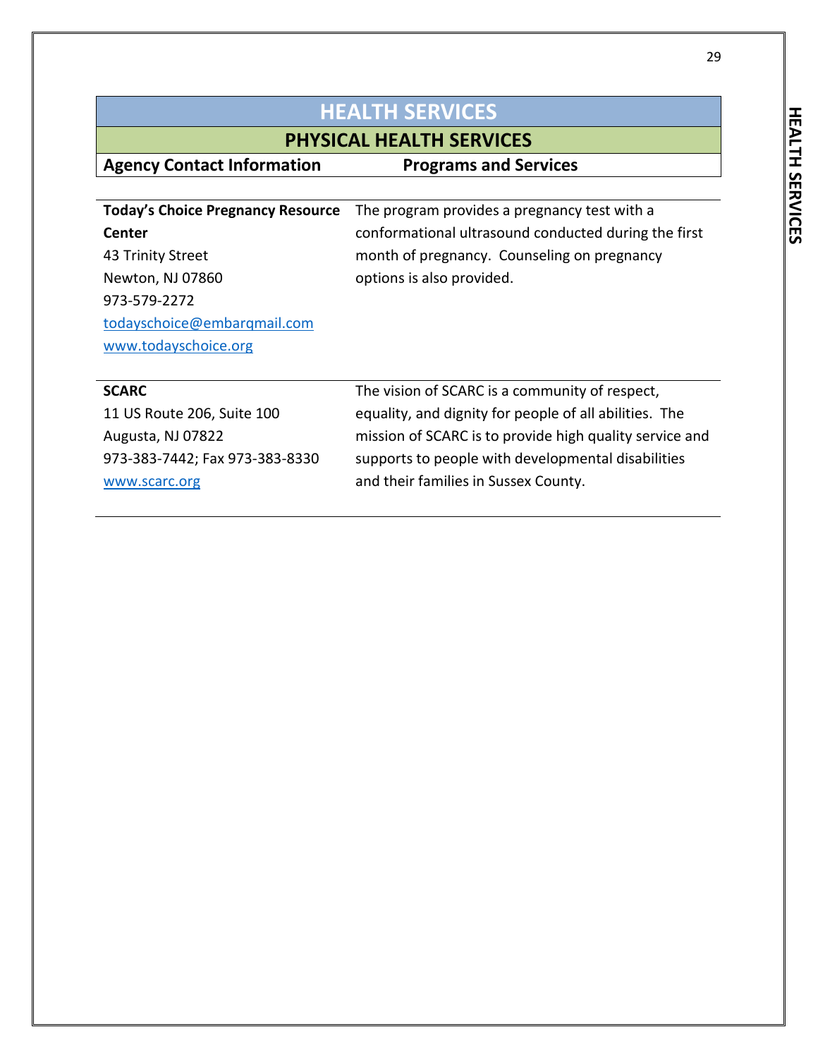# HEALTH SERVICES

## PHYSICAL HEALTH SERVICES

| Agency Contact Information | Programs and Services |
|---|---|
| **Today's Choice Pregnancy Resource Center**<br>43 Trinity Street<br>Newton, NJ 07860<br>973-579-2272<br>todayschoice@embarqmail.com<br>www.todayschoice.org | The program provides a pregnancy test with a conformational ultrasound conducted during the first month of pregnancy. Counseling on pregnancy options is also provided. |
| **SCARC**<br>11 US Route 206, Suite 100<br>Augusta, NJ 07822<br>973-383-7442; Fax 973-383-8330<br>www.scarc.org | The vision of SCARC is a community of respect, equality, and dignity for people of all abilities. The mission of SCARC is to provide high quality service and supports to people with developmental disabilities and their families in Sussex County. |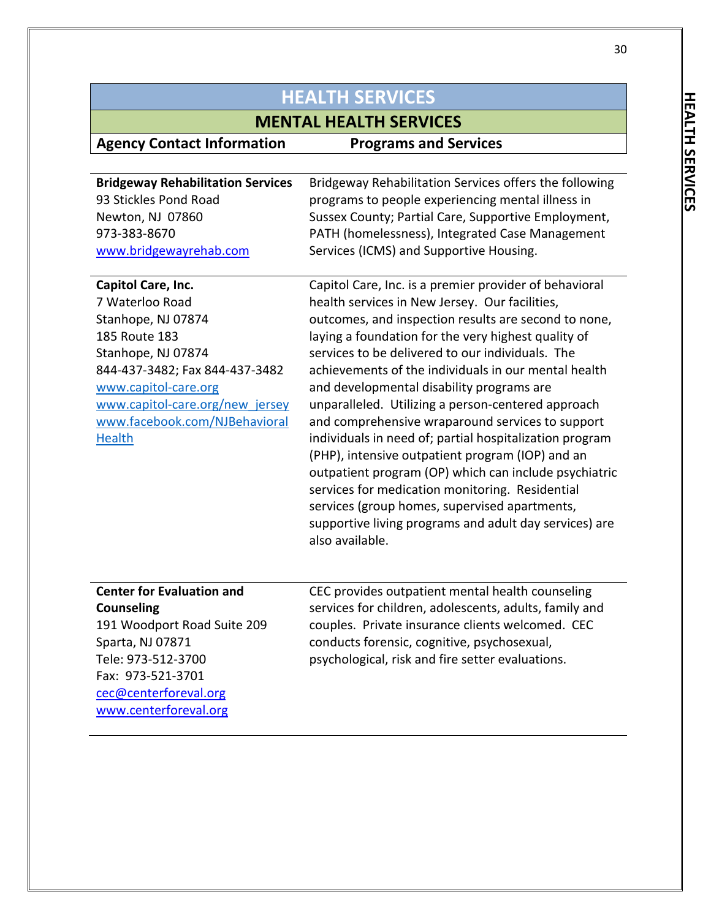# HEALTH SERVICES

## MENTAL HEALTH SERVICES

| Agency Contact Information | Programs and Services |
|---|---|
| **Bridgeway Rehabilitation Services**<br>93 Stickles Pond Road<br>Newton, NJ 07860<br>973-383-8670<br>www.bridgewayrehab.com | Bridgeway Rehabilitation Services offers the following programs to people experiencing mental illness in Sussex County; Partial Care, Supportive Employment, PATH (homelessness), Integrated Case Management Services (ICMS) and Supportive Housing. |
| **Capitol Care, Inc.**<br>7 Waterloo Road<br>Stanhope, NJ 07874<br>185 Route 183<br>Stanhope, NJ 07874<br>844-437-3482; Fax 844-437-3482<br>www.capitol-care.org<br>www.capitol-care.org/new_jersey<br>www.facebook.com/NJBehavioralHealth | Capitol Care, Inc. is a premier provider of behavioral health services in New Jersey. Our facilities, outcomes, and inspection results are second to none, laying a foundation for the very highest quality of services to be delivered to our individuals. The achievements of the individuals in our mental health and developmental disability programs are unparalleled. Utilizing a person-centered approach and comprehensive wraparound services to support individuals in need of; partial hospitalization program (PHP), intensive outpatient program (IOP) and an outpatient program (OP) which can include psychiatric services for medication monitoring. Residential services (group homes, supervised apartments, supportive living programs and adult day services) are also available. |
| **Center for Evaluation and Counseling**<br>191 Woodport Road Suite 209<br>Sparta, NJ 07871<br>Tele: 973-512-3700<br>Fax: 973-521-3701<br>cec@centerforeval.org<br>www.centerforeval.org | CEC provides outpatient mental health counseling services for children, adolescents, adults, family and couples. Private insurance clients welcomed. CEC conducts forensic, cognitive, psychosexual, psychological, risk and fire setter evaluations. |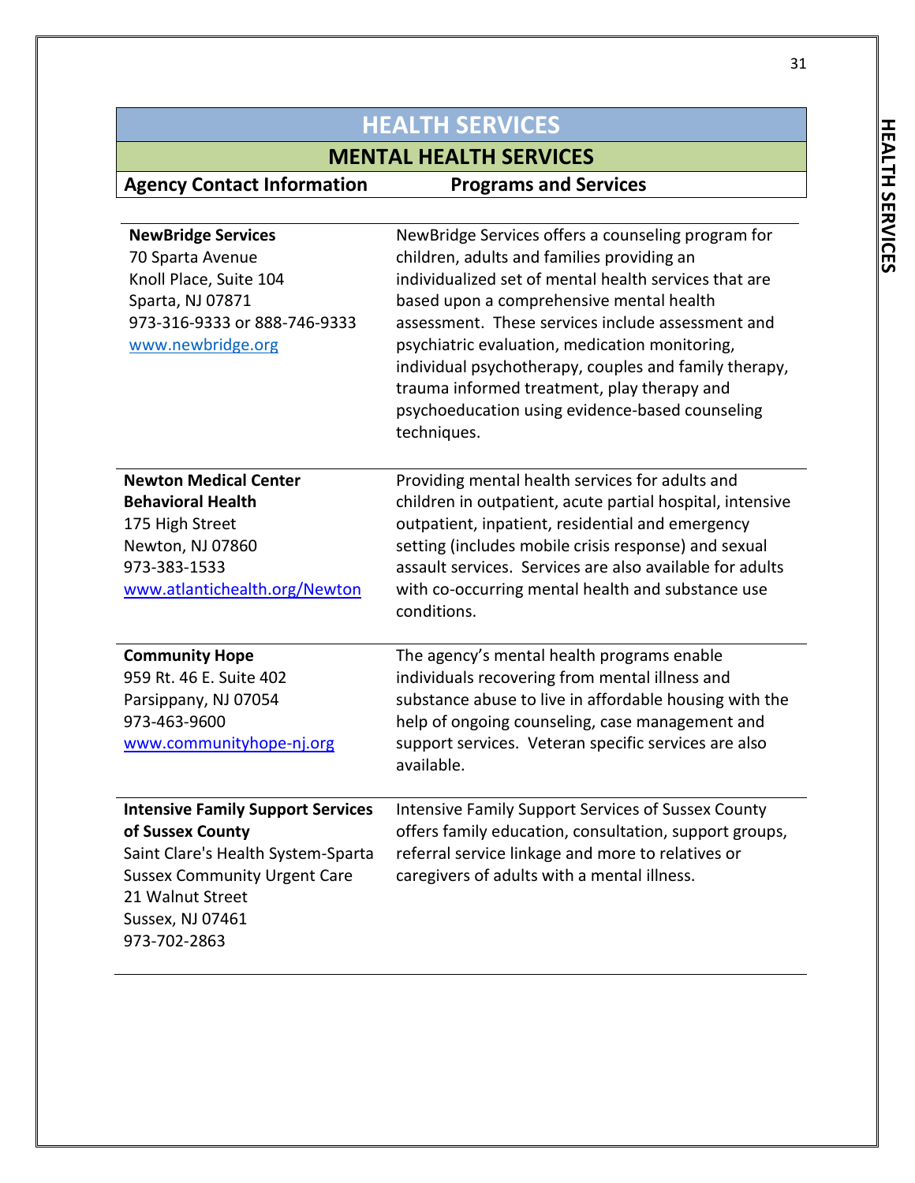# HEALTH SERVICES

## MENTAL HEALTH SERVICES

| Agency Contact Information | Programs and Services |
| --- | --- |
| **NewBridge Services**<br>70 Sparta Avenue<br>Knoll Place, Suite 104<br>Sparta, NJ 07871<br>973-316-9333 or 888-746-9333<br>www.newbridge.org | NewBridge Services offers a counseling program for children, adults and families providing an individualized set of mental health services that are based upon a comprehensive mental health assessment. These services include assessment and psychiatric evaluation, medication monitoring, individual psychotherapy, couples and family therapy, trauma informed treatment, play therapy and psychoeducation using evidence-based counseling techniques. |
| **Newton Medical Center Behavioral Health**<br>175 High Street<br>Newton, NJ 07860<br>973-383-1533<br>www.atlantichealth.org/Newton | Providing mental health services for adults and children in outpatient, acute partial hospital, intensive outpatient, inpatient, residential and emergency setting (includes mobile crisis response) and sexual assault services. Services are also available for adults with co-occurring mental health and substance use conditions. |
| **Community Hope**<br>959 Rt. 46 E. Suite 402<br>Parsippany, NJ 07054<br>973-463-9600<br>www.communityhope-nj.org | The agency's mental health programs enable individuals recovering from mental illness and substance abuse to live in affordable housing with the help of ongoing counseling, case management and support services. Veteran specific services are also available. |
| **Intensive Family Support Services of Sussex County**<br>Saint Clare's Health System-Sparta<br>Sussex Community Urgent Care<br>21 Walnut Street<br>Sussex, NJ 07461<br>973-702-2863 | Intensive Family Support Services of Sussex County offers family education, consultation, support groups, referral service linkage and more to relatives or caregivers of adults with a mental illness. |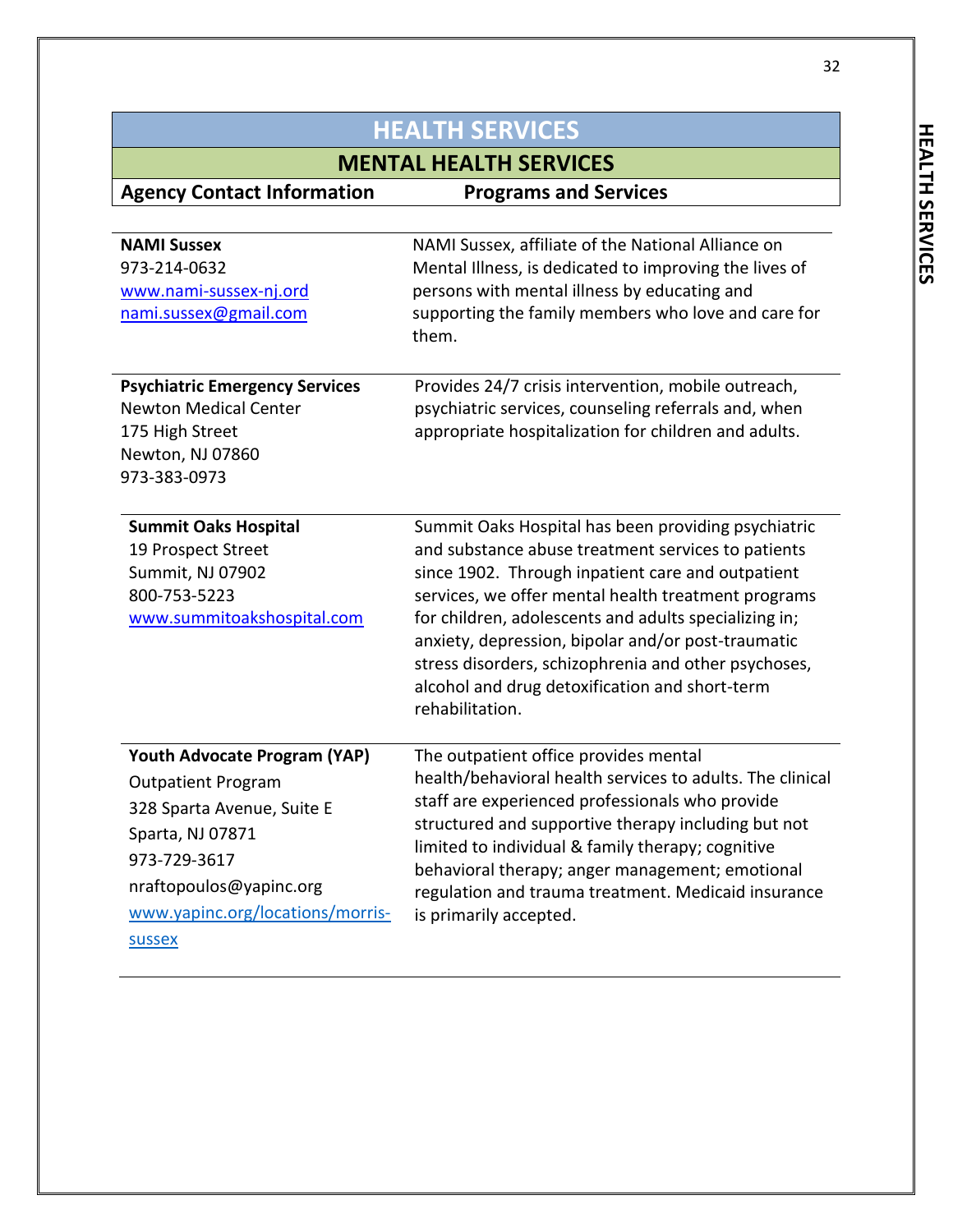# HEALTH SERVICES

## MENTAL HEALTH SERVICES

| Agency Contact Information | Programs and Services |
|---|---|
| **NAMI Sussex**<br>973-214-0632<br>www.nami-sussex-nj.ord<br>nami.sussex@gmail.com | NAMI Sussex, affiliate of the National Alliance on Mental Illness, is dedicated to improving the lives of persons with mental illness by educating and supporting the family members who love and care for them. |
| **Psychiatric Emergency Services**<br>Newton Medical Center<br>175 High Street<br>Newton, NJ 07860<br>973-383-0973 | Provides 24/7 crisis intervention, mobile outreach, psychiatric services, counseling referrals and, when appropriate hospitalization for children and adults. |
| **Summit Oaks Hospital**<br>19 Prospect Street<br>Summit, NJ 07902<br>800-753-5223<br>www.summitoakshospital.com | Summit Oaks Hospital has been providing psychiatric and substance abuse treatment services to patients since 1902. Through inpatient care and outpatient services, we offer mental health treatment programs for children, adolescents and adults specializing in; anxiety, depression, bipolar and/or post-traumatic stress disorders, schizophrenia and other psychoses, alcohol and drug detoxification and short-term rehabilitation. |
| **Youth Advocate Program (YAP)**<br>Outpatient Program<br>328 Sparta Avenue, Suite E<br>Sparta, NJ 07871<br>973-729-3617<br>nraftopoulos@yapinc.org<br>www.yapinc.org/locations/morris-sussex | The outpatient office provides mental health/behavioral health services to adults. The clinical staff are experienced professionals who provide structured and supportive therapy including but not limited to individual & family therapy; cognitive behavioral therapy; anger management; emotional regulation and trauma treatment. Medicaid insurance is primarily accepted. |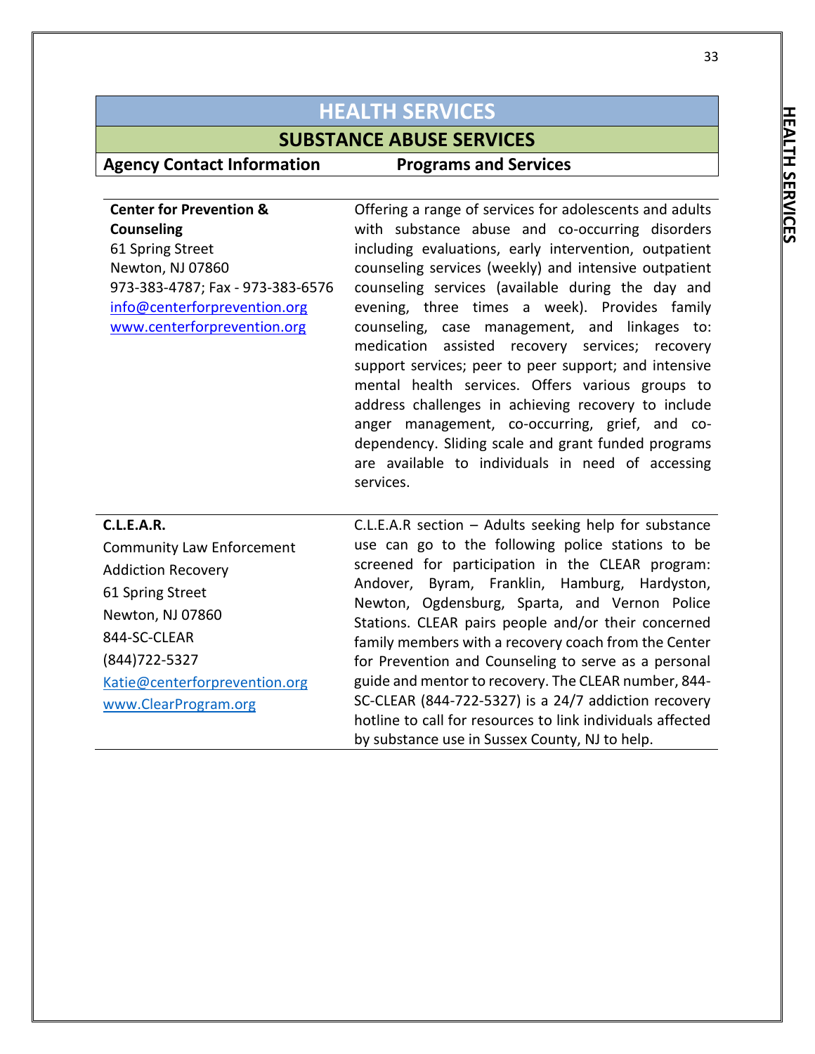# HEALTH SERVICES

## SUBSTANCE ABUSE SERVICES

| Agency Contact Information | Programs and Services |
|---|---|
| **Center for Prevention & Counseling**<br>61 Spring Street<br>Newton, NJ 07860<br>973-383-4787; Fax - 973-383-6576<br>info@centerforprevention.org<br>www.centerforprevention.org | Offering a range of services for adolescents and adults with substance abuse and co-occurring disorders including evaluations, early intervention, outpatient counseling services (weekly) and intensive outpatient counseling services (available during the day and evening, three times a week). Provides family counseling, case management, and linkages to: medication assisted recovery services; recovery support services; peer to peer support; and intensive mental health services. Offers various groups to address challenges in achieving recovery to include anger management, co-occurring, grief, and co-dependency. Sliding scale and grant funded programs are available to individuals in need of accessing services. |
| **C.L.E.A.R.**<br>Community Law Enforcement Addiction Recovery<br>61 Spring Street<br>Newton, NJ 07860<br>844-SC-CLEAR<br>(844)722-5327<br>Katie@centerforprevention.org<br>www.ClearProgram.org | C.L.E.A.R section – Adults seeking help for substance use can go to the following police stations to be screened for participation in the CLEAR program: Andover, Byram, Franklin, Hamburg, Hardyston, Newton, Ogdensburg, Sparta, and Vernon Police Stations. CLEAR pairs people and/or their concerned family members with a recovery coach from the Center for Prevention and Counseling to serve as a personal guide and mentor to recovery. The CLEAR number, 844-SC-CLEAR (844-722-5327) is a 24/7 addiction recovery hotline to call for resources to link individuals affected by substance use in Sussex County, NJ to help. |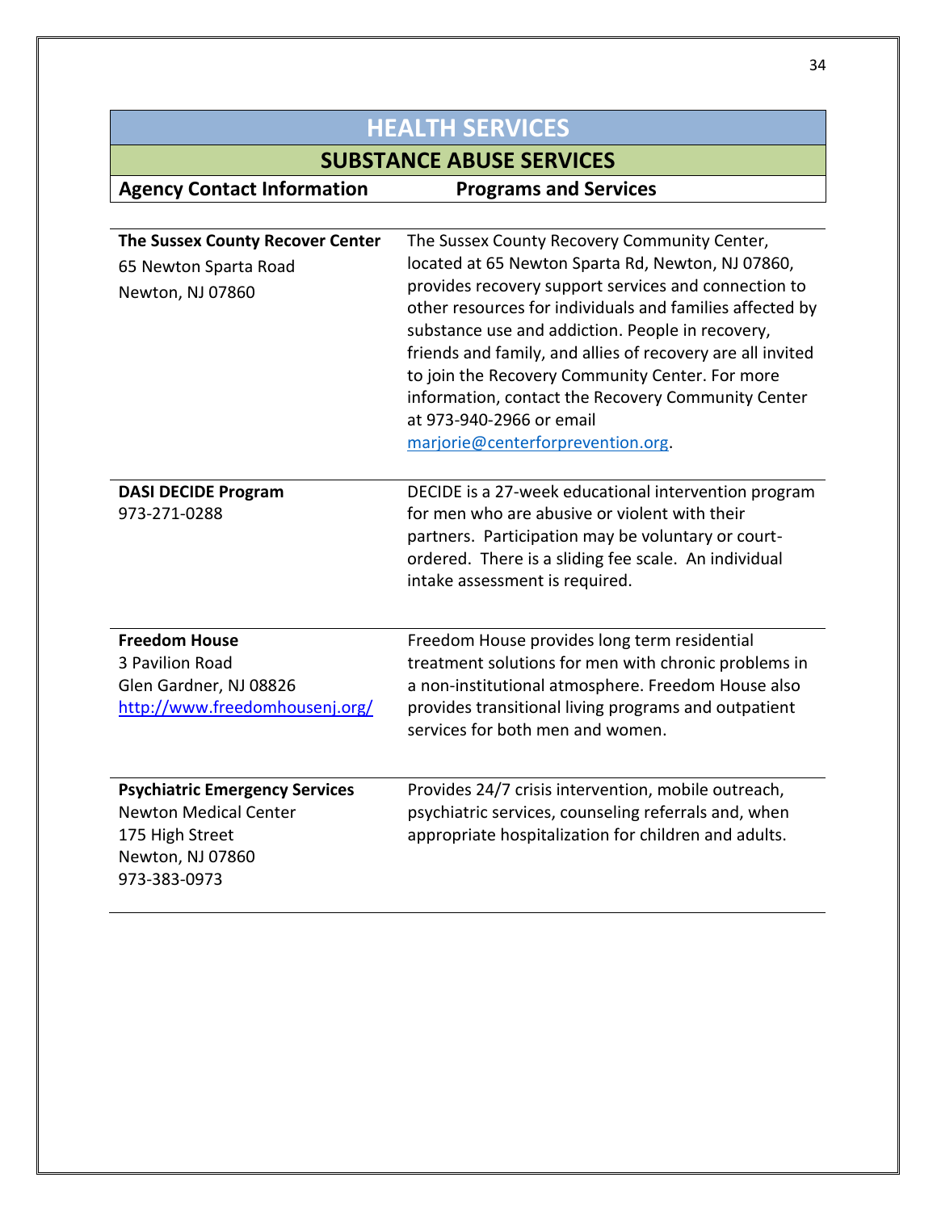# HEALTH SERVICES

## SUBSTANCE ABUSE SERVICES

| Agency Contact Information | Programs and Services |
|---|---|
| **The Sussex County Recover Center**<br>65 Newton Sparta Road<br>Newton, NJ 07860 | The Sussex County Recovery Community Center, located at 65 Newton Sparta Rd, Newton, NJ 07860, provides recovery support services and connection to other resources for individuals and families affected by substance use and addiction. People in recovery, friends and family, and allies of recovery are all invited to join the Recovery Community Center. For more information, contact the Recovery Community Center at 973-940-2966 or email marjorie@centerforprevention.org. |
| **DASI DECIDE Program**<br>973-271-0288 | DECIDE is a 27-week educational intervention program for men who are abusive or violent with their partners. Participation may be voluntary or court-ordered. There is a sliding fee scale. An individual intake assessment is required. |
| **Freedom House**<br>3 Pavilion Road<br>Glen Gardner, NJ 08826<br>http://www.freedomhousenj.org/ | Freedom House provides long term residential treatment solutions for men with chronic problems in a non-institutional atmosphere. Freedom House also provides transitional living programs and outpatient services for both men and women. |
| **Psychiatric Emergency Services**<br>Newton Medical Center<br>175 High Street<br>Newton, NJ 07860<br>973-383-0973 | Provides 24/7 crisis intervention, mobile outreach, psychiatric services, counseling referrals and, when appropriate hospitalization for children and adults. |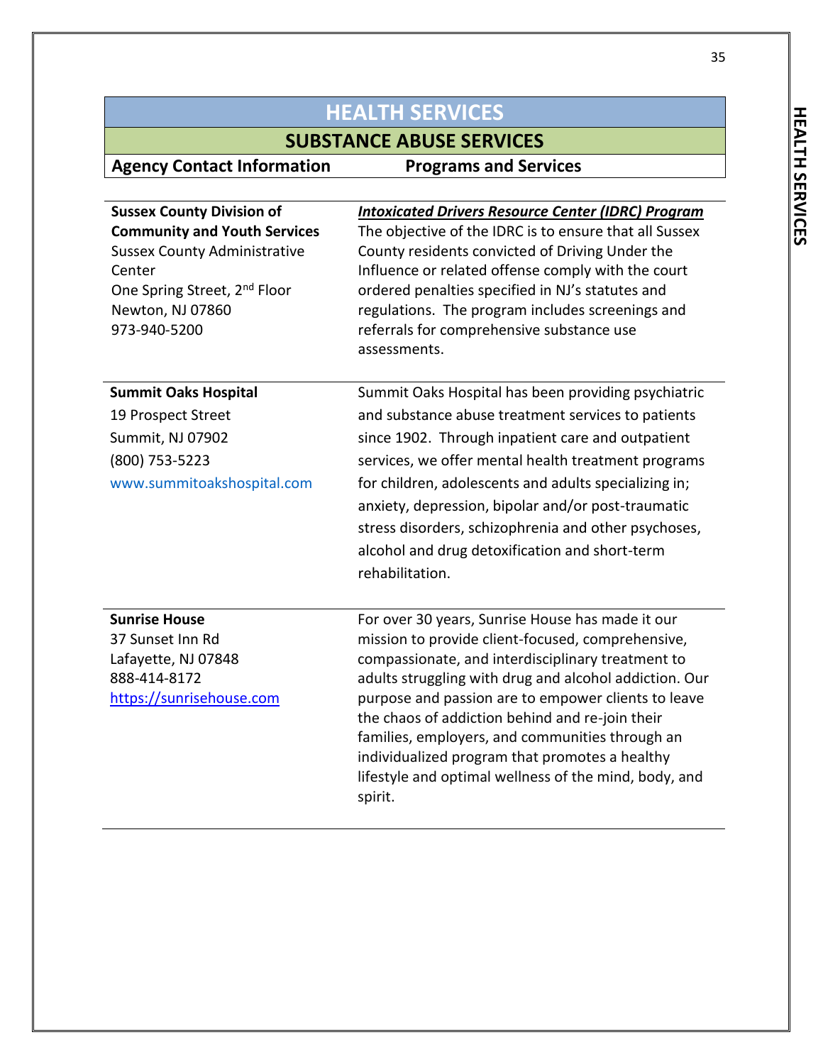# HEALTH SERVICES

## SUBSTANCE ABUSE SERVICES

| Agency Contact Information | Programs and Services |
|---|---|
| **Sussex County Division of Community and Youth Services**<br>Sussex County Administrative Center<br>One Spring Street, 2nd Floor<br>Newton, NJ 07860<br>973-940-5200 | ***Intoxicated Drivers Resource Center (IDRC) Program***<br>The objective of the IDRC is to ensure that all Sussex County residents convicted of Driving Under the Influence or related offense comply with the court ordered penalties specified in NJ's statutes and regulations. The program includes screenings and referrals for comprehensive substance use assessments. |
| **Summit Oaks Hospital**<br>19 Prospect Street<br>Summit, NJ 07902<br>(800) 753-5223<br>www.summitoakshospital.com | Summit Oaks Hospital has been providing psychiatric and substance abuse treatment services to patients since 1902. Through inpatient care and outpatient services, we offer mental health treatment programs for children, adolescents and adults specializing in; anxiety, depression, bipolar and/or post-traumatic stress disorders, schizophrenia and other psychoses, alcohol and drug detoxification and short-term rehabilitation. |
| **Sunrise House**<br>37 Sunset Inn Rd<br>Lafayette, NJ 07848<br>888-414-8172<br>https://sunrisehouse.com | For over 30 years, Sunrise House has made it our mission to provide client-focused, comprehensive, compassionate, and interdisciplinary treatment to adults struggling with drug and alcohol addiction. Our purpose and passion are to empower clients to leave the chaos of addiction behind and re-join their families, employers, and communities through an individualized program that promotes a healthy lifestyle and optimal wellness of the mind, body, and spirit. |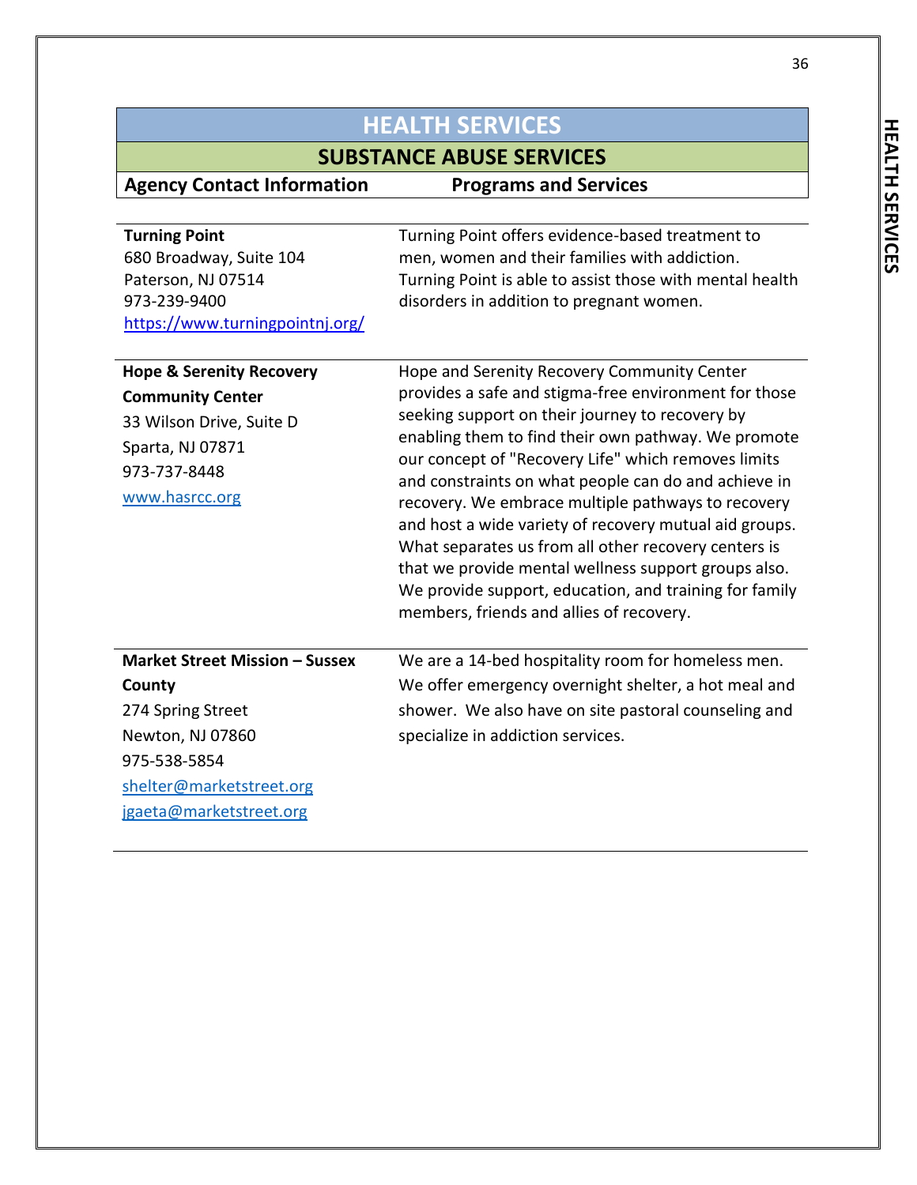# HEALTH SERVICES

## SUBSTANCE ABUSE SERVICES

| Agency Contact Information | Programs and Services |
|---|---|
| **Turning Point**<br>680 Broadway, Suite 104<br>Paterson, NJ 07514<br>973-239-9400<br>https://www.turningpointnj.org/ | Turning Point offers evidence-based treatment to men, women and their families with addiction. Turning Point is able to assist those with mental health disorders in addition to pregnant women. |
| **Hope & Serenity Recovery Community Center**<br>33 Wilson Drive, Suite D<br>Sparta, NJ 07871<br>973-737-8448<br>www.hasrcc.org | Hope and Serenity Recovery Community Center provides a safe and stigma-free environment for those seeking support on their journey to recovery by enabling them to find their own pathway. We promote our concept of "Recovery Life" which removes limits and constraints on what people can do and achieve in recovery. We embrace multiple pathways to recovery and host a wide variety of recovery mutual aid groups. What separates us from all other recovery centers is that we provide mental wellness support groups also. We provide support, education, and training for family members, friends and allies of recovery. |
| **Market Street Mission – Sussex County**<br>274 Spring Street<br>Newton, NJ 07860<br>975-538-5854<br>shelter@marketstreet.org<br>jgaeta@marketstreet.org | We are a 14-bed hospitality room for homeless men. We offer emergency overnight shelter, a hot meal and shower. We also have on site pastoral counseling and specialize in addiction services. |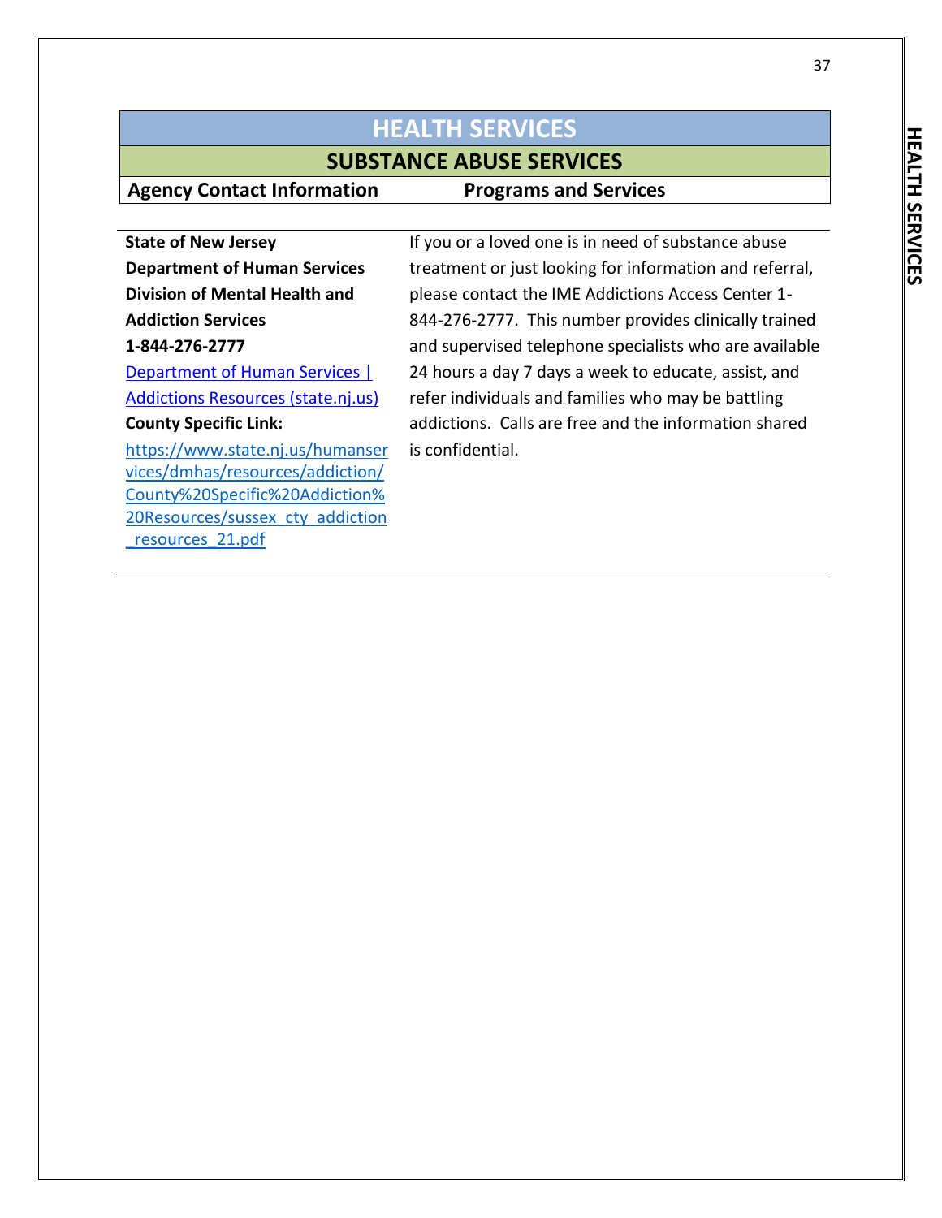# HEALTH SERVICES

## SUBSTANCE ABUSE SERVICES

| Agency Contact Information | Programs and Services |
| --- | --- |
| **State of New Jersey Department of Human Services Division of Mental Health and Addiction Services 1-844-276-2777** [Department of Human Services \| Addictions Resources (state.nj.us)](Department of Human Services \| Addictions Resources (state.nj.us)) **County Specific Link:** https://www.state.nj.us/humanservices/dmhas/resources/addiction/County%20Specific%20Addiction%20Resources/sussex_cty_addiction_resources_21.pdf | If you or a loved one is in need of substance abuse treatment or just looking for information and referral, please contact the IME Addictions Access Center 1-844-276-2777. This number provides clinically trained and supervised telephone specialists who are available 24 hours a day 7 days a week to educate, assist, and refer individuals and families who may be battling addictions. Calls are free and the information shared is confidential. |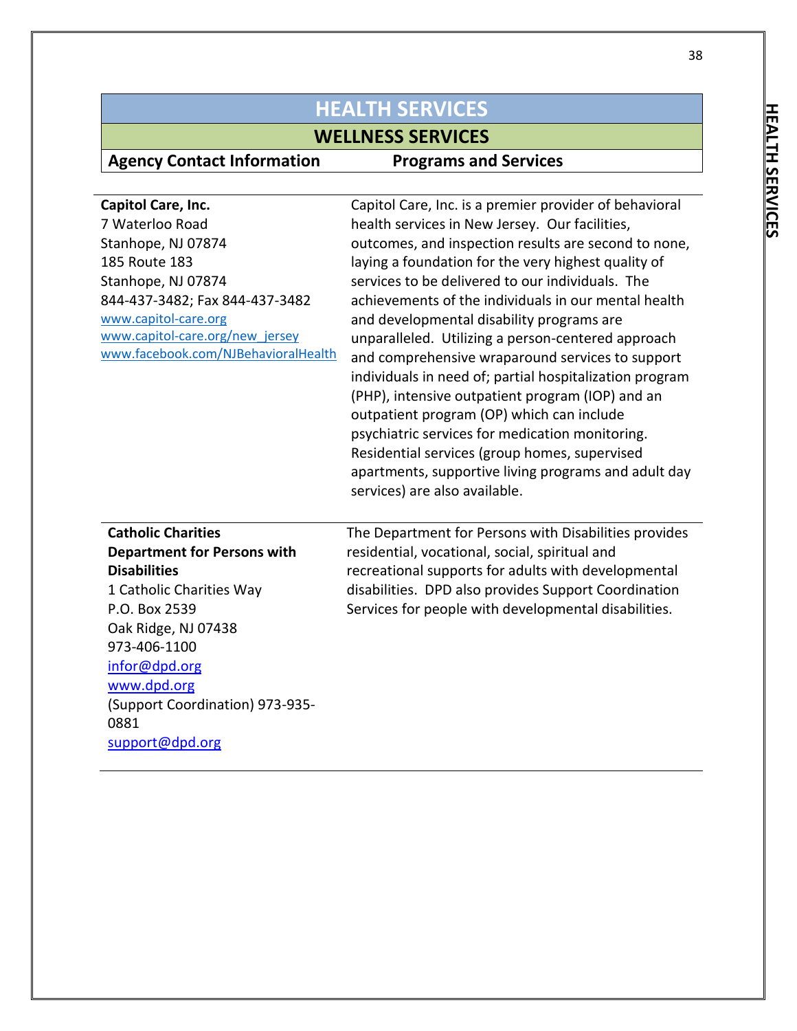# HEALTH SERVICES

## WELLNESS SERVICES

| Agency Contact Information | Programs and Services |
|---|---|
| **Capitol Care, Inc.**<br>7 Waterloo Road<br>Stanhope, NJ 07874<br>185 Route 183<br>Stanhope, NJ 07874<br>844-437-3482; Fax 844-437-3482<br>www.capitol-care.org<br>www.capitol-care.org/new_jersey<br>www.facebook.com/NJBehavioralHealth | Capitol Care, Inc. is a premier provider of behavioral health services in New Jersey. Our facilities, outcomes, and inspection results are second to none, laying a foundation for the very highest quality of services to be delivered to our individuals. The achievements of the individuals in our mental health and developmental disability programs are unparalleled. Utilizing a person-centered approach and comprehensive wraparound services to support individuals in need of; partial hospitalization program (PHP), intensive outpatient program (IOP) and an outpatient program (OP) which can include psychiatric services for medication monitoring. Residential services (group homes, supervised apartments, supportive living programs and adult day services) are also available. |
| **Catholic Charities**<br>**Department for Persons with Disabilities**<br>1 Catholic Charities Way<br>P.O. Box 2539<br>Oak Ridge, NJ 07438<br>973-406-1100<br>infor@dpd.org<br>www.dpd.org<br>(Support Coordination) 973-935-0881<br>support@dpd.org | The Department for Persons with Disabilities provides residential, vocational, social, spiritual and recreational supports for adults with developmental disabilities. DPD also provides Support Coordination Services for people with developmental disabilities. |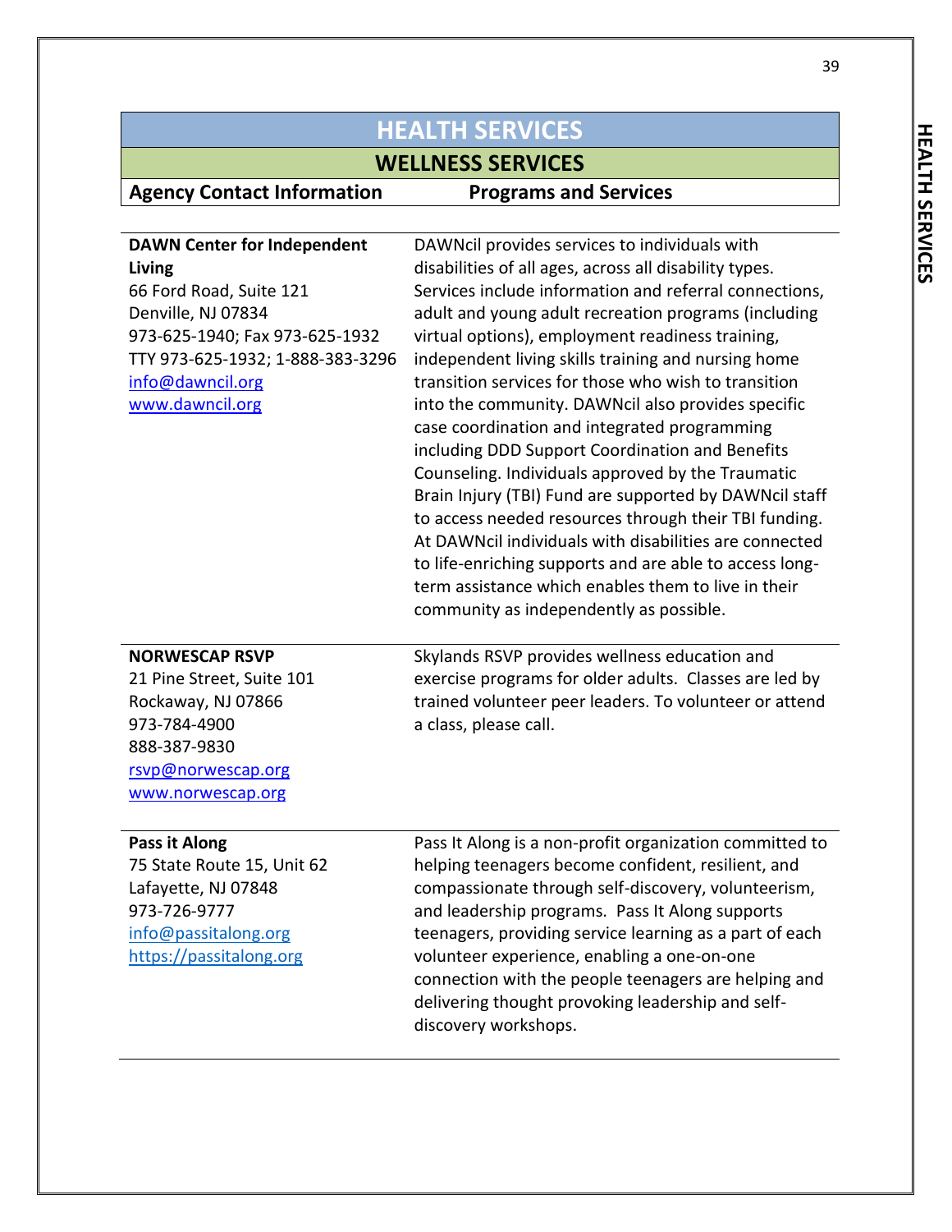# HEALTH SERVICES

## WELLNESS SERVICES

| Agency Contact Information | Programs and Services |
|---|---|
| **DAWN Center for Independent Living**<br>66 Ford Road, Suite 121<br>Denville, NJ 07834<br>973-625-1940; Fax 973-625-1932<br>TTY 973-625-1932; 1-888-383-3296<br>info@dawncil.org<br>www.dawncil.org | DAWNcil provides services to individuals with disabilities of all ages, across all disability types. Services include information and referral connections, adult and young adult recreation programs (including virtual options), employment readiness training, independent living skills training and nursing home transition services for those who wish to transition into the community. DAWNcil also provides specific case coordination and integrated programming including DDD Support Coordination and Benefits Counseling. Individuals approved by the Traumatic Brain Injury (TBI) Fund are supported by DAWNcil staff to access needed resources through their TBI funding. At DAWNcil individuals with disabilities are connected to life-enriching supports and are able to access long-term assistance which enables them to live in their community as independently as possible. |
| **NORWESCAP RSVP**<br>21 Pine Street, Suite 101<br>Rockaway, NJ 07866<br>973-784-4900<br>888-387-9830<br>rsvp@norwescap.org<br>www.norwescap.org | Skylands RSVP provides wellness education and exercise programs for older adults. Classes are led by trained volunteer peer leaders. To volunteer or attend a class, please call. |
| **Pass it Along**<br>75 State Route 15, Unit 62<br>Lafayette, NJ 07848<br>973-726-9777<br>info@passitalong.org<br>https://passitalong.org | Pass It Along is a non-profit organization committed to helping teenagers become confident, resilient, and compassionate through self-discovery, volunteerism, and leadership programs. Pass It Along supports teenagers, providing service learning as a part of each volunteer experience, enabling a one-on-one connection with the people teenagers are helping and delivering thought provoking leadership and self-discovery workshops. |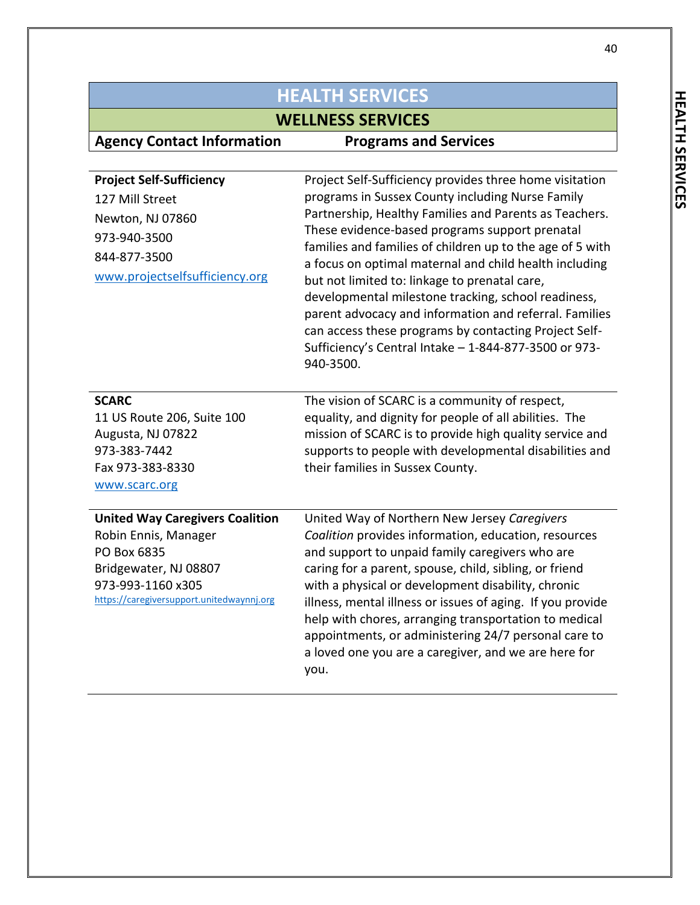# HEALTH SERVICES

## WELLNESS SERVICES

| Agency Contact Information | Programs and Services |
|---|---|
| **Project Self-Sufficiency**<br>127 Mill Street<br>Newton, NJ 07860<br>973-940-3500<br>844-877-3500<br>www.projectselfsufficiency.org | Project Self-Sufficiency provides three home visitation programs in Sussex County including Nurse Family Partnership, Healthy Families and Parents as Teachers. These evidence-based programs support prenatal families and families of children up to the age of 5 with a focus on optimal maternal and child health including but not limited to: linkage to prenatal care, developmental milestone tracking, school readiness, parent advocacy and information and referral. Families can access these programs by contacting Project Self-Sufficiency's Central Intake – 1-844-877-3500 or 973-940-3500. |
| **SCARC**<br>11 US Route 206, Suite 100<br>Augusta, NJ 07822<br>973-383-7442<br>Fax 973-383-8330<br>www.scarc.org | The vision of SCARC is a community of respect, equality, and dignity for people of all abilities. The mission of SCARC is to provide high quality service and supports to people with developmental disabilities and their families in Sussex County. |
| **United Way Caregivers Coalition**<br>Robin Ennis, Manager<br>PO Box 6835<br>Bridgewater, NJ 08807<br>973-993-1160 x305<br>https://caregiversupport.unitedwaynnj.org | United Way of Northern New Jersey *Caregivers Coalition* provides information, education, resources and support to unpaid family caregivers who are caring for a parent, spouse, child, sibling, or friend with a physical or development disability, chronic illness, mental illness or issues of aging. If you provide help with chores, arranging transportation to medical appointments, or administering 24/7 personal care to a loved one you are a caregiver, and we are here for you. |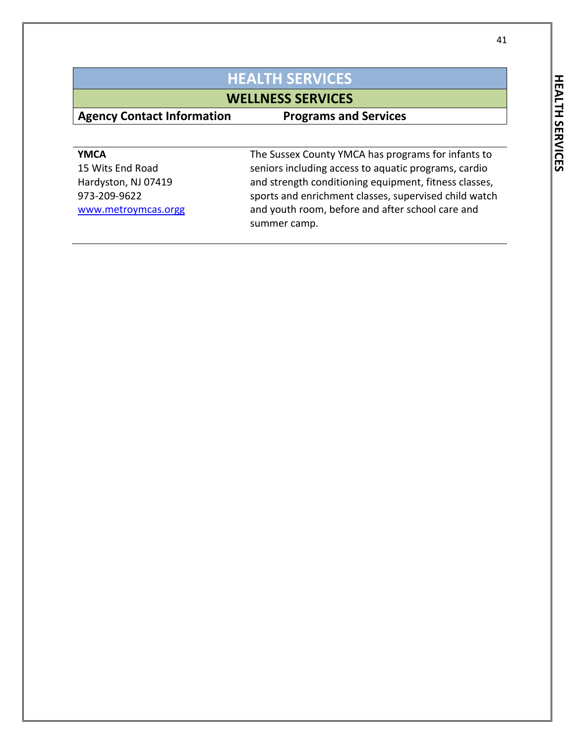# HEALTH SERVICES

## WELLNESS SERVICES

| Agency Contact Information | Programs and Services |
|---|---|
| **YMCA**<br>15 Wits End Road<br>Hardyston, NJ 07419<br>973-209-9622<br>www.metroymcas.orgg | The Sussex County YMCA has programs for infants to seniors including access to aquatic programs, cardio and strength conditioning equipment, fitness classes, sports and enrichment classes, supervised child watch and youth room, before and after school care and summer camp. |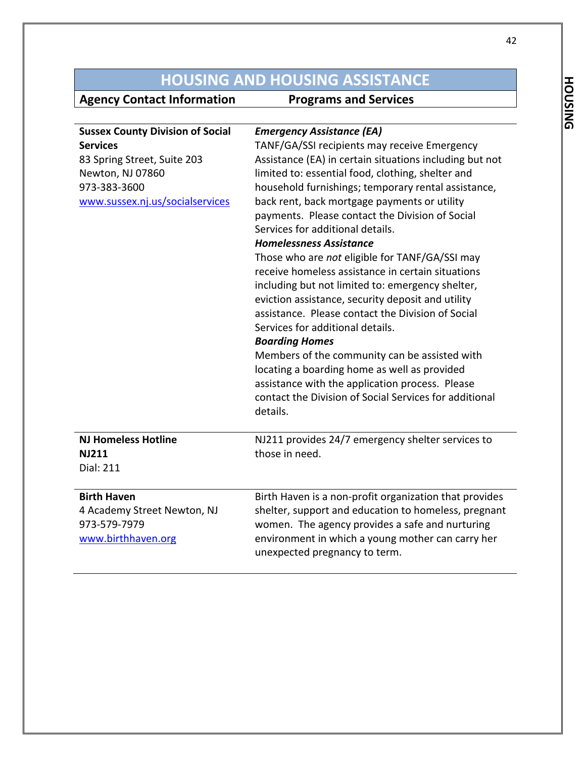# HOUSING AND HOUSING ASSISTANCE

| Agency Contact Information | Programs and Services |
|---|---|
| **Sussex County Division of Social Services**<br>83 Spring Street, Suite 203<br>Newton, NJ 07860<br>973-383-3600<br>www.sussex.nj.us/socialservices | ***Emergency Assistance (EA)***<br>TANF/GA/SSI recipients may receive Emergency Assistance (EA) in certain situations including but not limited to: essential food, clothing, shelter and household furnishings; temporary rental assistance, back rent, back mortgage payments or utility payments. Please contact the Division of Social Services for additional details.<br>***Homelessness Assistance***<br>Those who are *not* eligible for TANF/GA/SSI may receive homeless assistance in certain situations including but not limited to: emergency shelter, eviction assistance, security deposit and utility assistance. Please contact the Division of Social Services for additional details.<br>***Boarding Homes***<br>Members of the community can be assisted with locating a boarding home as well as provided assistance with the application process. Please contact the Division of Social Services for additional details. |
| **NJ Homeless Hotline**<br>**NJ211**<br>Dial: 211 | NJ211 provides 24/7 emergency shelter services to those in need. |
| **Birth Haven**<br>4 Academy Street Newton, NJ<br>973-579-7979<br>www.birthhaven.org | Birth Haven is a non-profit organization that provides shelter, support and education to homeless, pregnant women. The agency provides a safe and nurturing environment in which a young mother can carry her unexpected pregnancy to term. |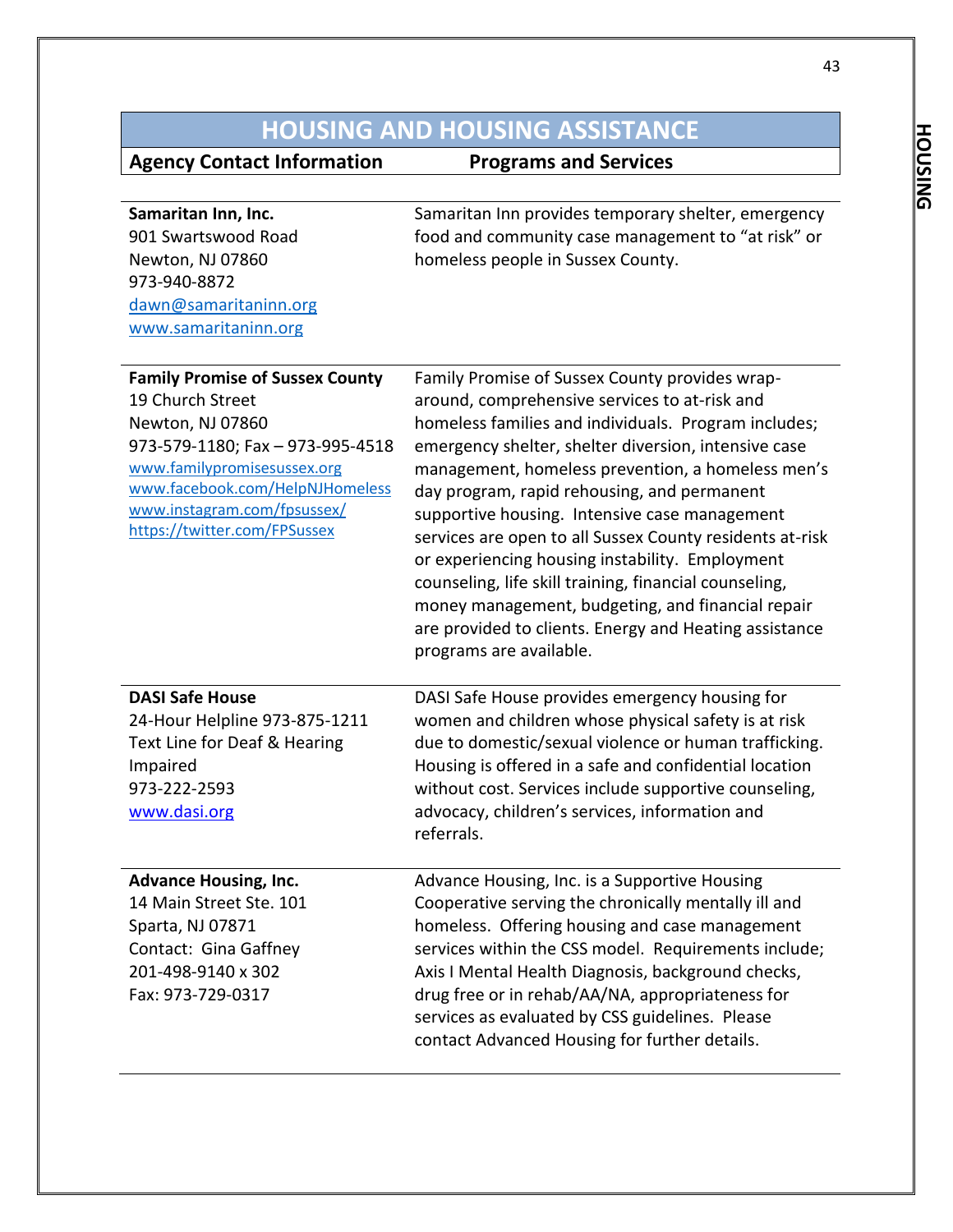# HOUSING AND HOUSING ASSISTANCE

| Agency Contact Information | Programs and Services |
|---|---|
| **Samaritan Inn, Inc.**<br>901 Swartswood Road<br>Newton, NJ 07860<br>973-940-8872<br>dawn@samaritaninn.org<br>www.samaritaninn.org | Samaritan Inn provides temporary shelter, emergency food and community case management to "at risk" or homeless people in Sussex County. |
| **Family Promise of Sussex County**<br>19 Church Street<br>Newton, NJ 07860<br>973-579-1180; Fax – 973-995-4518<br>www.familypromisesussex.org<br>www.facebook.com/HelpNJHomeless<br>www.instagram.com/fpsussex/<br>https://twitter.com/FPSussex | Family Promise of Sussex County provides wrap-around, comprehensive services to at-risk and homeless families and individuals. Program includes; emergency shelter, shelter diversion, intensive case management, homeless prevention, a homeless men's day program, rapid rehousing, and permanent supportive housing. Intensive case management services are open to all Sussex County residents at-risk or experiencing housing instability. Employment counseling, life skill training, financial counseling, money management, budgeting, and financial repair are provided to clients. Energy and Heating assistance programs are available. |
| **DASI Safe House**<br>24-Hour Helpline 973-875-1211<br>Text Line for Deaf & Hearing Impaired<br>973-222-2593<br>www.dasi.org | DASI Safe House provides emergency housing for women and children whose physical safety is at risk due to domestic/sexual violence or human trafficking. Housing is offered in a safe and confidential location without cost. Services include supportive counseling, advocacy, children's services, information and referrals. |
| **Advance Housing, Inc.**<br>14 Main Street Ste. 101<br>Sparta, NJ 07871<br>Contact: Gina Gaffney<br>201-498-9140 x 302<br>Fax: 973-729-0317 | Advance Housing, Inc. is a Supportive Housing Cooperative serving the chronically mentally ill and homeless. Offering housing and case management services within the CSS model. Requirements include; Axis I Mental Health Diagnosis, background checks, drug free or in rehab/AA/NA, appropriateness for services as evaluated by CSS guidelines. Please contact Advanced Housing for further details. |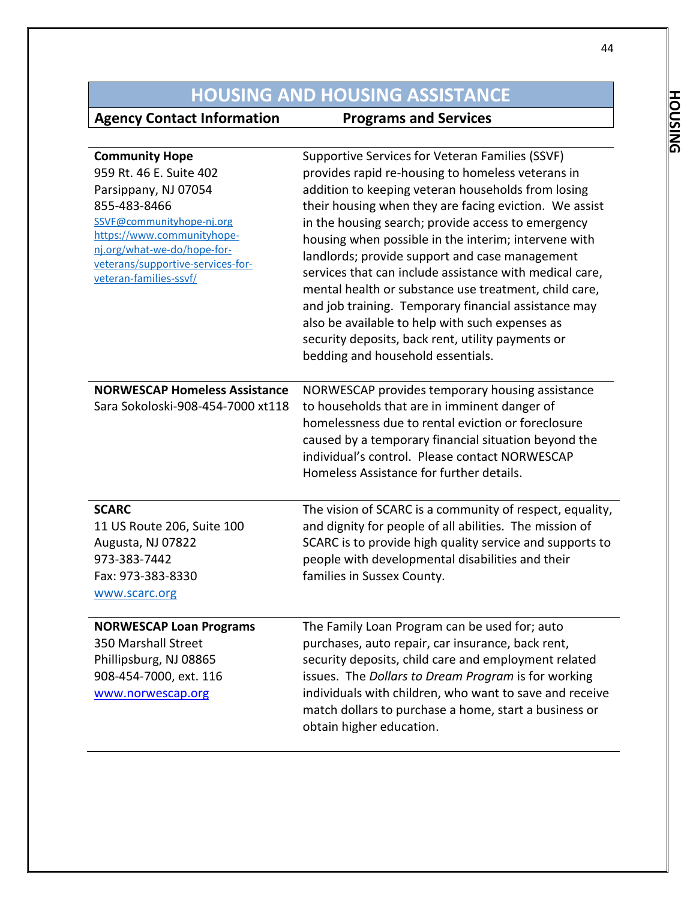# HOUSING AND HOUSING ASSISTANCE

| Agency Contact Information | Programs and Services |
|---|---|
| **Community Hope**<br>959 Rt. 46 E. Suite 402<br>Parsippany, NJ 07054<br>855-483-8466<br>SSVF@communityhope-nj.org<br>https://www.communityhope-nj.org/what-we-do/hope-for-veterans/supportive-services-for-veteran-families-ssvf/ | Supportive Services for Veteran Families (SSVF) provides rapid re-housing to homeless veterans in addition to keeping veteran households from losing their housing when they are facing eviction. We assist in the housing search; provide access to emergency housing when possible in the interim; intervene with landlords; provide support and case management services that can include assistance with medical care, mental health or substance use treatment, child care, and job training. Temporary financial assistance may also be available to help with such expenses as security deposits, back rent, utility payments or bedding and household essentials. |
| **NORWESCAP Homeless Assistance**<br>Sara Sokoloski-908-454-7000 xt118 | NORWESCAP provides temporary housing assistance to households that are in imminent danger of homelessness due to rental eviction or foreclosure caused by a temporary financial situation beyond the individual's control. Please contact NORWESCAP Homeless Assistance for further details. |
| **SCARC**<br>11 US Route 206, Suite 100<br>Augusta, NJ 07822<br>973-383-7442<br>Fax: 973-383-8330<br>www.scarc.org | The vision of SCARC is a community of respect, equality, and dignity for people of all abilities. The mission of SCARC is to provide high quality service and supports to people with developmental disabilities and their families in Sussex County. |
| **NORWESCAP Loan Programs**<br>350 Marshall Street<br>Phillipsburg, NJ 08865<br>908-454-7000, ext. 116<br>www.norwescap.org | The Family Loan Program can be used for; auto purchases, auto repair, car insurance, back rent, security deposits, child care and employment related issues. The *Dollars to Dream Program* is for working individuals with children, who want to save and receive match dollars to purchase a home, start a business or obtain higher education. |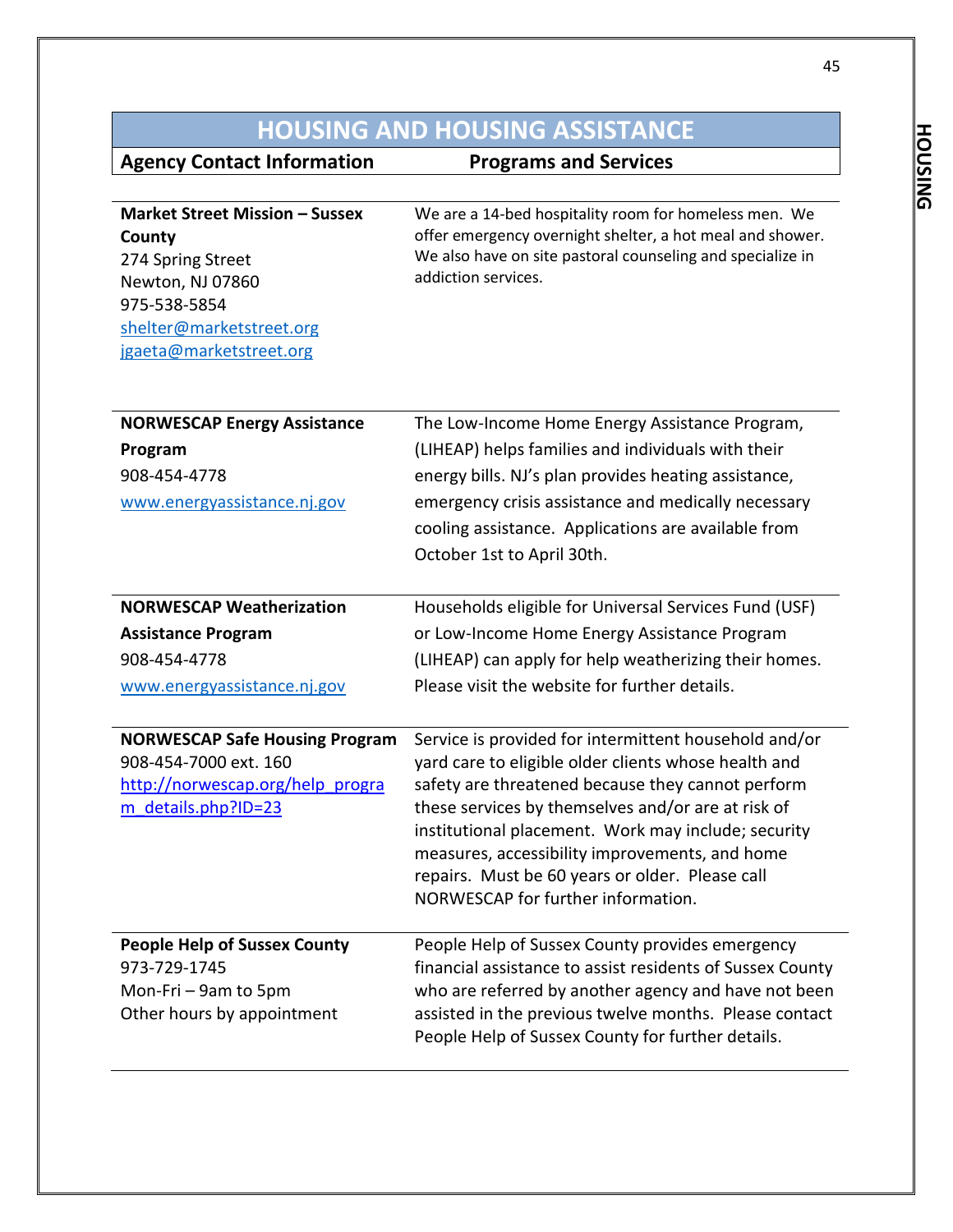# HOUSING AND HOUSING ASSISTANCE

| Agency Contact Information | Programs and Services |
|---|---|
| **Market Street Mission – Sussex County**<br>274 Spring Street<br>Newton, NJ 07860<br>975-538-5854<br>shelter@marketstreet.org<br>jgaeta@marketstreet.org | We are a 14-bed hospitality room for homeless men. We offer emergency overnight shelter, a hot meal and shower. We also have on site pastoral counseling and specialize in addiction services. |
| **NORWESCAP Energy Assistance Program**<br>908-454-4778<br>www.energyassistance.nj.gov | The Low-Income Home Energy Assistance Program, (LIHEAP) helps families and individuals with their energy bills. NJ's plan provides heating assistance, emergency crisis assistance and medically necessary cooling assistance. Applications are available from October 1st to April 30th. |
| **NORWESCAP Weatherization Assistance Program**<br>908-454-4778<br>www.energyassistance.nj.gov | Households eligible for Universal Services Fund (USF) or Low-Income Home Energy Assistance Program (LIHEAP) can apply for help weatherizing their homes. Please visit the website for further details. |
| **NORWESCAP Safe Housing Program**<br>908-454-7000 ext. 160<br>http://norwescap.org/help_program_details.php?ID=23 | Service is provided for intermittent household and/or yard care to eligible older clients whose health and safety are threatened because they cannot perform these services by themselves and/or are at risk of institutional placement. Work may include; security measures, accessibility improvements, and home repairs. Must be 60 years or older. Please call NORWESCAP for further information. |
| **People Help of Sussex County**<br>973-729-1745<br>Mon-Fri – 9am to 5pm<br>Other hours by appointment | People Help of Sussex County provides emergency financial assistance to assist residents of Sussex County who are referred by another agency and have not been assisted in the previous twelve months. Please contact People Help of Sussex County for further details. |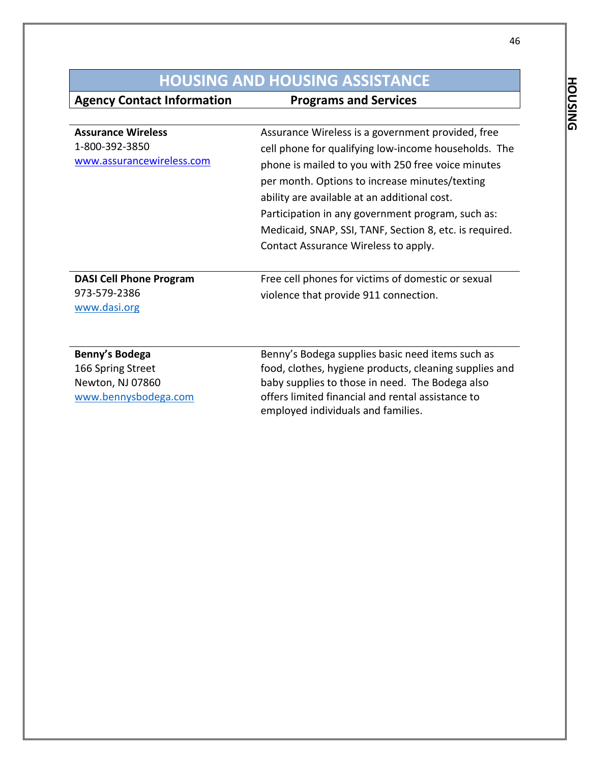## HOUSING AND HOUSING ASSISTANCE

| Agency Contact Information | Programs and Services |
| --- | --- |
| **Assurance Wireless**<br>1-800-392-3850<br>www.assurancewireless.com | Assurance Wireless is a government provided, free cell phone for qualifying low-income households. The phone is mailed to you with 250 free voice minutes per month. Options to increase minutes/texting ability are available at an additional cost. Participation in any government program, such as: Medicaid, SNAP, SSI, TANF, Section 8, etc. is required. Contact Assurance Wireless to apply. |
| **DASI Cell Phone Program**<br>973-579-2386<br>www.dasi.org | Free cell phones for victims of domestic or sexual violence that provide 911 connection. |
| **Benny's Bodega**<br>166 Spring Street<br>Newton, NJ 07860<br>www.bennysbodega.com | Benny's Bodega supplies basic need items such as food, clothes, hygiene products, cleaning supplies and baby supplies to those in need. The Bodega also offers limited financial and rental assistance to employed individuals and families. |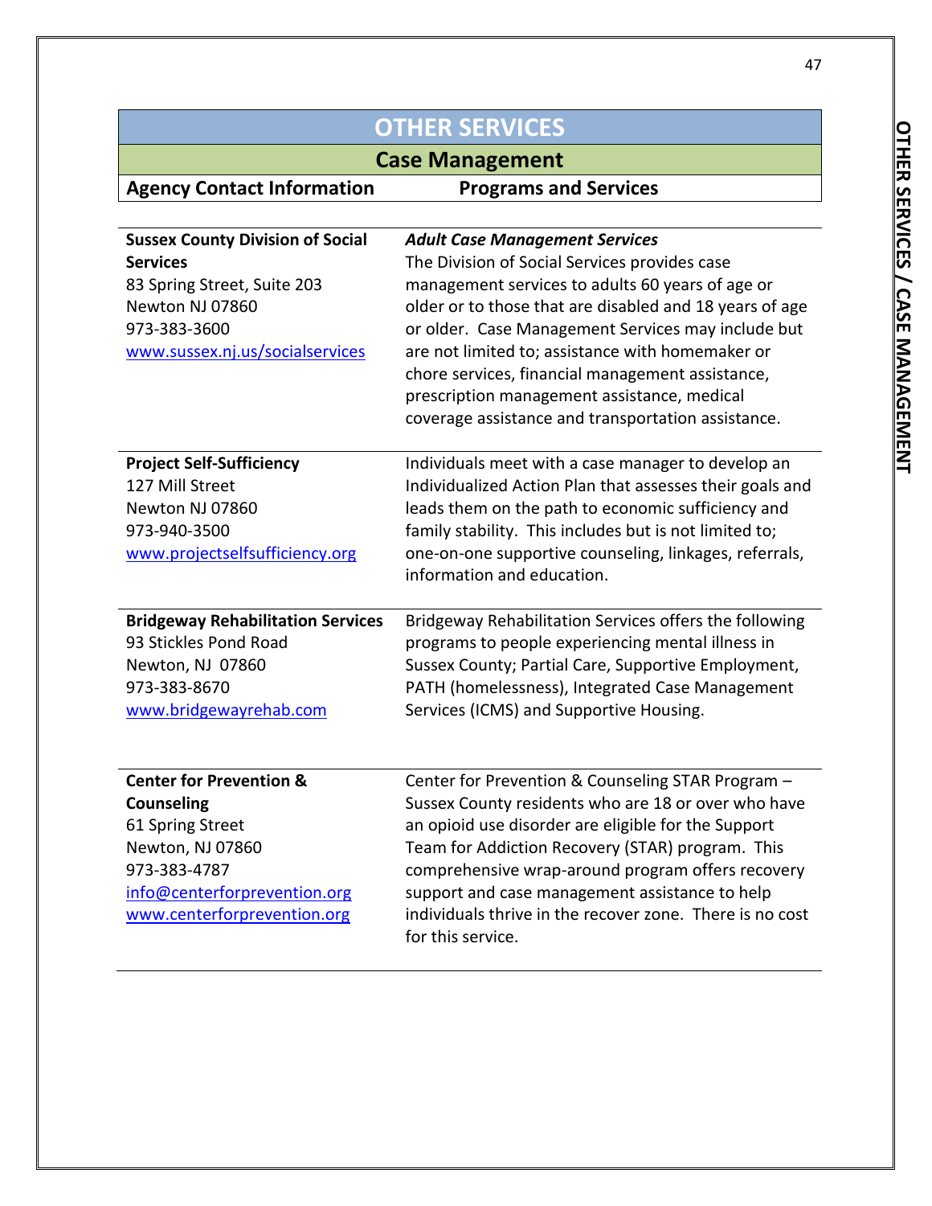# OTHER SERVICES

## Case Management

| Agency Contact Information | Programs and Services |
|---|---|
| **Sussex County Division of Social Services**<br>83 Spring Street, Suite 203<br>Newton NJ 07860<br>973-383-3600<br>www.sussex.nj.us/socialservices | ***Adult Case Management Services***<br>The Division of Social Services provides case management services to adults 60 years of age or older or to those that are disabled and 18 years of age or older. Case Management Services may include but are not limited to; assistance with homemaker or chore services, financial management assistance, prescription management assistance, medical coverage assistance and transportation assistance. |
| **Project Self-Sufficiency**<br>127 Mill Street<br>Newton NJ 07860<br>973-940-3500<br>www.projectselfsufficiency.org | Individuals meet with a case manager to develop an Individualized Action Plan that assesses their goals and leads them on the path to economic sufficiency and family stability. This includes but is not limited to; one-on-one supportive counseling, linkages, referrals, information and education. |
| **Bridgeway Rehabilitation Services**<br>93 Stickles Pond Road<br>Newton, NJ 07860<br>973-383-8670<br>www.bridgewayrehab.com | Bridgeway Rehabilitation Services offers the following programs to people experiencing mental illness in Sussex County; Partial Care, Supportive Employment, PATH (homelessness), Integrated Case Management Services (ICMS) and Supportive Housing. |
| **Center for Prevention & Counseling**<br>61 Spring Street<br>Newton, NJ 07860<br>973-383-4787<br>info@centerforprevention.org<br>www.centerforprevention.org | Center for Prevention & Counseling STAR Program – Sussex County residents who are 18 or over who have an opioid use disorder are eligible for the Support Team for Addiction Recovery (STAR) program. This comprehensive wrap-around program offers recovery support and case management assistance to help individuals thrive in the recover zone. There is no cost for this service. |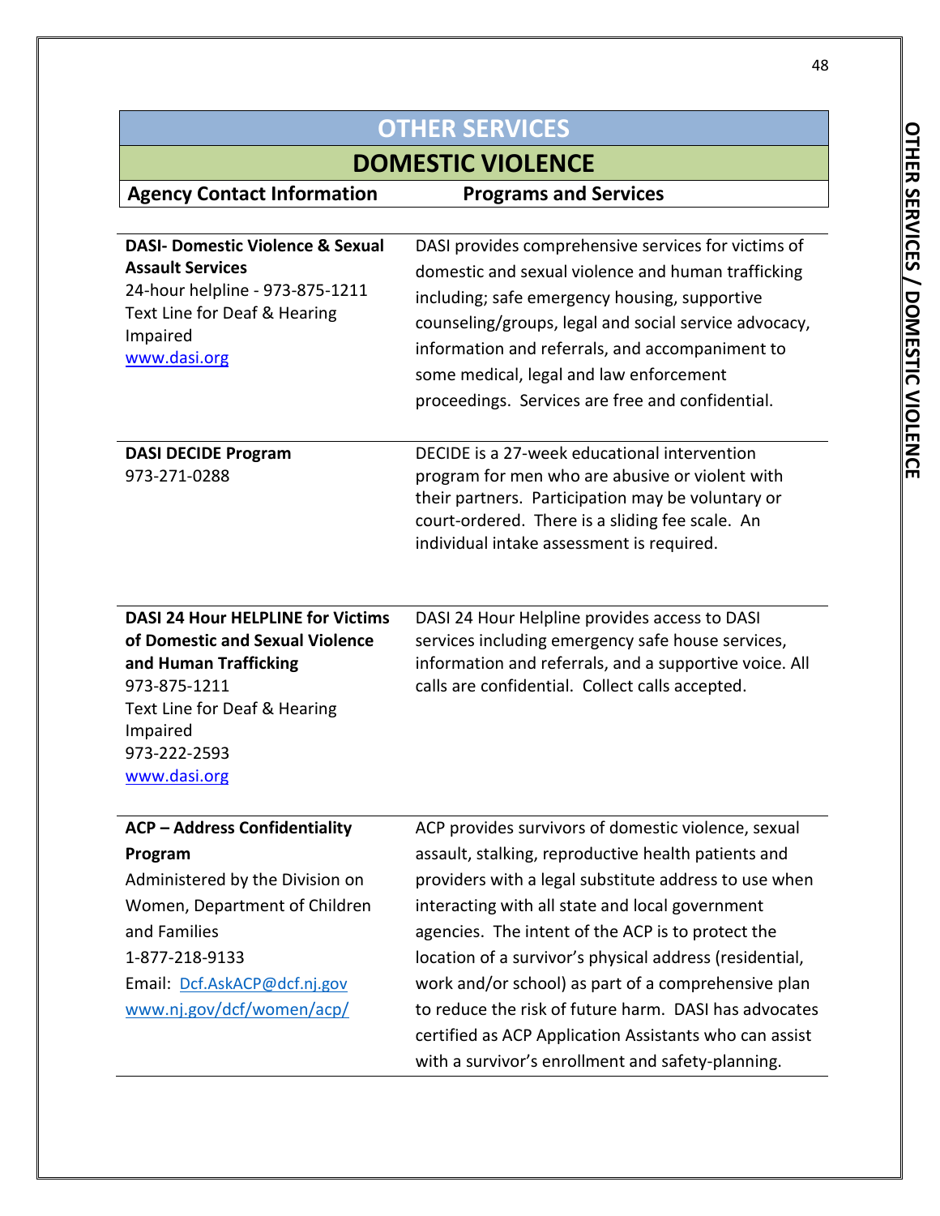# OTHER SERVICES

## DOMESTIC VIOLENCE

| Agency Contact Information | Programs and Services |
|---|---|
| **DASI- Domestic Violence & Sexual Assault Services**<br>24-hour helpline - 973-875-1211<br>Text Line for Deaf & Hearing Impaired<br>www.dasi.org | DASI provides comprehensive services for victims of domestic and sexual violence and human trafficking including; safe emergency housing, supportive counseling/groups, legal and social service advocacy, information and referrals, and accompaniment to some medical, legal and law enforcement proceedings. Services are free and confidential. |
| **DASI DECIDE Program**<br>973-271-0288 | DECIDE is a 27-week educational intervention program for men who are abusive or violent with their partners. Participation may be voluntary or court-ordered. There is a sliding fee scale. An individual intake assessment is required. |
| **DASI 24 Hour HELPLINE for Victims of Domestic and Sexual Violence and Human Trafficking**<br>973-875-1211<br>Text Line for Deaf & Hearing Impaired<br>973-222-2593<br>www.dasi.org | DASI 24 Hour Helpline provides access to DASI services including emergency safe house services, information and referrals, and a supportive voice. All calls are confidential. Collect calls accepted. |
| **ACP – Address Confidentiality Program**<br>Administered by the Division on Women, Department of Children and Families<br>1-877-218-9133<br>Email: Dcf.AskACP@dcf.nj.gov<br>www.nj.gov/dcf/women/acp/ | ACP provides survivors of domestic violence, sexual assault, stalking, reproductive health patients and providers with a legal substitute address to use when interacting with all state and local government agencies. The intent of the ACP is to protect the location of a survivor's physical address (residential, work and/or school) as part of a comprehensive plan to reduce the risk of future harm. DASI has advocates certified as ACP Application Assistants who can assist with a survivor's enrollment and safety-planning. |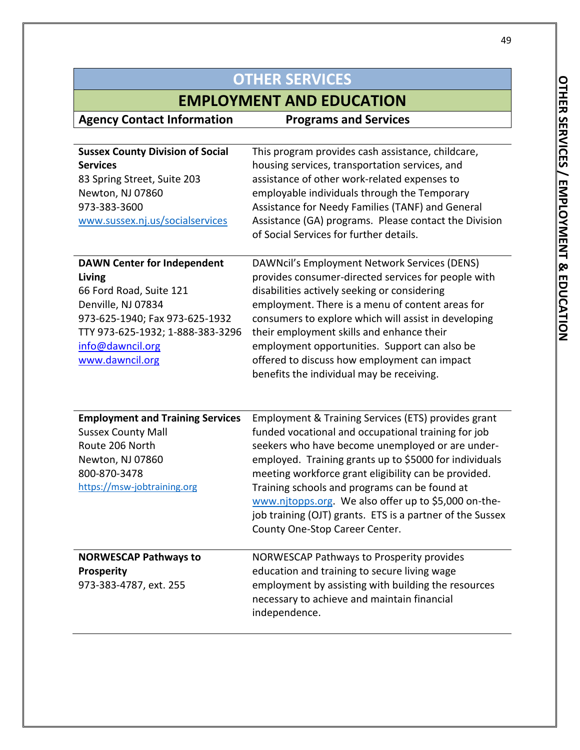# OTHER SERVICES

## EMPLOYMENT AND EDUCATION

| Agency Contact Information | Programs and Services |
|---|---|
| **Sussex County Division of Social Services**<br>83 Spring Street, Suite 203<br>Newton, NJ 07860<br>973-383-3600<br>www.sussex.nj.us/socialservices | This program provides cash assistance, childcare, housing services, transportation services, and assistance of other work-related expenses to employable individuals through the Temporary Assistance for Needy Families (TANF) and General Assistance (GA) programs. Please contact the Division of Social Services for further details. |
| **DAWN Center for Independent Living**<br>66 Ford Road, Suite 121<br>Denville, NJ 07834<br>973-625-1940; Fax 973-625-1932<br>TTY 973-625-1932; 1-888-383-3296<br>info@dawncil.org<br>www.dawncil.org | DAWNcil's Employment Network Services (DENS) provides consumer-directed services for people with disabilities actively seeking or considering employment. There is a menu of content areas for consumers to explore which will assist in developing their employment skills and enhance their employment opportunities. Support can also be offered to discuss how employment can impact benefits the individual may be receiving. |
| **Employment and Training Services**<br>Sussex County Mall<br>Route 206 North<br>Newton, NJ 07860<br>800-870-3478<br>https://msw-jobtraining.org | Employment & Training Services (ETS) provides grant funded vocational and occupational training for job seekers who have become unemployed or are under-employed. Training grants up to $5000 for individuals meeting workforce grant eligibility can be provided. Training schools and programs can be found at www.njtopps.org. We also offer up to $5,000 on-the-job training (OJT) grants. ETS is a partner of the Sussex County One-Stop Career Center. |
| **NORWESCAP Pathways to Prosperity**<br>973-383-4787, ext. 255 | NORWESCAP Pathways to Prosperity provides education and training to secure living wage employment by assisting with building the resources necessary to achieve and maintain financial independence. |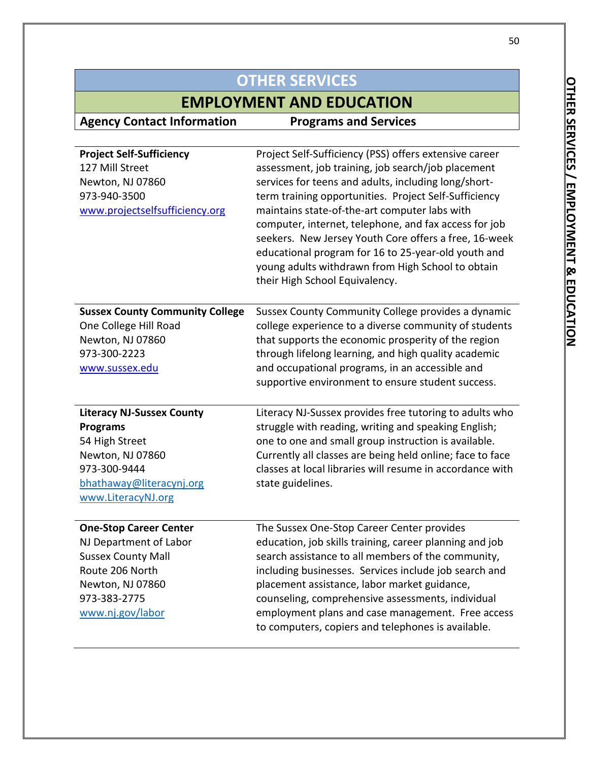# OTHER SERVICES

## EMPLOYMENT AND EDUCATION

| Agency Contact Information | Programs and Services |
| --- | --- |
| **Project Self-Sufficiency**<br>127 Mill Street<br>Newton, NJ 07860<br>973-940-3500<br>www.projectselfsufficiency.org | Project Self-Sufficiency (PSS) offers extensive career assessment, job training, job search/job placement services for teens and adults, including long/short-term training opportunities. Project Self-Sufficiency maintains state-of-the-art computer labs with computer, internet, telephone, and fax access for job seekers. New Jersey Youth Core offers a free, 16-week educational program for 16 to 25-year-old youth and young adults withdrawn from High School to obtain their High School Equivalency. |
| **Sussex County Community College**<br>One College Hill Road<br>Newton, NJ 07860<br>973-300-2223<br>www.sussex.edu | Sussex County Community College provides a dynamic college experience to a diverse community of students that supports the economic prosperity of the region through lifelong learning, and high quality academic and occupational programs, in an accessible and supportive environment to ensure student success. |
| **Literacy NJ-Sussex County Programs**<br>54 High Street<br>Newton, NJ 07860<br>973-300-9444<br>bhathaway@literacynj.org<br>www.LiteracyNJ.org | Literacy NJ-Sussex provides free tutoring to adults who struggle with reading, writing and speaking English; one to one and small group instruction is available. Currently all classes are being held online; face to face classes at local libraries will resume in accordance with state guidelines. |
| **One-Stop Career Center**<br>NJ Department of Labor<br>Sussex County Mall<br>Route 206 North<br>Newton, NJ 07860<br>973-383-2775<br>www.nj.gov/labor | The Sussex One-Stop Career Center provides education, job skills training, career planning and job search assistance to all members of the community, including businesses. Services include job search and placement assistance, labor market guidance, counseling, comprehensive assessments, individual employment plans and case management. Free access to computers, copiers and telephones is available. |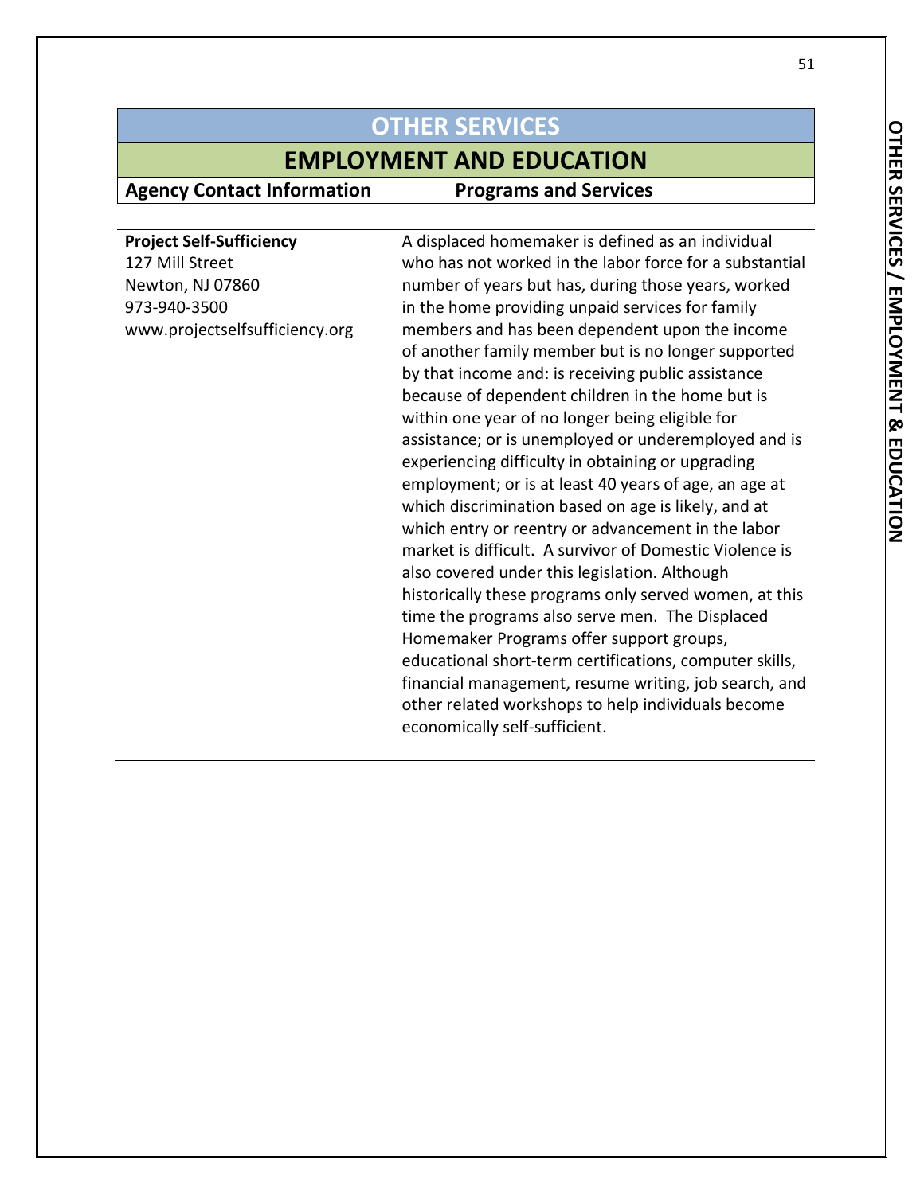# OTHER SERVICES

## EMPLOYMENT AND EDUCATION

| Agency Contact Information | Programs and Services |
|---|---|
| **Project Self-Sufficiency**<br>127 Mill Street<br>Newton, NJ 07860<br>973-940-3500<br>www.projectselfsufficiency.org | A displaced homemaker is defined as an individual who has not worked in the labor force for a substantial number of years but has, during those years, worked in the home providing unpaid services for family members and has been dependent upon the income of another family member but is no longer supported by that income and: is receiving public assistance because of dependent children in the home but is within one year of no longer being eligible for assistance; or is unemployed or underemployed and is experiencing difficulty in obtaining or upgrading employment; or is at least 40 years of age, an age at which discrimination based on age is likely, and at which entry or reentry or advancement in the labor market is difficult. A survivor of Domestic Violence is also covered under this legislation. Although historically these programs only served women, at this time the programs also serve men. The Displaced Homemaker Programs offer support groups, educational short-term certifications, computer skills, financial management, resume writing, job search, and other related workshops to help individuals become economically self-sufficient. |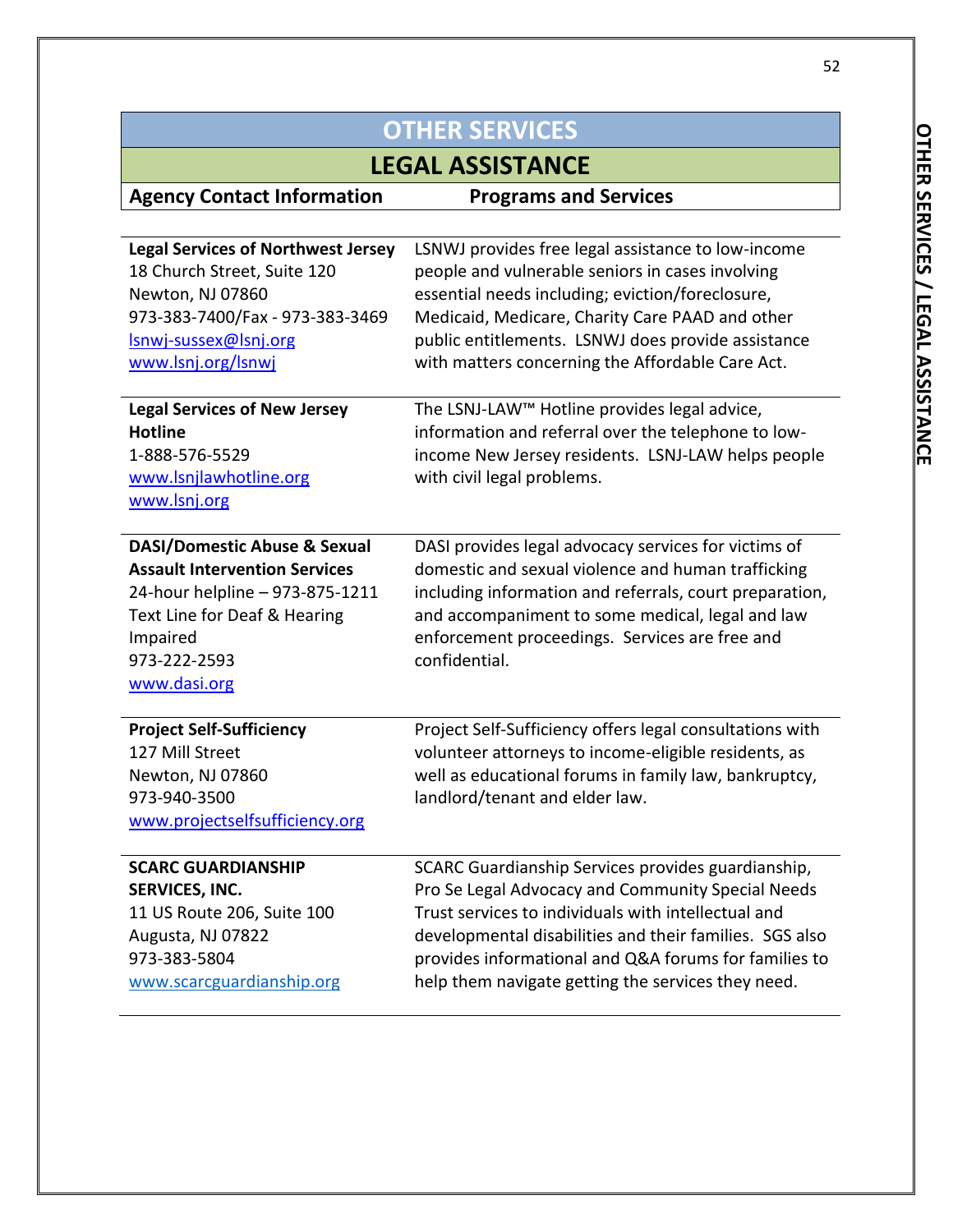# OTHER SERVICES

## LEGAL ASSISTANCE

| Agency Contact Information | Programs and Services |
|---|---|
| **Legal Services of Northwest Jersey**<br>18 Church Street, Suite 120<br>Newton, NJ 07860<br>973-383-7400/Fax - 973-383-3469<br>lsnwj-sussex@lsnj.org<br>www.lsnj.org/lsnwj | LSNWJ provides free legal assistance to low-income people and vulnerable seniors in cases involving essential needs including; eviction/foreclosure, Medicaid, Medicare, Charity Care PAAD and other public entitlements. LSNWJ does provide assistance with matters concerning the Affordable Care Act. |
| **Legal Services of New Jersey Hotline**<br>1-888-576-5529<br>www.lsnjlawhotline.org<br>www.lsnj.org | The LSNJ-LAW™ Hotline provides legal advice, information and referral over the telephone to low-income New Jersey residents. LSNJ-LAW helps people with civil legal problems. |
| **DASI/Domestic Abuse & Sexual Assault Intervention Services**<br>24-hour helpline – 973-875-1211<br>Text Line for Deaf & Hearing Impaired<br>973-222-2593<br>www.dasi.org | DASI provides legal advocacy services for victims of domestic and sexual violence and human trafficking including information and referrals, court preparation, and accompaniment to some medical, legal and law enforcement proceedings. Services are free and confidential. |
| **Project Self-Sufficiency**<br>127 Mill Street<br>Newton, NJ 07860<br>973-940-3500<br>www.projectselfsufficiency.org | Project Self-Sufficiency offers legal consultations with volunteer attorneys to income-eligible residents, as well as educational forums in family law, bankruptcy, landlord/tenant and elder law. |
| **SCARC GUARDIANSHIP SERVICES, INC.**<br>11 US Route 206, Suite 100<br>Augusta, NJ 07822<br>973-383-5804<br>www.scarcguardianship.org | SCARC Guardianship Services provides guardianship, Pro Se Legal Advocacy and Community Special Needs Trust services to individuals with intellectual and developmental disabilities and their families. SGS also provides informational and Q&A forums for families to help them navigate getting the services they need. |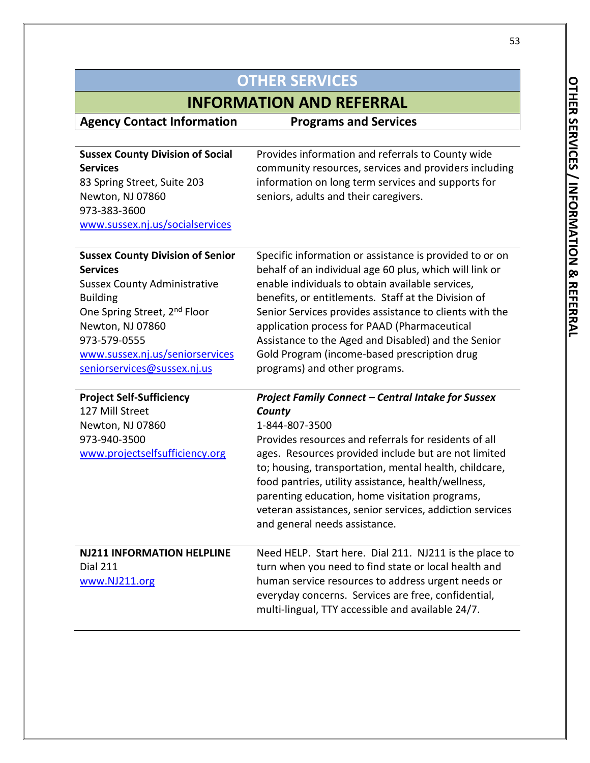# OTHER SERVICES

## INFORMATION AND REFERRAL

| Agency Contact Information | Programs and Services |
|---|---|
| **Sussex County Division of Social Services**<br>83 Spring Street, Suite 203<br>Newton, NJ 07860<br>973-383-3600<br>www.sussex.nj.us/socialservices | Provides information and referrals to County wide community resources, services and providers including information on long term services and supports for seniors, adults and their caregivers. |
| **Sussex County Division of Senior Services**<br>Sussex County Administrative Building<br>One Spring Street, 2nd Floor<br>Newton, NJ 07860<br>973-579-0555<br>www.sussex.nj.us/seniorservices<br>seniorservices@sussex.nj.us | Specific information or assistance is provided to or on behalf of an individual age 60 plus, which will link or enable individuals to obtain available services, benefits, or entitlements. Staff at the Division of Senior Services provides assistance to clients with the application process for PAAD (Pharmaceutical Assistance to the Aged and Disabled) and the Senior Gold Program (income-based prescription drug programs) and other programs. |
| **Project Self-Sufficiency**<br>127 Mill Street<br>Newton, NJ 07860<br>973-940-3500<br>www.projectselfsufficiency.org | ***Project Family Connect – Central Intake for Sussex County***<br>1-844-807-3500<br>Provides resources and referrals for residents of all ages. Resources provided include but are not limited to; housing, transportation, mental health, childcare, food pantries, utility assistance, health/wellness, parenting education, home visitation programs, veteran assistances, senior services, addiction services and general needs assistance. |
| **NJ211 INFORMATION HELPLINE**<br>Dial 211<br>www.NJ211.org | Need HELP. Start here. Dial 211. NJ211 is the place to turn when you need to find state or local health and human service resources to address urgent needs or everyday concerns. Services are free, confidential, multi-lingual, TTY accessible and available 24/7. |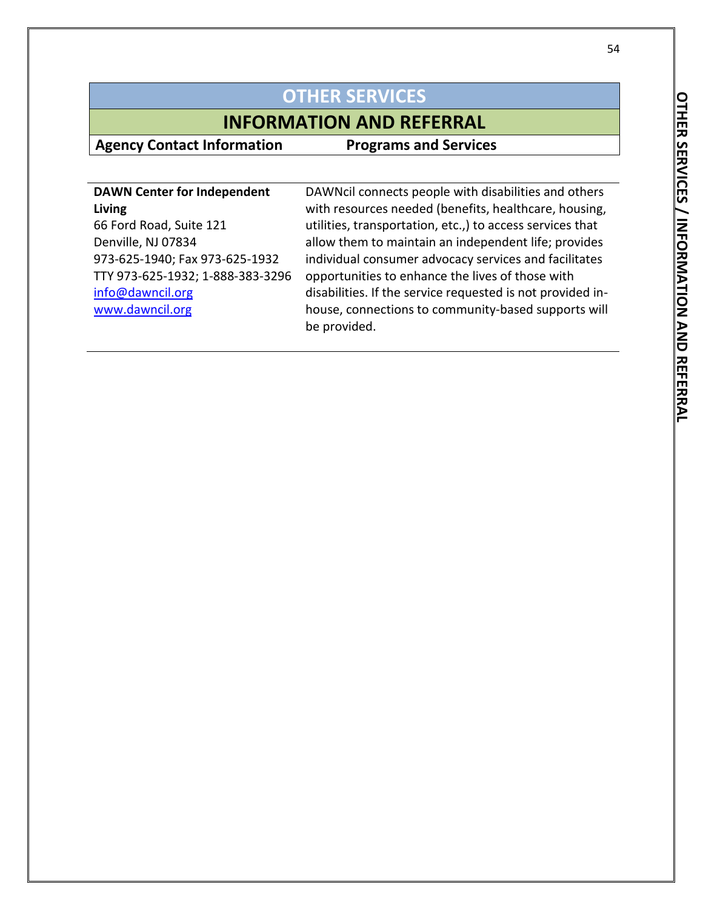# OTHER SERVICES

## INFORMATION AND REFERRAL

| Agency Contact Information | Programs and Services |
|---|---|
| **DAWN Center for Independent Living**<br>66 Ford Road, Suite 121<br>Denville, NJ 07834<br>973-625-1940; Fax 973-625-1932<br>TTY 973-625-1932; 1-888-383-3296<br>info@dawncil.org<br>www.dawncil.org | DAWNcil connects people with disabilities and others with resources needed (benefits, healthcare, housing, utilities, transportation, etc.,) to access services that allow them to maintain an independent life; provides individual consumer advocacy services and facilitates opportunities to enhance the lives of those with disabilities. If the service requested is not provided in-house, connections to community-based supports will be provided. |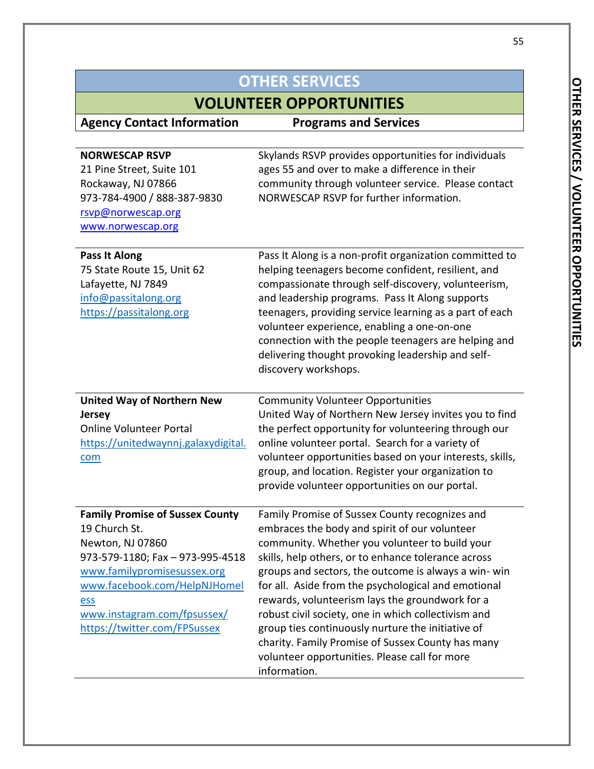# OTHER SERVICES

## VOLUNTEER OPPORTUNITIES

| Agency Contact Information | Programs and Services |
|---|---|
| **NORWESCAP RSVP**<br>21 Pine Street, Suite 101<br>Rockaway, NJ 07866<br>973-784-4900 / 888-387-9830<br>rsvp@norwescap.org<br>www.norwescap.org | Skylands RSVP provides opportunities for individuals ages 55 and over to make a difference in their community through volunteer service. Please contact NORWESCAP RSVP for further information. |
| **Pass It Along**<br>75 State Route 15, Unit 62<br>Lafayette, NJ 7849<br>info@passitalong.org<br>https://passitalong.org | Pass It Along is a non-profit organization committed to helping teenagers become confident, resilient, and compassionate through self-discovery, volunteerism, and leadership programs. Pass It Along supports teenagers, providing service learning as a part of each volunteer experience, enabling a one-on-one connection with the people teenagers are helping and delivering thought provoking leadership and self-discovery workshops. |
| **United Way of Northern New Jersey**<br>Online Volunteer Portal<br>https://unitedwaynnj.galaxydigital.com | Community Volunteer Opportunities<br>United Way of Northern New Jersey invites you to find the perfect opportunity for volunteering through our online volunteer portal. Search for a variety of volunteer opportunities based on your interests, skills, group, and location. Register your organization to provide volunteer opportunities on our portal. |
| **Family Promise of Sussex County**<br>19 Church St.<br>Newton, NJ 07860<br>973-579-1180; Fax – 973-995-4518<br>www.familypromisesussex.org<br>www.facebook.com/HelpNJHomeless<br>www.instagram.com/fpsussex/<br>https://twitter.com/FPSussex | Family Promise of Sussex County recognizes and embraces the body and spirit of our volunteer community. Whether you volunteer to build your skills, help others, or to enhance tolerance across groups and sectors, the outcome is always a win- win for all. Aside from the psychological and emotional rewards, volunteerism lays the groundwork for a robust civil society, one in which collectivism and group ties continuously nurture the initiative of charity. Family Promise of Sussex County has many volunteer opportunities. Please call for more information. |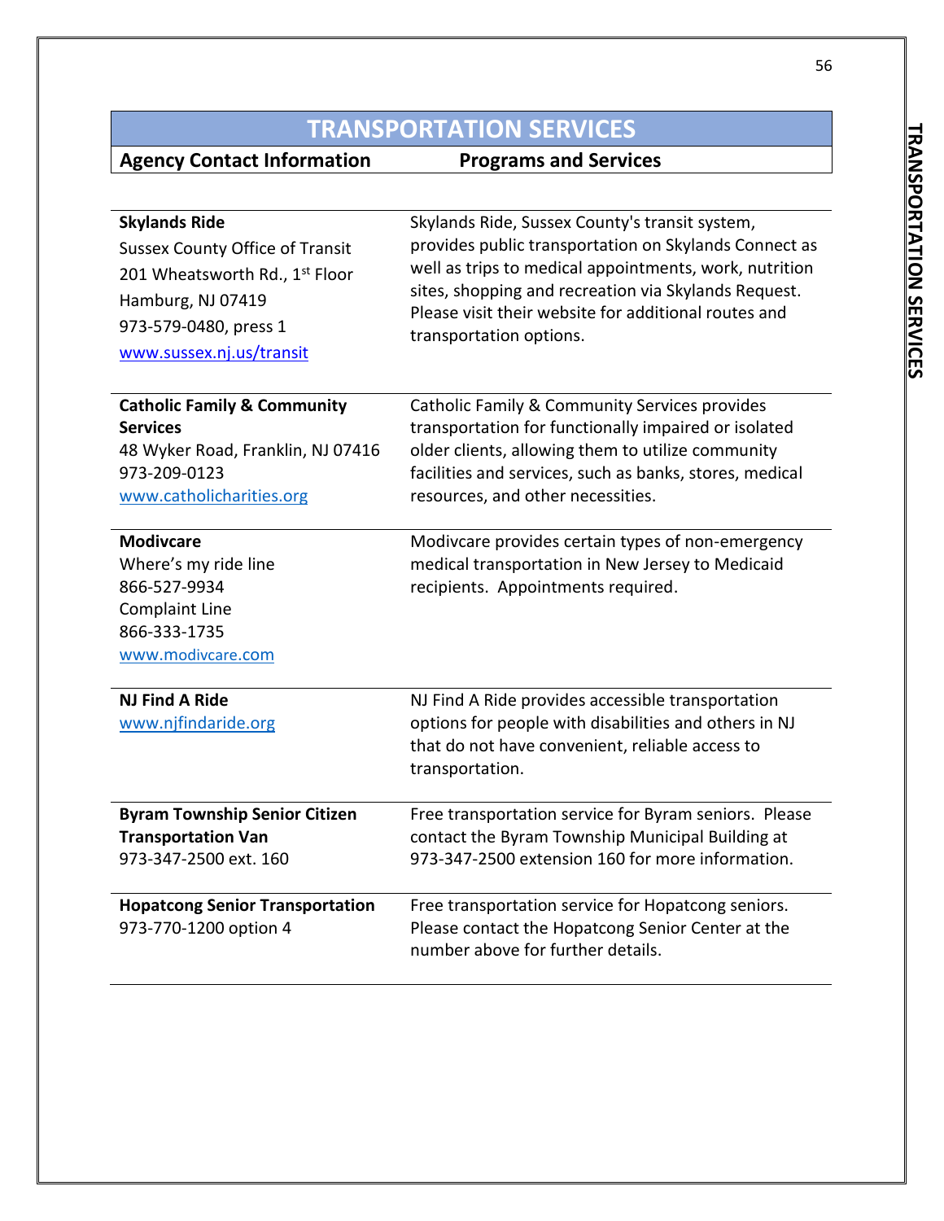# TRANSPORTATION SERVICES

| Agency Contact Information | Programs and Services |
| --- | --- |
| **Skylands Ride**<br>Sussex County Office of Transit<br>201 Wheatsworth Rd., 1st Floor<br>Hamburg, NJ 07419<br>973-579-0480, press 1<br>www.sussex.nj.us/transit | Skylands Ride, Sussex County's transit system, provides public transportation on Skylands Connect as well as trips to medical appointments, work, nutrition sites, shopping and recreation via Skylands Request. Please visit their website for additional routes and transportation options. |
| **Catholic Family & Community Services**<br>48 Wyker Road, Franklin, NJ 07416<br>973-209-0123<br>www.catholiccharities.org | Catholic Family & Community Services provides transportation for functionally impaired or isolated older clients, allowing them to utilize community facilities and services, such as banks, stores, medical resources, and other necessities. |
| **Modivcare**<br>Where's my ride line<br>866-527-9934<br>Complaint Line<br>866-333-1735<br>www.modivcare.com | Modivcare provides certain types of non-emergency medical transportation in New Jersey to Medicaid recipients. Appointments required. |
| **NJ Find A Ride**<br>www.njfindaride.org | NJ Find A Ride provides accessible transportation options for people with disabilities and others in NJ that do not have convenient, reliable access to transportation. |
| **Byram Township Senior Citizen Transportation Van**<br>973-347-2500 ext. 160 | Free transportation service for Byram seniors. Please contact the Byram Township Municipal Building at 973-347-2500 extension 160 for more information. |
| **Hopatcong Senior Transportation**<br>973-770-1200 option 4 | Free transportation service for Hopatcong seniors. Please contact the Hopatcong Senior Center at the number above for further details. |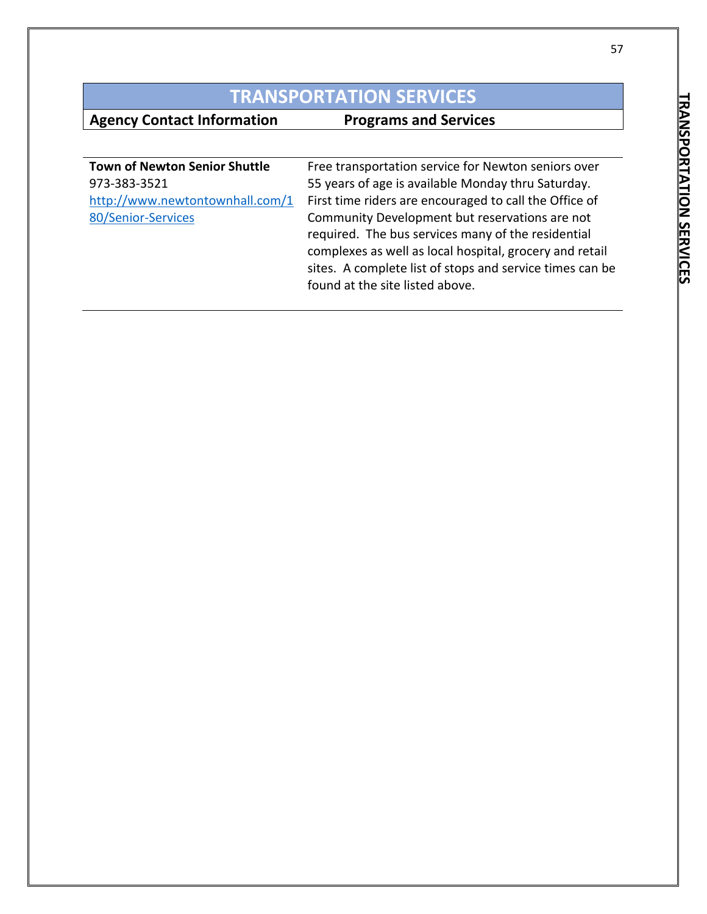# TRANSPORTATION SERVICES

| Agency Contact Information | Programs and Services |
|---|---|
| **Town of Newton Senior Shuttle**<br>973-383-3521<br>http://www.newtontownhall.com/180/Senior-Services | Free transportation service for Newton seniors over 55 years of age is available Monday thru Saturday. First time riders are encouraged to call the Office of Community Development but reservations are not required. The bus services many of the residential complexes as well as local hospital, grocery and retail sites. A complete list of stops and service times can be found at the site listed above. |